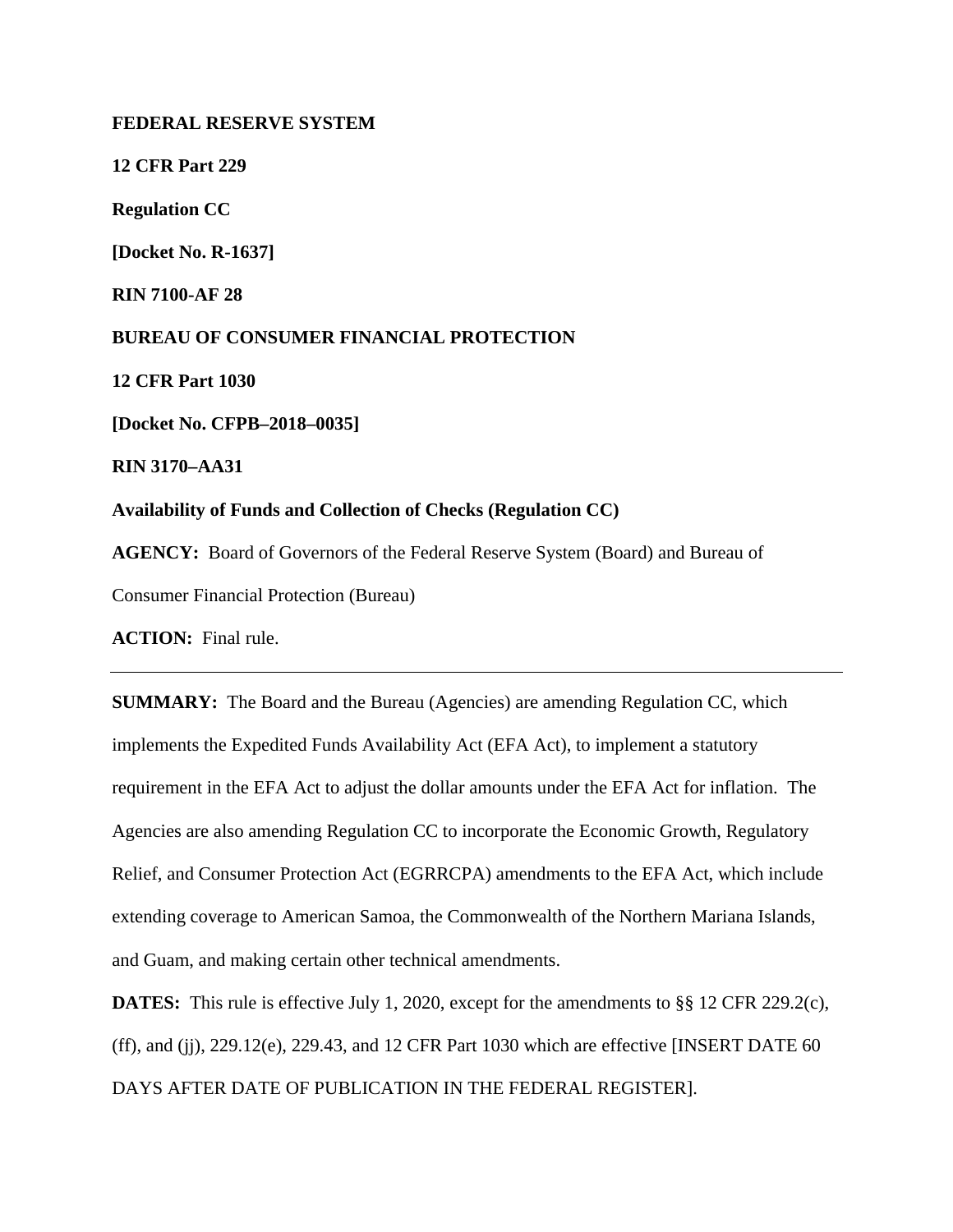**FEDERAL RESERVE SYSTEM**

**12 CFR Part 229**

**Regulation CC**

**[Docket No. R-1637]**

**RIN 7100-AF 28**

**BUREAU OF CONSUMER FINANCIAL PROTECTION**

**12 CFR Part 1030**

**[Docket No. CFPB–2018–0035]**

**RIN 3170–AA31**

**Availability of Funds and Collection of Checks (Regulation CC)**

**AGENCY:** Board of Governors of the Federal Reserve System (Board) and Bureau of Consumer Financial Protection (Bureau)

**ACTION:** Final rule.

---

**SUMMARY:** The Board and the Bureau (Agencies) are amending Regulation CC, which implements the Expedited Funds Availability Act (EFA Act), to implement a statutory requirement in the EFA Act to adjust the dollar amounts under the EFA Act for inflation. The Agencies are also amending Regulation CC to incorporate the Economic Growth, Regulatory Relief, and Consumer Protection Act (EGRRCPA) amendments to the EFA Act, which include extending coverage to American Samoa, the Commonwealth of the Northern Mariana Islands, and Guam, and making certain other technical amendments.

**DATES:** This rule is effective July 1, 2020, except for the amendments to §§ 12 CFR 229.2(c), (ff), and (jj), 229.12(e), 229.43, and 12 CFR Part 1030 which are effective [INSERT DATE 60 DAYS AFTER DATE OF PUBLICATION IN THE FEDERAL REGISTER].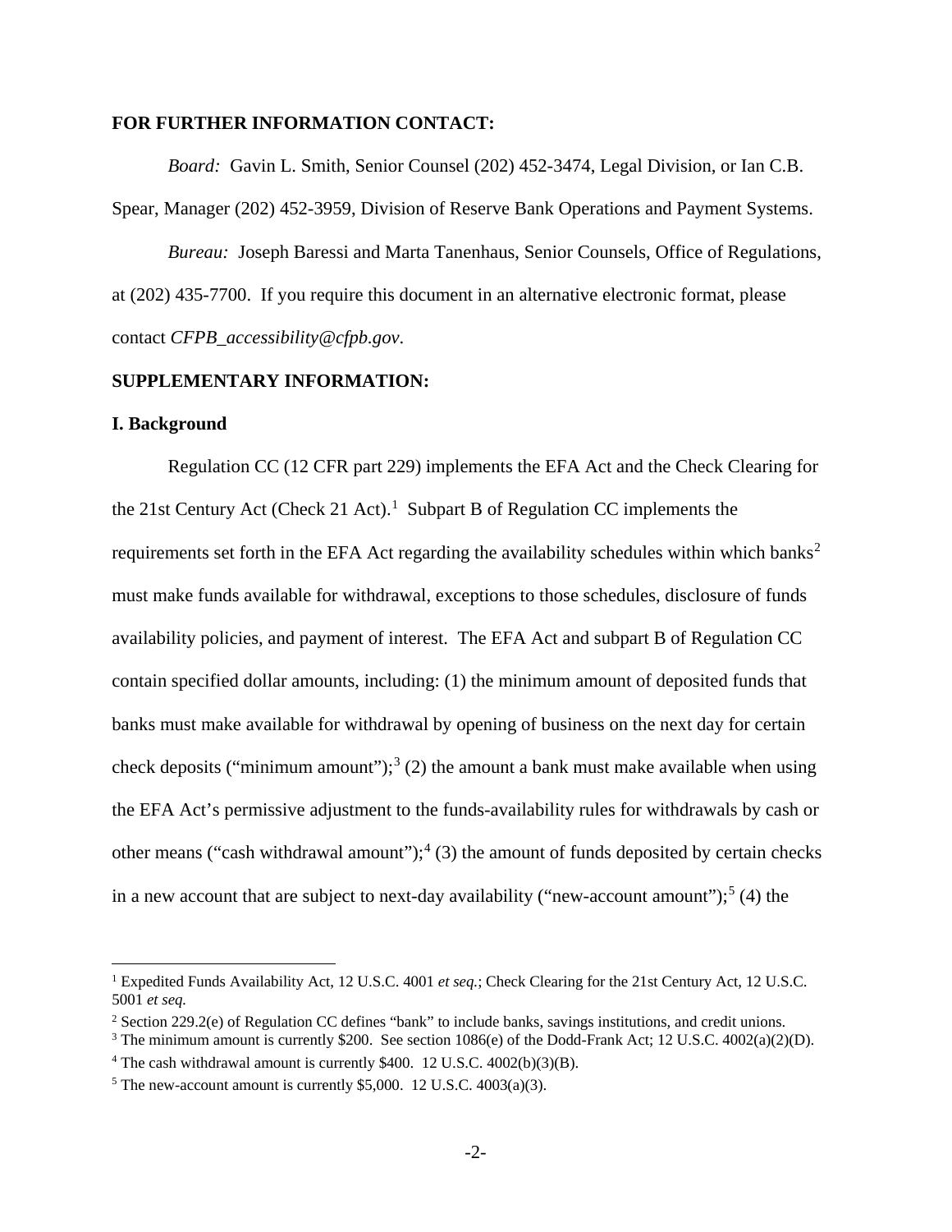**FOR FURTHER INFORMATION CONTACT:**

*Board:* Gavin L. Smith, Senior Counsel (202) 452-3474, Legal Division, or Ian C.B. Spear, Manager (202) 452-3959, Division of Reserve Bank Operations and Payment Systems.

*Bureau:* Joseph Baressi and Marta Tanenhaus, Senior Counsels, Office of Regulations, at (202) 435-7700. If you require this document in an alternative electronic format, please contact *CFPB_accessibility@cfpb.gov*.

**SUPPLEMENTARY INFORMATION:**

**I. Background**

Regulation CC (12 CFR part 229) implements the EFA Act and the Check Clearing for the 21st Century Act (Check 21 Act).[1] Subpart B of Regulation CC implements the requirements set forth in the EFA Act regarding the availability schedules within which banks[2] must make funds available for withdrawal, exceptions to those schedules, disclosure of funds availability policies, and payment of interest. The EFA Act and subpart B of Regulation CC contain specified dollar amounts, including: (1) the minimum amount of deposited funds that banks must make available for withdrawal by opening of business on the next day for certain check deposits ("minimum amount");[3] (2) the amount a bank must make available when using the EFA Act's permissive adjustment to the funds-availability rules for withdrawals by cash or other means ("cash withdrawal amount");[4] (3) the amount of funds deposited by certain checks in a new account that are subject to next-day availability ("new-account amount");[5] (4) the

---

[1] Expedited Funds Availability Act, 12 U.S.C. 4001 *et seq.*; Check Clearing for the 21st Century Act, 12 U.S.C. 5001 *et seq.*

[2] Section 229.2(e) of Regulation CC defines "bank" to include banks, savings institutions, and credit unions.

[3] The minimum amount is currently $200. See section 1086(e) of the Dodd-Frank Act; 12 U.S.C. 4002(a)(2)(D).

[4] The cash withdrawal amount is currently $400. 12 U.S.C. 4002(b)(3)(B).

[5] The new-account amount is currently $5,000. 12 U.S.C. 4003(a)(3).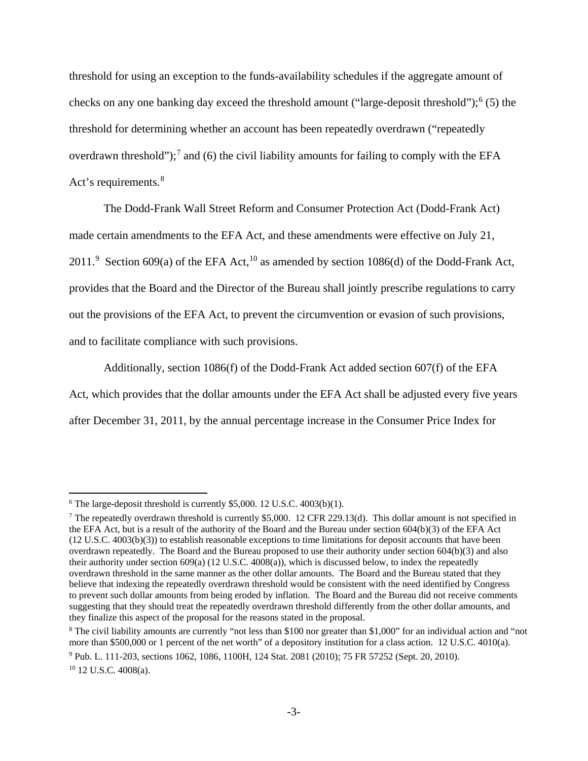threshold for using an exception to the funds-availability schedules if the aggregate amount of checks on any one banking day exceed the threshold amount ("large-deposit threshold");[6] (5) the threshold for determining whether an account has been repeatedly overdrawn ("repeatedly overdrawn threshold");[7] and (6) the civil liability amounts for failing to comply with the EFA Act's requirements.[8]

The Dodd-Frank Wall Street Reform and Consumer Protection Act (Dodd-Frank Act) made certain amendments to the EFA Act, and these amendments were effective on July 21, 2011.[9] Section 609(a) of the EFA Act,[10] as amended by section 1086(d) of the Dodd-Frank Act, provides that the Board and the Director of the Bureau shall jointly prescribe regulations to carry out the provisions of the EFA Act, to prevent the circumvention or evasion of such provisions, and to facilitate compliance with such provisions.

Additionally, section 1086(f) of the Dodd-Frank Act added section 607(f) of the EFA Act, which provides that the dollar amounts under the EFA Act shall be adjusted every five years after December 31, 2011, by the annual percentage increase in the Consumer Price Index for

---

[6] The large-deposit threshold is currently $5,000. 12 U.S.C. 4003(b)(1).

[7] The repeatedly overdrawn threshold is currently $5,000. 12 CFR 229.13(d). This dollar amount is not specified in the EFA Act, but is a result of the authority of the Board and the Bureau under section 604(b)(3) of the EFA Act (12 U.S.C. 4003(b)(3)) to establish reasonable exceptions to time limitations for deposit accounts that have been overdrawn repeatedly. The Board and the Bureau proposed to use their authority under section 604(b)(3) and also their authority under section 609(a) (12 U.S.C. 4008(a)), which is discussed below, to index the repeatedly overdrawn threshold in the same manner as the other dollar amounts. The Board and the Bureau stated that they believe that indexing the repeatedly overdrawn threshold would be consistent with the need identified by Congress to prevent such dollar amounts from being eroded by inflation. The Board and the Bureau did not receive comments suggesting that they should treat the repeatedly overdrawn threshold differently from the other dollar amounts, and they finalize this aspect of the proposal for the reasons stated in the proposal.

[8] The civil liability amounts are currently "not less than $100 nor greater than $1,000" for an individual action and "not more than $500,000 or 1 percent of the net worth" of a depository institution for a class action. 12 U.S.C. 4010(a).

[9] Pub. L. 111-203, sections 1062, 1086, 1100H, 124 Stat. 2081 (2010); 75 FR 57252 (Sept. 20, 2010).

[10] 12 U.S.C. 4008(a).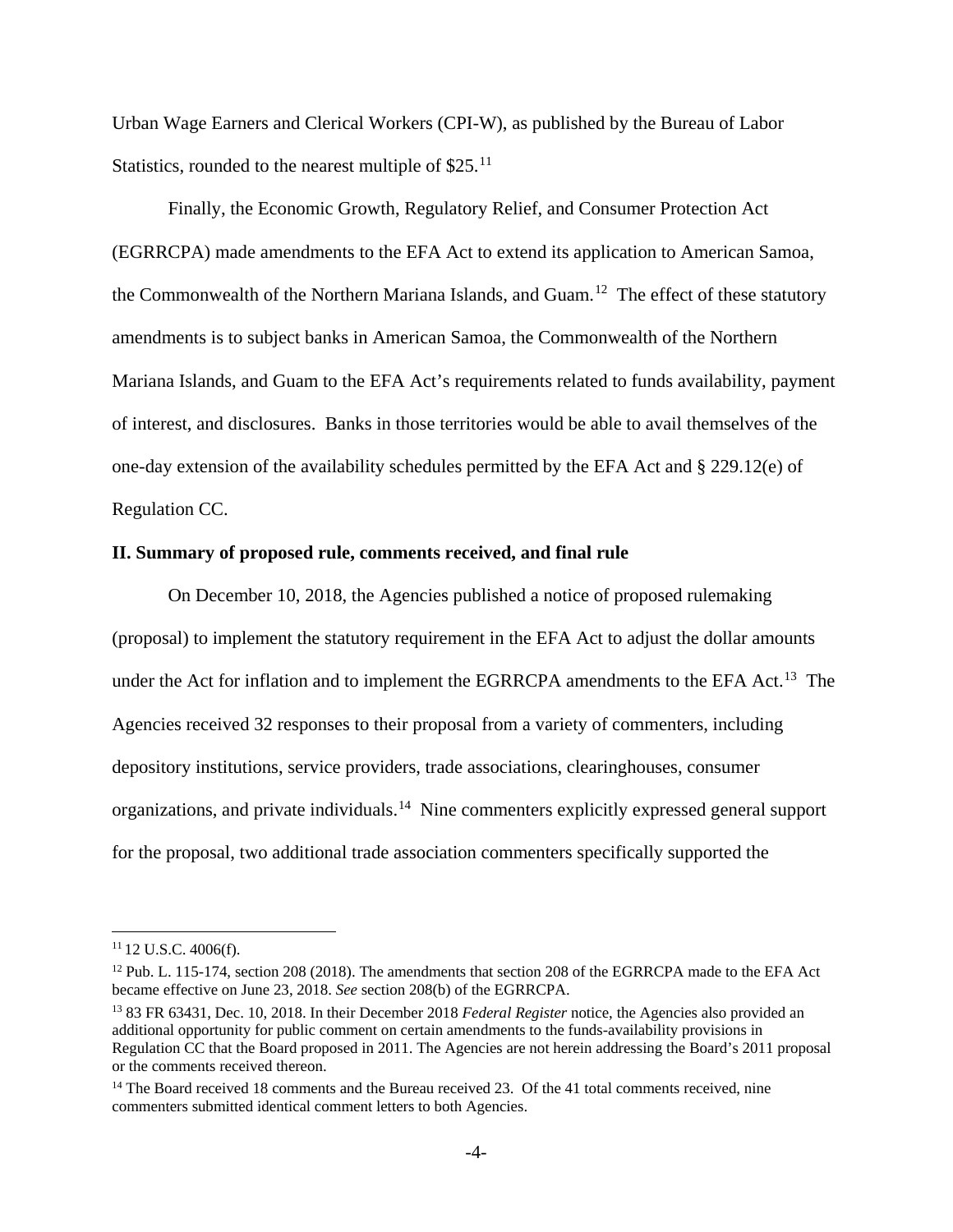Urban Wage Earners and Clerical Workers (CPI-W), as published by the Bureau of Labor Statistics, rounded to the nearest multiple of $25.[11]

Finally, the Economic Growth, Regulatory Relief, and Consumer Protection Act (EGRRCPA) made amendments to the EFA Act to extend its application to American Samoa, the Commonwealth of the Northern Mariana Islands, and Guam.[12] The effect of these statutory amendments is to subject banks in American Samoa, the Commonwealth of the Northern Mariana Islands, and Guam to the EFA Act's requirements related to funds availability, payment of interest, and disclosures. Banks in those territories would be able to avail themselves of the one-day extension of the availability schedules permitted by the EFA Act and § 229.12(e) of Regulation CC.

**II. Summary of proposed rule, comments received, and final rule**

On December 10, 2018, the Agencies published a notice of proposed rulemaking (proposal) to implement the statutory requirement in the EFA Act to adjust the dollar amounts under the Act for inflation and to implement the EGRRCPA amendments to the EFA Act.[13] The Agencies received 32 responses to their proposal from a variety of commenters, including depository institutions, service providers, trade associations, clearinghouses, consumer organizations, and private individuals.[14] Nine commenters explicitly expressed general support for the proposal, two additional trade association commenters specifically supported the

---

[11] 12 U.S.C. 4006(f).

[12] Pub. L. 115-174, section 208 (2018). The amendments that section 208 of the EGRRCPA made to the EFA Act became effective on June 23, 2018. *See* section 208(b) of the EGRRCPA.

[13] 83 FR 63431, Dec. 10, 2018. In their December 2018 *Federal Register* notice, the Agencies also provided an additional opportunity for public comment on certain amendments to the funds-availability provisions in Regulation CC that the Board proposed in 2011. The Agencies are not herein addressing the Board's 2011 proposal or the comments received thereon.

[14] The Board received 18 comments and the Bureau received 23. Of the 41 total comments received, nine commenters submitted identical comment letters to both Agencies.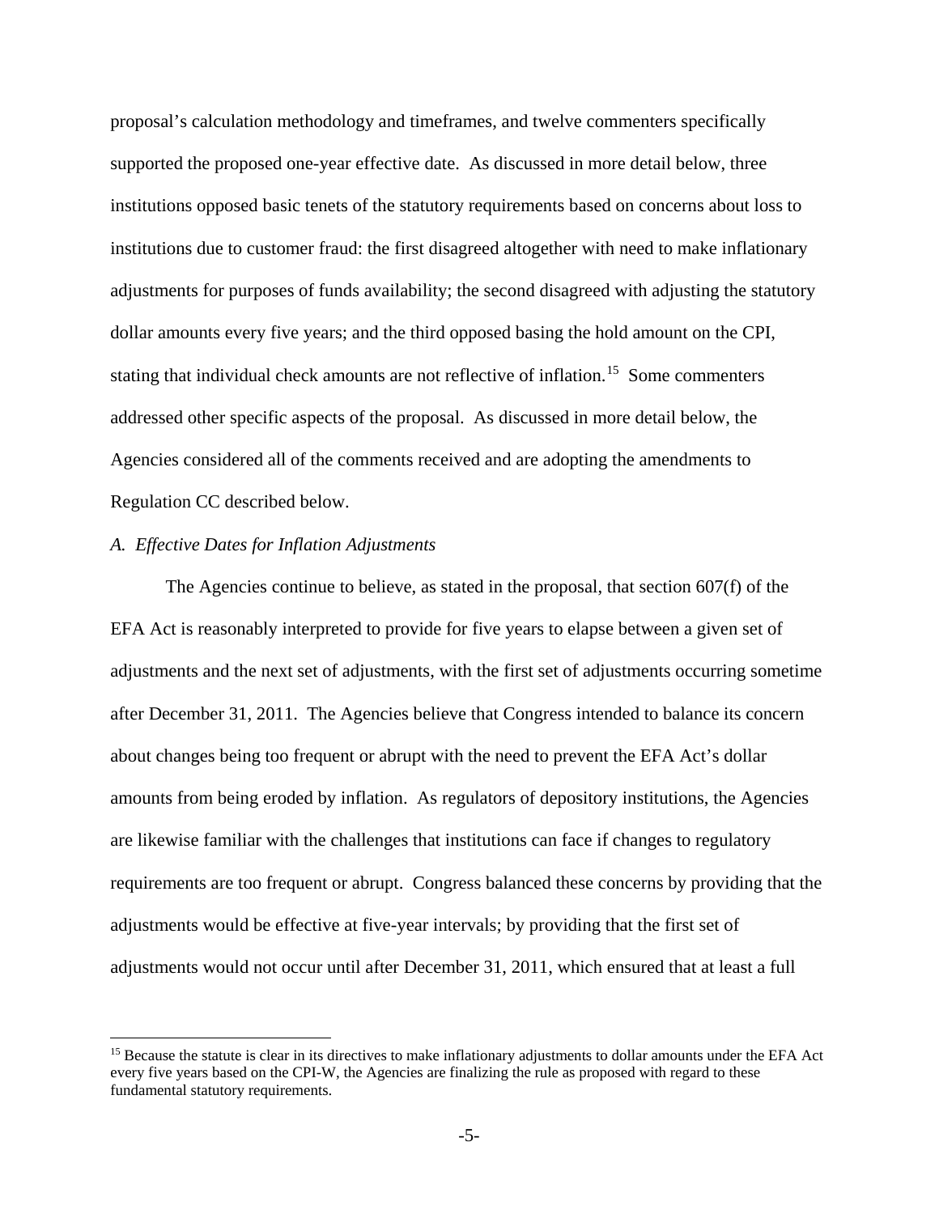proposal's calculation methodology and timeframes, and twelve commenters specifically supported the proposed one-year effective date. As discussed in more detail below, three institutions opposed basic tenets of the statutory requirements based on concerns about loss to institutions due to customer fraud: the first disagreed altogether with need to make inflationary adjustments for purposes of funds availability; the second disagreed with adjusting the statutory dollar amounts every five years; and the third opposed basing the hold amount on the CPI, stating that individual check amounts are not reflective of inflation.[15] Some commenters addressed other specific aspects of the proposal. As discussed in more detail below, the Agencies considered all of the comments received and are adopting the amendments to Regulation CC described below.

*A. Effective Dates for Inflation Adjustments*

The Agencies continue to believe, as stated in the proposal, that section 607(f) of the EFA Act is reasonably interpreted to provide for five years to elapse between a given set of adjustments and the next set of adjustments, with the first set of adjustments occurring sometime after December 31, 2011. The Agencies believe that Congress intended to balance its concern about changes being too frequent or abrupt with the need to prevent the EFA Act's dollar amounts from being eroded by inflation. As regulators of depository institutions, the Agencies are likewise familiar with the challenges that institutions can face if changes to regulatory requirements are too frequent or abrupt. Congress balanced these concerns by providing that the adjustments would be effective at five-year intervals; by providing that the first set of adjustments would not occur until after December 31, 2011, which ensured that at least a full

[15] Because the statute is clear in its directives to make inflationary adjustments to dollar amounts under the EFA Act every five years based on the CPI-W, the Agencies are finalizing the rule as proposed with regard to these fundamental statutory requirements.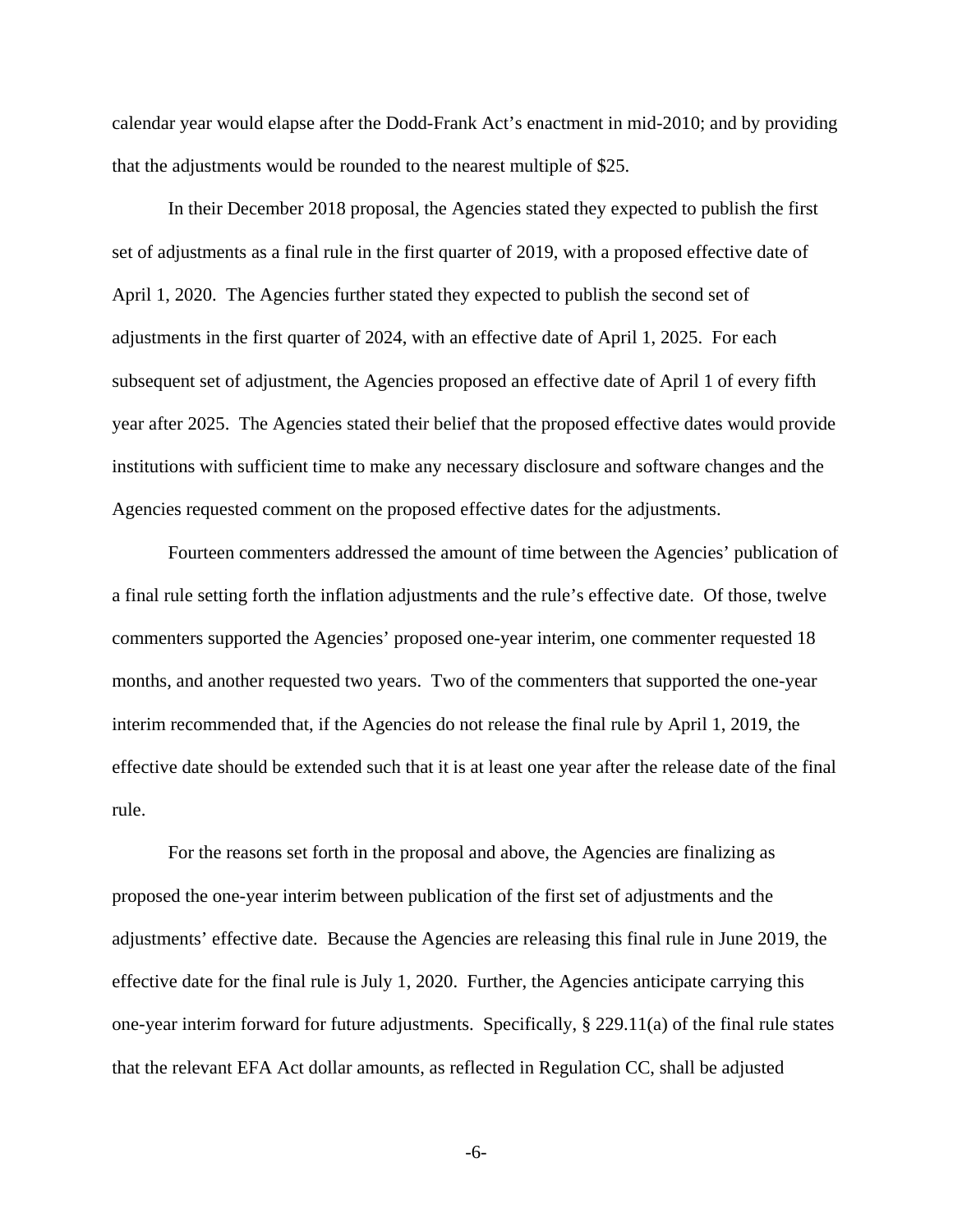calendar year would elapse after the Dodd-Frank Act's enactment in mid-2010; and by providing that the adjustments would be rounded to the nearest multiple of $25.

In their December 2018 proposal, the Agencies stated they expected to publish the first set of adjustments as a final rule in the first quarter of 2019, with a proposed effective date of April 1, 2020. The Agencies further stated they expected to publish the second set of adjustments in the first quarter of 2024, with an effective date of April 1, 2025. For each subsequent set of adjustment, the Agencies proposed an effective date of April 1 of every fifth year after 2025. The Agencies stated their belief that the proposed effective dates would provide institutions with sufficient time to make any necessary disclosure and software changes and the Agencies requested comment on the proposed effective dates for the adjustments.

Fourteen commenters addressed the amount of time between the Agencies' publication of a final rule setting forth the inflation adjustments and the rule's effective date. Of those, twelve commenters supported the Agencies' proposed one-year interim, one commenter requested 18 months, and another requested two years. Two of the commenters that supported the one-year interim recommended that, if the Agencies do not release the final rule by April 1, 2019, the effective date should be extended such that it is at least one year after the release date of the final rule.

For the reasons set forth in the proposal and above, the Agencies are finalizing as proposed the one-year interim between publication of the first set of adjustments and the adjustments' effective date. Because the Agencies are releasing this final rule in June 2019, the effective date for the final rule is July 1, 2020. Further, the Agencies anticipate carrying this one-year interim forward for future adjustments. Specifically, § 229.11(a) of the final rule states that the relevant EFA Act dollar amounts, as reflected in Regulation CC, shall be adjusted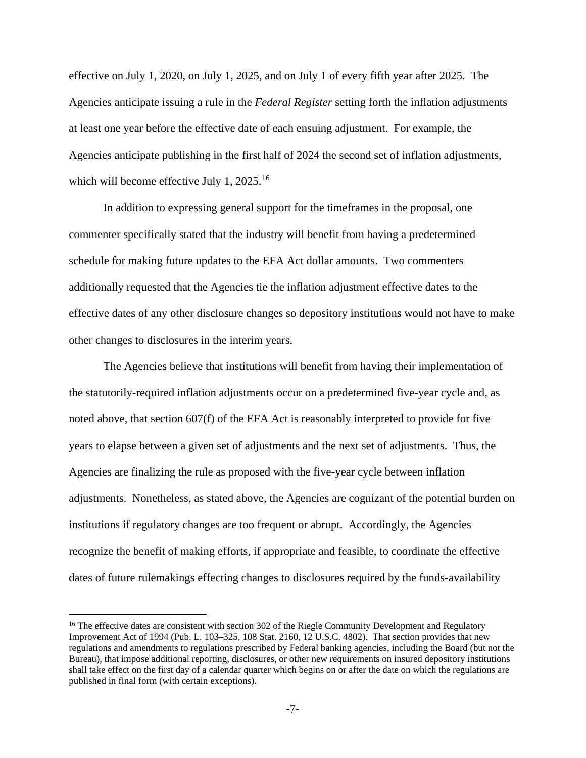effective on July 1, 2020, on July 1, 2025, and on July 1 of every fifth year after 2025. The Agencies anticipate issuing a rule in the *Federal Register* setting forth the inflation adjustments at least one year before the effective date of each ensuing adjustment. For example, the Agencies anticipate publishing in the first half of 2024 the second set of inflation adjustments, which will become effective July 1, 2025.[16]

In addition to expressing general support for the timeframes in the proposal, one commenter specifically stated that the industry will benefit from having a predetermined schedule for making future updates to the EFA Act dollar amounts. Two commenters additionally requested that the Agencies tie the inflation adjustment effective dates to the effective dates of any other disclosure changes so depository institutions would not have to make other changes to disclosures in the interim years.

The Agencies believe that institutions will benefit from having their implementation of the statutorily-required inflation adjustments occur on a predetermined five-year cycle and, as noted above, that section 607(f) of the EFA Act is reasonably interpreted to provide for five years to elapse between a given set of adjustments and the next set of adjustments. Thus, the Agencies are finalizing the rule as proposed with the five-year cycle between inflation adjustments. Nonetheless, as stated above, the Agencies are cognizant of the potential burden on institutions if regulatory changes are too frequent or abrupt. Accordingly, the Agencies recognize the benefit of making efforts, if appropriate and feasible, to coordinate the effective dates of future rulemakings effecting changes to disclosures required by the funds-availability

---

[16] The effective dates are consistent with section 302 of the Riegle Community Development and Regulatory Improvement Act of 1994 (Pub. L. 103–325, 108 Stat. 2160, 12 U.S.C. 4802). That section provides that new regulations and amendments to regulations prescribed by Federal banking agencies, including the Board (but not the Bureau), that impose additional reporting, disclosures, or other new requirements on insured depository institutions shall take effect on the first day of a calendar quarter which begins on or after the date on which the regulations are published in final form (with certain exceptions).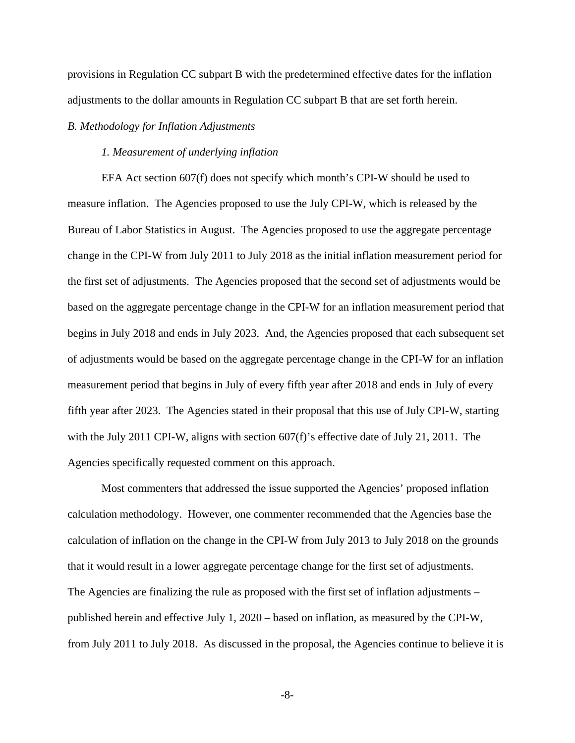provisions in Regulation CC subpart B with the predetermined effective dates for the inflation adjustments to the dollar amounts in Regulation CC subpart B that are set forth herein.

*B. Methodology for Inflation Adjustments*

*1. Measurement of underlying inflation*

EFA Act section 607(f) does not specify which month's CPI-W should be used to measure inflation. The Agencies proposed to use the July CPI-W, which is released by the Bureau of Labor Statistics in August. The Agencies proposed to use the aggregate percentage change in the CPI-W from July 2011 to July 2018 as the initial inflation measurement period for the first set of adjustments. The Agencies proposed that the second set of adjustments would be based on the aggregate percentage change in the CPI-W for an inflation measurement period that begins in July 2018 and ends in July 2023. And, the Agencies proposed that each subsequent set of adjustments would be based on the aggregate percentage change in the CPI-W for an inflation measurement period that begins in July of every fifth year after 2018 and ends in July of every fifth year after 2023. The Agencies stated in their proposal that this use of July CPI-W, starting with the July 2011 CPI-W, aligns with section 607(f)'s effective date of July 21, 2011. The Agencies specifically requested comment on this approach.

Most commenters that addressed the issue supported the Agencies' proposed inflation calculation methodology. However, one commenter recommended that the Agencies base the calculation of inflation on the change in the CPI-W from July 2013 to July 2018 on the grounds that it would result in a lower aggregate percentage change for the first set of adjustments. The Agencies are finalizing the rule as proposed with the first set of inflation adjustments – published herein and effective July 1, 2020 – based on inflation, as measured by the CPI-W, from July 2011 to July 2018. As discussed in the proposal, the Agencies continue to believe it is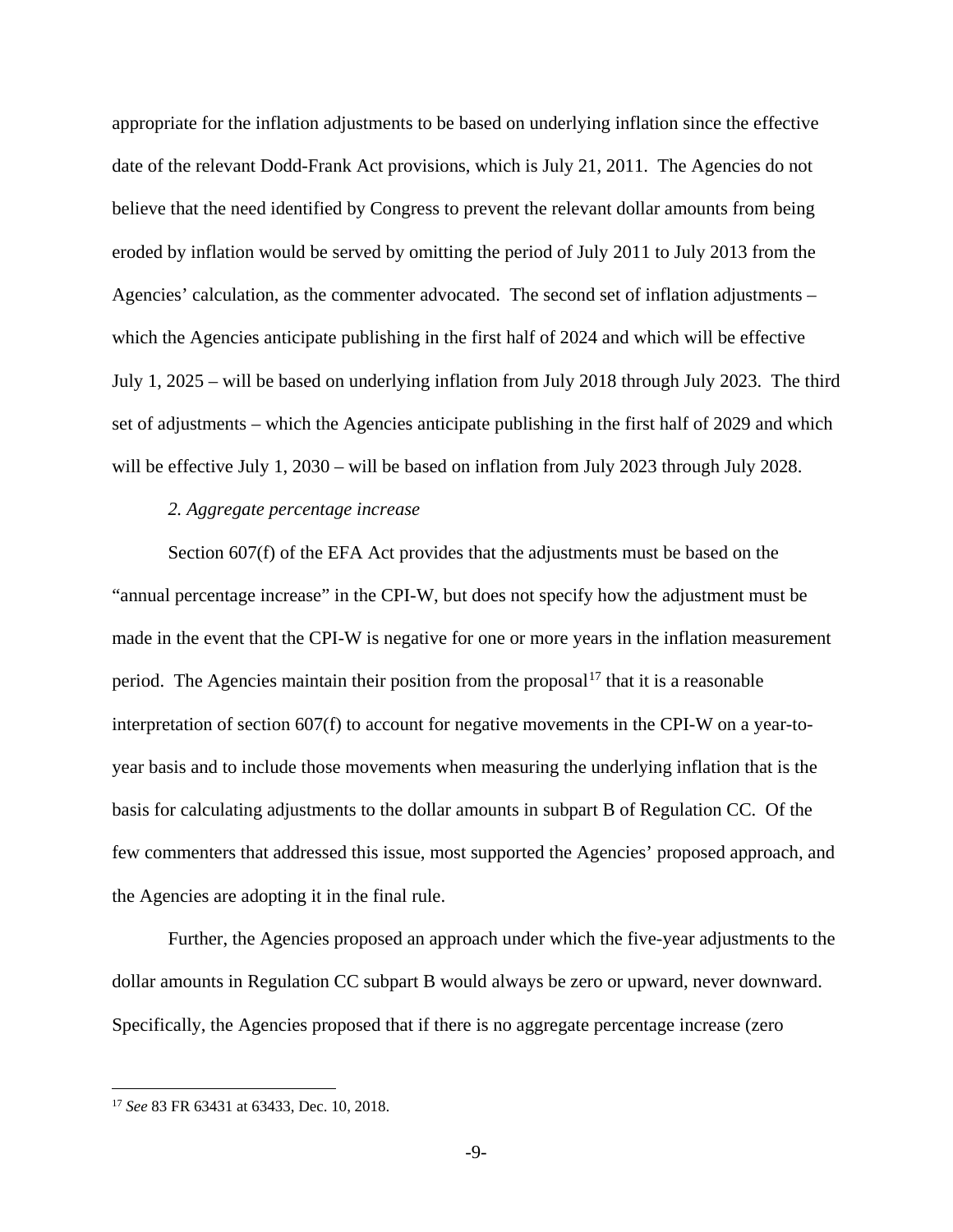appropriate for the inflation adjustments to be based on underlying inflation since the effective date of the relevant Dodd-Frank Act provisions, which is July 21, 2011. The Agencies do not believe that the need identified by Congress to prevent the relevant dollar amounts from being eroded by inflation would be served by omitting the period of July 2011 to July 2013 from the Agencies' calculation, as the commenter advocated. The second set of inflation adjustments – which the Agencies anticipate publishing in the first half of 2024 and which will be effective July 1, 2025 – will be based on underlying inflation from July 2018 through July 2023. The third set of adjustments – which the Agencies anticipate publishing in the first half of 2029 and which will be effective July 1, 2030 – will be based on inflation from July 2023 through July 2028.

*2. Aggregate percentage increase*

Section 607(f) of the EFA Act provides that the adjustments must be based on the "annual percentage increase" in the CPI-W, but does not specify how the adjustment must be made in the event that the CPI-W is negative for one or more years in the inflation measurement period. The Agencies maintain their position from the proposal[17] that it is a reasonable interpretation of section 607(f) to account for negative movements in the CPI-W on a year-to-year basis and to include those movements when measuring the underlying inflation that is the basis for calculating adjustments to the dollar amounts in subpart B of Regulation CC. Of the few commenters that addressed this issue, most supported the Agencies' proposed approach, and the Agencies are adopting it in the final rule.

Further, the Agencies proposed an approach under which the five-year adjustments to the dollar amounts in Regulation CC subpart B would always be zero or upward, never downward. Specifically, the Agencies proposed that if there is no aggregate percentage increase (zero

[17] *See* 83 FR 63431 at 63433, Dec. 10, 2018.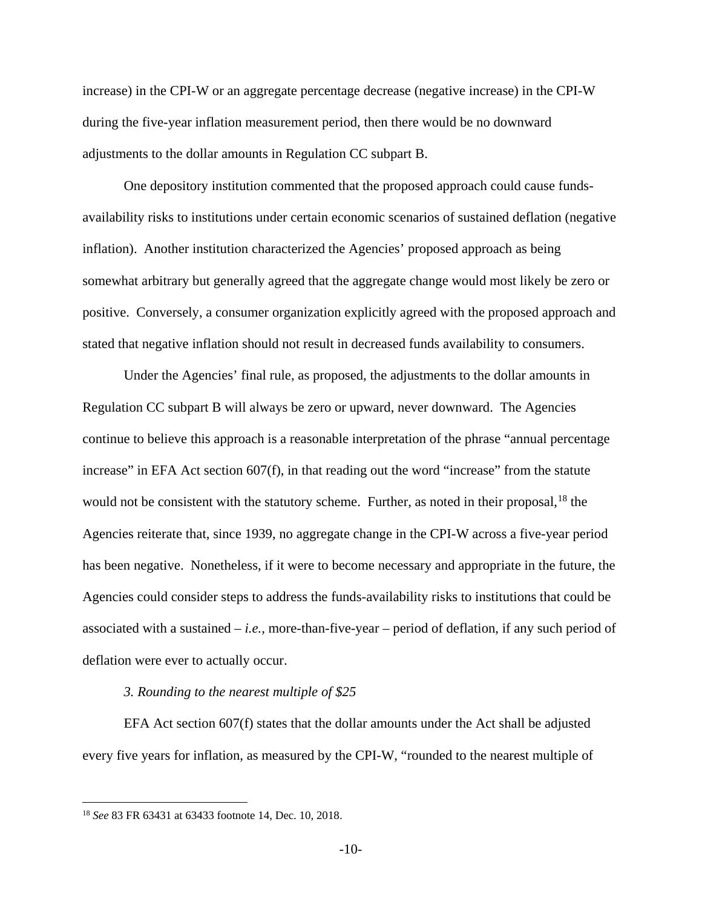increase) in the CPI-W or an aggregate percentage decrease (negative increase) in the CPI-W during the five-year inflation measurement period, then there would be no downward adjustments to the dollar amounts in Regulation CC subpart B.

One depository institution commented that the proposed approach could cause funds-availability risks to institutions under certain economic scenarios of sustained deflation (negative inflation). Another institution characterized the Agencies' proposed approach as being somewhat arbitrary but generally agreed that the aggregate change would most likely be zero or positive. Conversely, a consumer organization explicitly agreed with the proposed approach and stated that negative inflation should not result in decreased funds availability to consumers.

Under the Agencies' final rule, as proposed, the adjustments to the dollar amounts in Regulation CC subpart B will always be zero or upward, never downward. The Agencies continue to believe this approach is a reasonable interpretation of the phrase "annual percentage increase" in EFA Act section 607(f), in that reading out the word "increase" from the statute would not be consistent with the statutory scheme. Further, as noted in their proposal,[18] the Agencies reiterate that, since 1939, no aggregate change in the CPI-W across a five-year period has been negative. Nonetheless, if it were to become necessary and appropriate in the future, the Agencies could consider steps to address the funds-availability risks to institutions that could be associated with a sustained – *i.e.*, more-than-five-year – period of deflation, if any such period of deflation were ever to actually occur.

*3. Rounding to the nearest multiple of $25*

EFA Act section 607(f) states that the dollar amounts under the Act shall be adjusted every five years for inflation, as measured by the CPI-W, "rounded to the nearest multiple of

[18] *See* 83 FR 63431 at 63433 footnote 14, Dec. 10, 2018.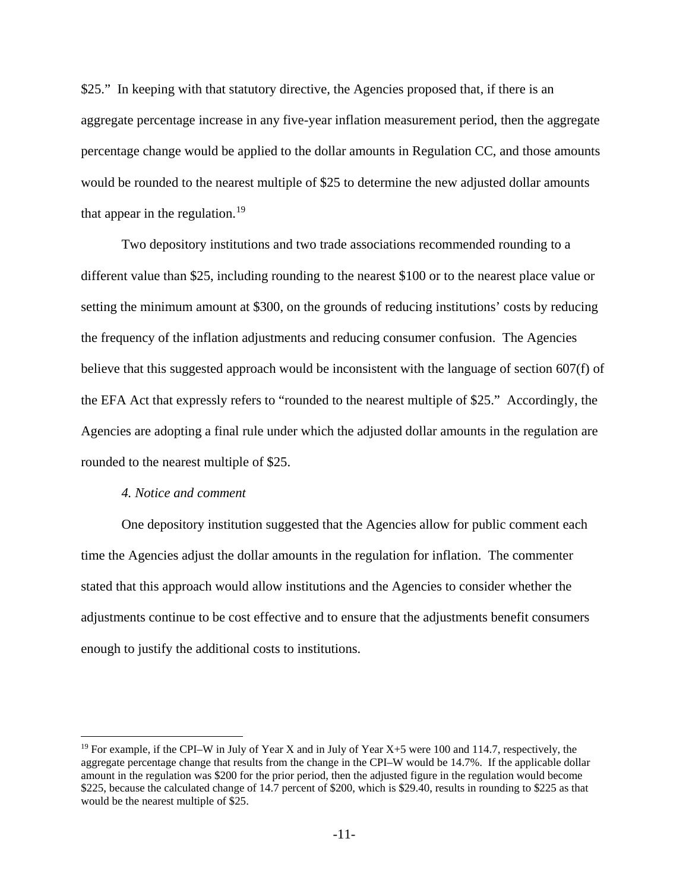$25." In keeping with that statutory directive, the Agencies proposed that, if there is an aggregate percentage increase in any five-year inflation measurement period, then the aggregate percentage change would be applied to the dollar amounts in Regulation CC, and those amounts would be rounded to the nearest multiple of $25 to determine the new adjusted dollar amounts that appear in the regulation.[19]

Two depository institutions and two trade associations recommended rounding to a different value than $25, including rounding to the nearest $100 or to the nearest place value or setting the minimum amount at $300, on the grounds of reducing institutions' costs by reducing the frequency of the inflation adjustments and reducing consumer confusion. The Agencies believe that this suggested approach would be inconsistent with the language of section 607(f) of the EFA Act that expressly refers to "rounded to the nearest multiple of $25." Accordingly, the Agencies are adopting a final rule under which the adjusted dollar amounts in the regulation are rounded to the nearest multiple of $25.

*4. Notice and comment*

One depository institution suggested that the Agencies allow for public comment each time the Agencies adjust the dollar amounts in the regulation for inflation. The commenter stated that this approach would allow institutions and the Agencies to consider whether the adjustments continue to be cost effective and to ensure that the adjustments benefit consumers enough to justify the additional costs to institutions.

---

[19] For example, if the CPI–W in July of Year X and in July of Year X+5 were 100 and 114.7, respectively, the aggregate percentage change that results from the change in the CPI–W would be 14.7%. If the applicable dollar amount in the regulation was $200 for the prior period, then the adjusted figure in the regulation would become $225, because the calculated change of 14.7 percent of $200, which is $29.40, results in rounding to $225 as that would be the nearest multiple of $25.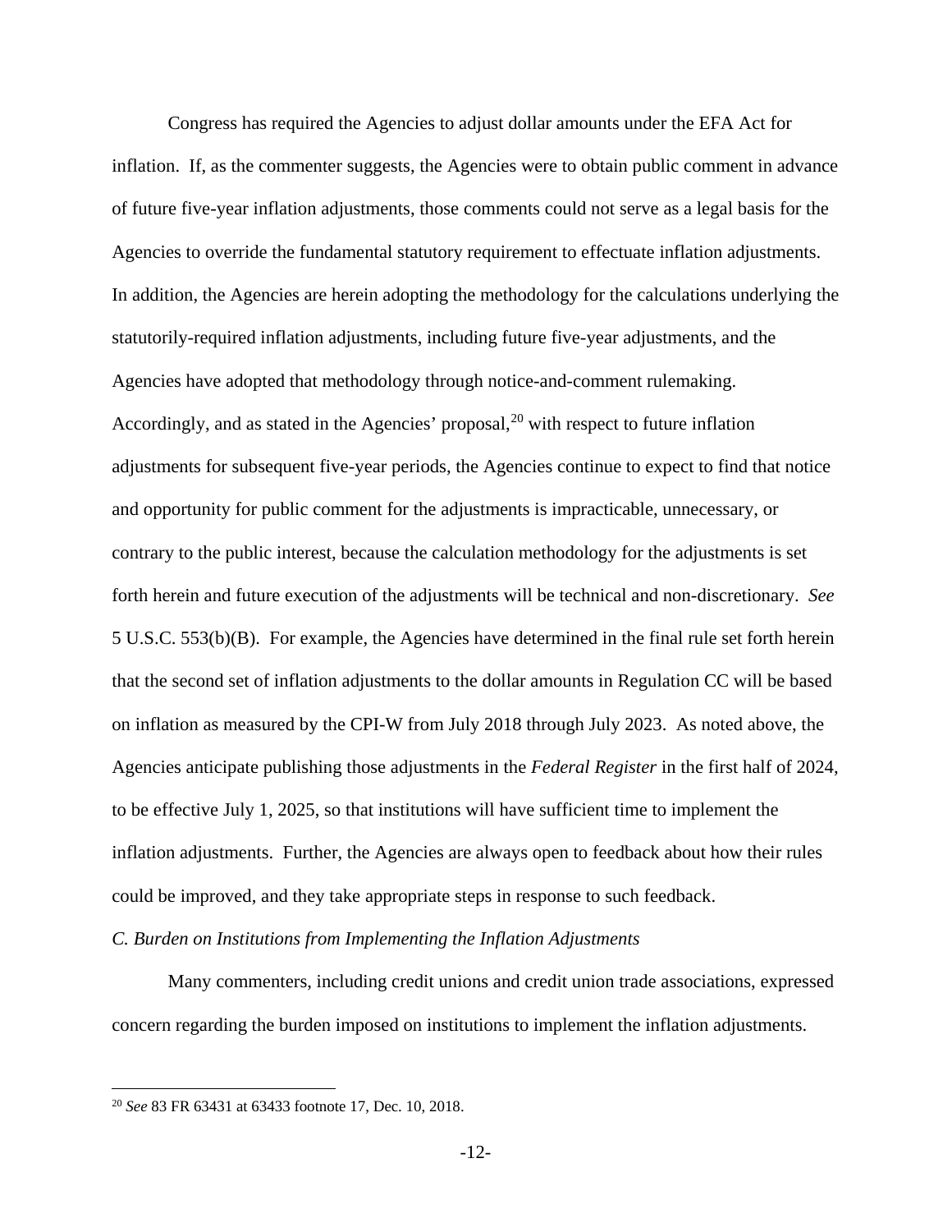Congress has required the Agencies to adjust dollar amounts under the EFA Act for inflation. If, as the commenter suggests, the Agencies were to obtain public comment in advance of future five-year inflation adjustments, those comments could not serve as a legal basis for the Agencies to override the fundamental statutory requirement to effectuate inflation adjustments. In addition, the Agencies are herein adopting the methodology for the calculations underlying the statutorily-required inflation adjustments, including future five-year adjustments, and the Agencies have adopted that methodology through notice-and-comment rulemaking. Accordingly, and as stated in the Agencies' proposal,[20] with respect to future inflation adjustments for subsequent five-year periods, the Agencies continue to expect to find that notice and opportunity for public comment for the adjustments is impracticable, unnecessary, or contrary to the public interest, because the calculation methodology for the adjustments is set forth herein and future execution of the adjustments will be technical and non-discretionary. *See* 5 U.S.C. 553(b)(B). For example, the Agencies have determined in the final rule set forth herein that the second set of inflation adjustments to the dollar amounts in Regulation CC will be based on inflation as measured by the CPI-W from July 2018 through July 2023. As noted above, the Agencies anticipate publishing those adjustments in the *Federal Register* in the first half of 2024, to be effective July 1, 2025, so that institutions will have sufficient time to implement the inflation adjustments. Further, the Agencies are always open to feedback about how their rules could be improved, and they take appropriate steps in response to such feedback.

*C. Burden on Institutions from Implementing the Inflation Adjustments*

Many commenters, including credit unions and credit union trade associations, expressed concern regarding the burden imposed on institutions to implement the inflation adjustments.

---

[20] *See* 83 FR 63431 at 63433 footnote 17, Dec. 10, 2018.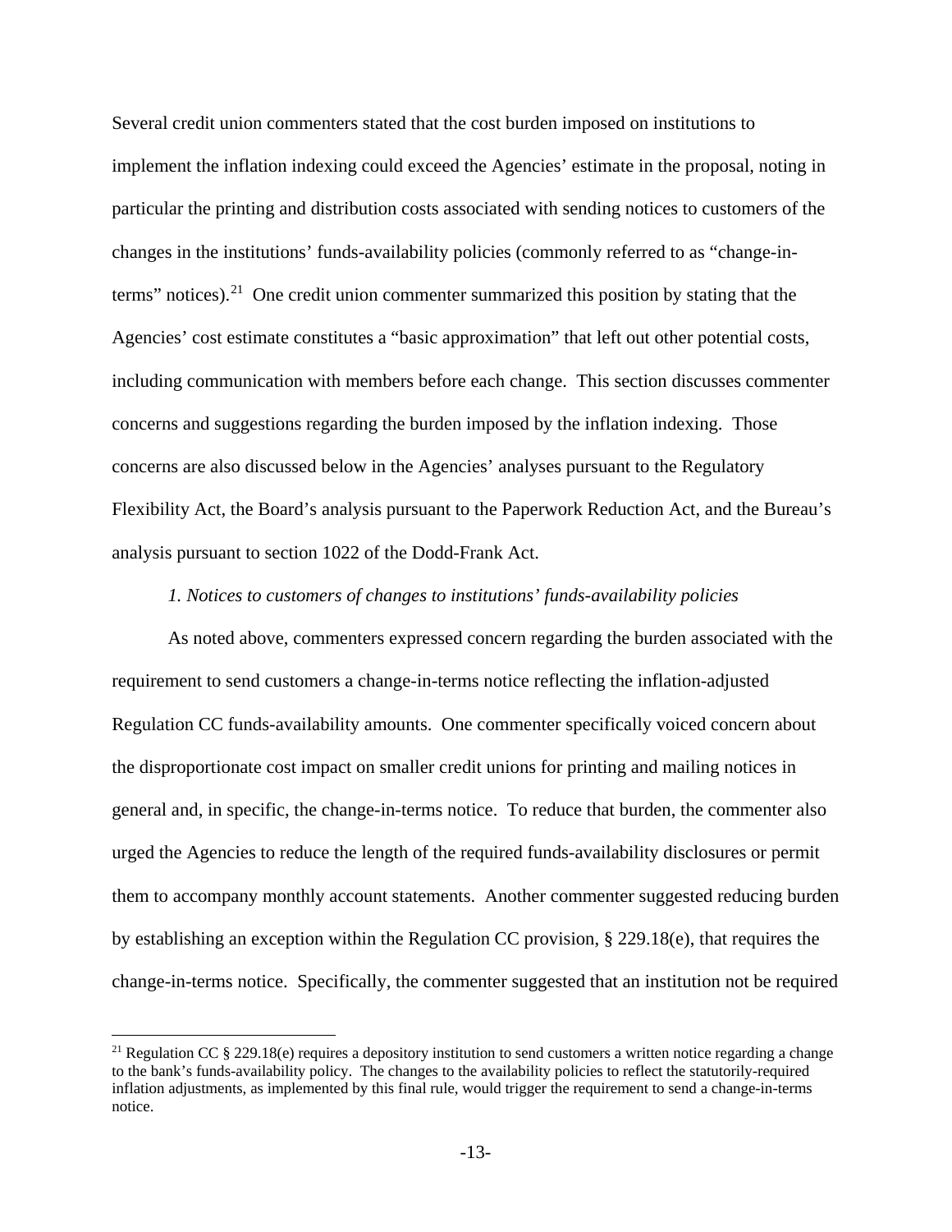Several credit union commenters stated that the cost burden imposed on institutions to implement the inflation indexing could exceed the Agencies' estimate in the proposal, noting in particular the printing and distribution costs associated with sending notices to customers of the changes in the institutions' funds-availability policies (commonly referred to as "change-in-terms" notices).[21] One credit union commenter summarized this position by stating that the Agencies' cost estimate constitutes a "basic approximation" that left out other potential costs, including communication with members before each change. This section discusses commenter concerns and suggestions regarding the burden imposed by the inflation indexing. Those concerns are also discussed below in the Agencies' analyses pursuant to the Regulatory Flexibility Act, the Board's analysis pursuant to the Paperwork Reduction Act, and the Bureau's analysis pursuant to section 1022 of the Dodd-Frank Act.

*1. Notices to customers of changes to institutions' funds-availability policies*

As noted above, commenters expressed concern regarding the burden associated with the requirement to send customers a change-in-terms notice reflecting the inflation-adjusted Regulation CC funds-availability amounts. One commenter specifically voiced concern about the disproportionate cost impact on smaller credit unions for printing and mailing notices in general and, in specific, the change-in-terms notice. To reduce that burden, the commenter also urged the Agencies to reduce the length of the required funds-availability disclosures or permit them to accompany monthly account statements. Another commenter suggested reducing burden by establishing an exception within the Regulation CC provision, § 229.18(e), that requires the change-in-terms notice. Specifically, the commenter suggested that an institution not be required

[21] Regulation CC § 229.18(e) requires a depository institution to send customers a written notice regarding a change to the bank's funds-availability policy. The changes to the availability policies to reflect the statutorily-required inflation adjustments, as implemented by this final rule, would trigger the requirement to send a change-in-terms notice.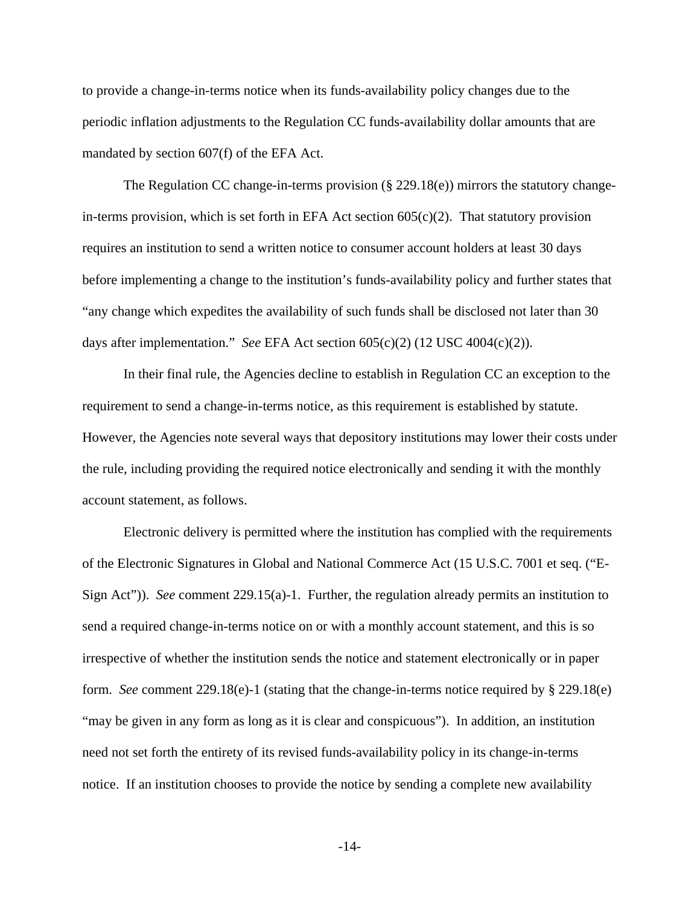to provide a change-in-terms notice when its funds-availability policy changes due to the periodic inflation adjustments to the Regulation CC funds-availability dollar amounts that are mandated by section 607(f) of the EFA Act.

The Regulation CC change-in-terms provision (§ 229.18(e)) mirrors the statutory change-in-terms provision, which is set forth in EFA Act section 605(c)(2). That statutory provision requires an institution to send a written notice to consumer account holders at least 30 days before implementing a change to the institution's funds-availability policy and further states that "any change which expedites the availability of such funds shall be disclosed not later than 30 days after implementation." *See* EFA Act section 605(c)(2) (12 USC 4004(c)(2)).

In their final rule, the Agencies decline to establish in Regulation CC an exception to the requirement to send a change-in-terms notice, as this requirement is established by statute. However, the Agencies note several ways that depository institutions may lower their costs under the rule, including providing the required notice electronically and sending it with the monthly account statement, as follows.

Electronic delivery is permitted where the institution has complied with the requirements of the Electronic Signatures in Global and National Commerce Act (15 U.S.C. 7001 et seq. ("E-Sign Act")). *See* comment 229.15(a)-1. Further, the regulation already permits an institution to send a required change-in-terms notice on or with a monthly account statement, and this is so irrespective of whether the institution sends the notice and statement electronically or in paper form. *See* comment 229.18(e)-1 (stating that the change-in-terms notice required by § 229.18(e) "may be given in any form as long as it is clear and conspicuous"). In addition, an institution need not set forth the entirety of its revised funds-availability policy in its change-in-terms notice. If an institution chooses to provide the notice by sending a complete new availability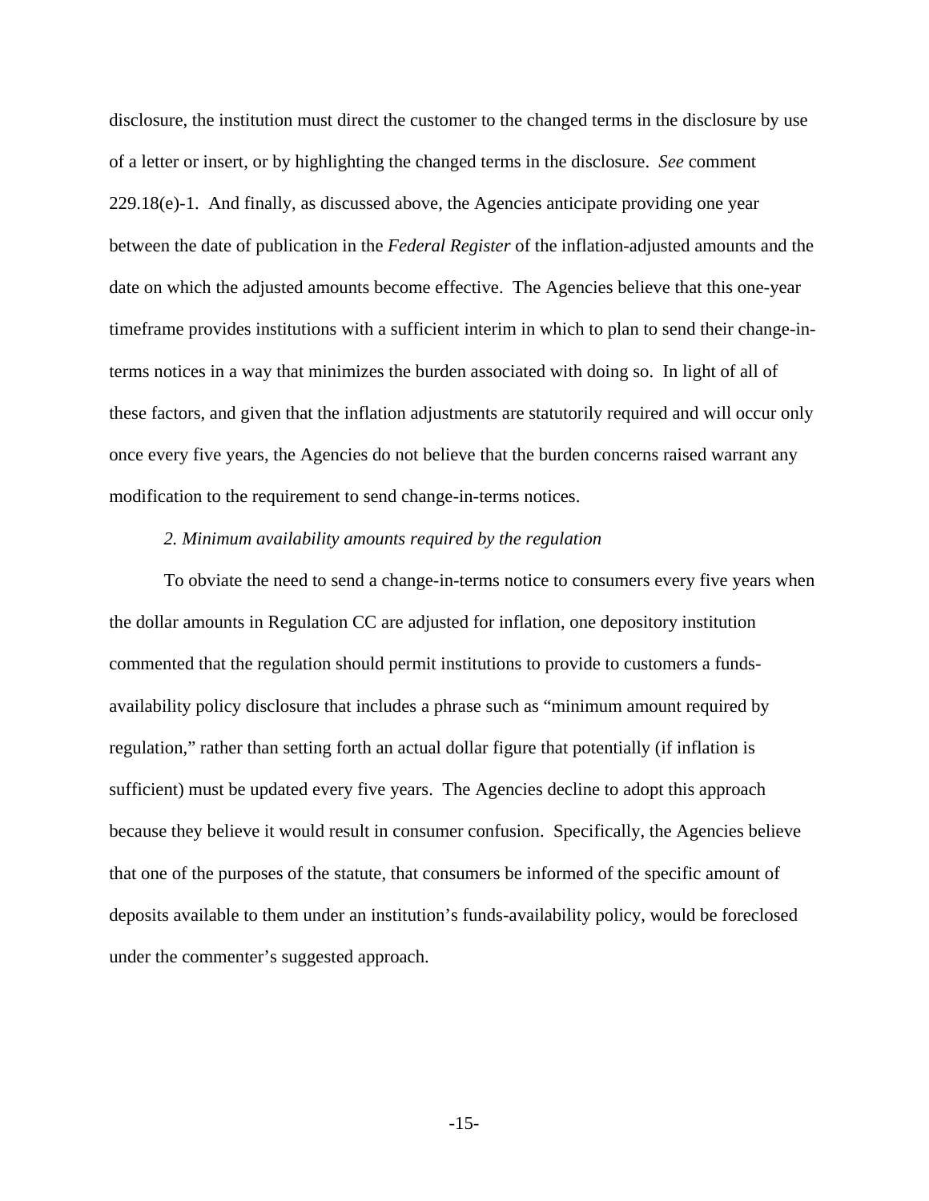disclosure, the institution must direct the customer to the changed terms in the disclosure by use of a letter or insert, or by highlighting the changed terms in the disclosure. *See* comment 229.18(e)-1. And finally, as discussed above, the Agencies anticipate providing one year between the date of publication in the *Federal Register* of the inflation-adjusted amounts and the date on which the adjusted amounts become effective. The Agencies believe that this one-year timeframe provides institutions with a sufficient interim in which to plan to send their change-in-terms notices in a way that minimizes the burden associated with doing so. In light of all of these factors, and given that the inflation adjustments are statutorily required and will occur only once every five years, the Agencies do not believe that the burden concerns raised warrant any modification to the requirement to send change-in-terms notices.

*2. Minimum availability amounts required by the regulation*

To obviate the need to send a change-in-terms notice to consumers every five years when the dollar amounts in Regulation CC are adjusted for inflation, one depository institution commented that the regulation should permit institutions to provide to customers a funds-availability policy disclosure that includes a phrase such as "minimum amount required by regulation," rather than setting forth an actual dollar figure that potentially (if inflation is sufficient) must be updated every five years. The Agencies decline to adopt this approach because they believe it would result in consumer confusion. Specifically, the Agencies believe that one of the purposes of the statute, that consumers be informed of the specific amount of deposits available to them under an institution's funds-availability policy, would be foreclosed under the commenter's suggested approach.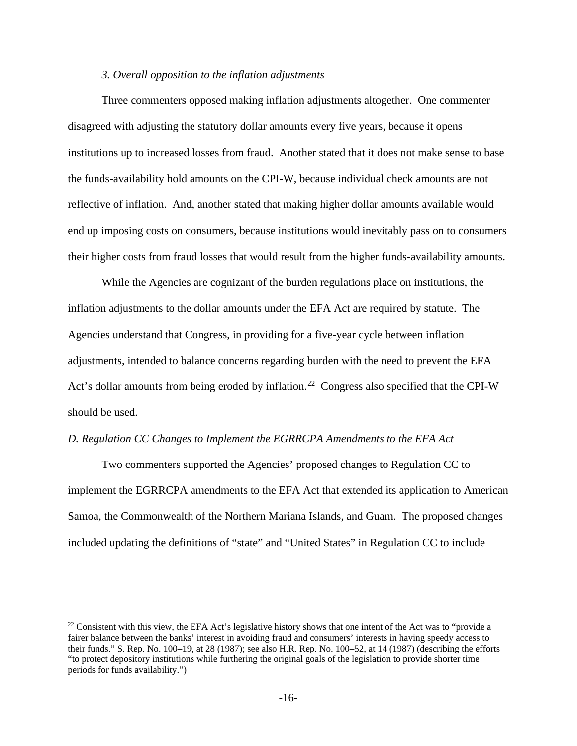*3. Overall opposition to the inflation adjustments*

Three commenters opposed making inflation adjustments altogether. One commenter disagreed with adjusting the statutory dollar amounts every five years, because it opens institutions up to increased losses from fraud. Another stated that it does not make sense to base the funds-availability hold amounts on the CPI-W, because individual check amounts are not reflective of inflation. And, another stated that making higher dollar amounts available would end up imposing costs on consumers, because institutions would inevitably pass on to consumers their higher costs from fraud losses that would result from the higher funds-availability amounts.

While the Agencies are cognizant of the burden regulations place on institutions, the inflation adjustments to the dollar amounts under the EFA Act are required by statute. The Agencies understand that Congress, in providing for a five-year cycle between inflation adjustments, intended to balance concerns regarding burden with the need to prevent the EFA Act's dollar amounts from being eroded by inflation.[22] Congress also specified that the CPI-W should be used.

*D. Regulation CC Changes to Implement the EGRRCPA Amendments to the EFA Act*

Two commenters supported the Agencies' proposed changes to Regulation CC to implement the EGRRCPA amendments to the EFA Act that extended its application to American Samoa, the Commonwealth of the Northern Mariana Islands, and Guam. The proposed changes included updating the definitions of "state" and "United States" in Regulation CC to include

[22] Consistent with this view, the EFA Act's legislative history shows that one intent of the Act was to "provide a fairer balance between the banks' interest in avoiding fraud and consumers' interests in having speedy access to their funds." S. Rep. No. 100–19, at 28 (1987); see also H.R. Rep. No. 100–52, at 14 (1987) (describing the efforts "to protect depository institutions while furthering the original goals of the legislation to provide shorter time periods for funds availability.")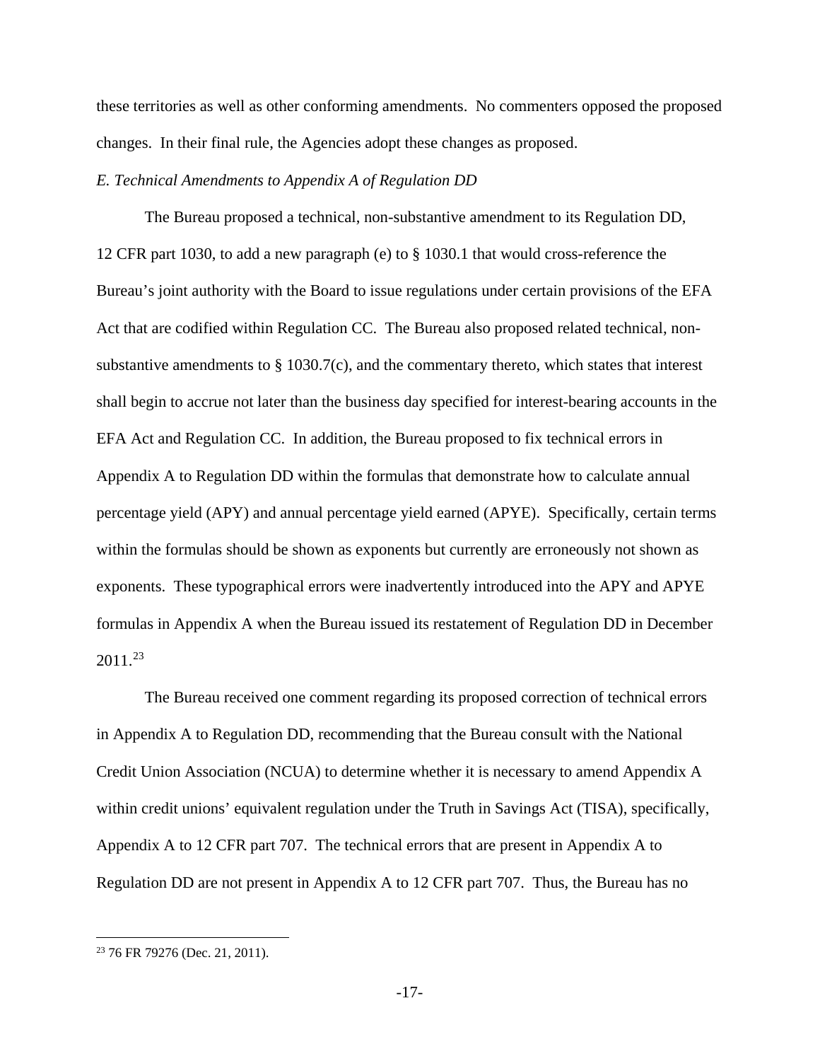these territories as well as other conforming amendments. No commenters opposed the proposed changes. In their final rule, the Agencies adopt these changes as proposed.

*E. Technical Amendments to Appendix A of Regulation DD*

The Bureau proposed a technical, non-substantive amendment to its Regulation DD, 12 CFR part 1030, to add a new paragraph (e) to § 1030.1 that would cross-reference the Bureau's joint authority with the Board to issue regulations under certain provisions of the EFA Act that are codified within Regulation CC. The Bureau also proposed related technical, non-substantive amendments to § 1030.7(c), and the commentary thereto, which states that interest shall begin to accrue not later than the business day specified for interest-bearing accounts in the EFA Act and Regulation CC. In addition, the Bureau proposed to fix technical errors in Appendix A to Regulation DD within the formulas that demonstrate how to calculate annual percentage yield (APY) and annual percentage yield earned (APYE). Specifically, certain terms within the formulas should be shown as exponents but currently are erroneously not shown as exponents. These typographical errors were inadvertently introduced into the APY and APYE formulas in Appendix A when the Bureau issued its restatement of Regulation DD in December 2011.[23]

The Bureau received one comment regarding its proposed correction of technical errors in Appendix A to Regulation DD, recommending that the Bureau consult with the National Credit Union Association (NCUA) to determine whether it is necessary to amend Appendix A within credit unions' equivalent regulation under the Truth in Savings Act (TISA), specifically, Appendix A to 12 CFR part 707. The technical errors that are present in Appendix A to Regulation DD are not present in Appendix A to 12 CFR part 707. Thus, the Bureau has no

---

[23] 76 FR 79276 (Dec. 21, 2011).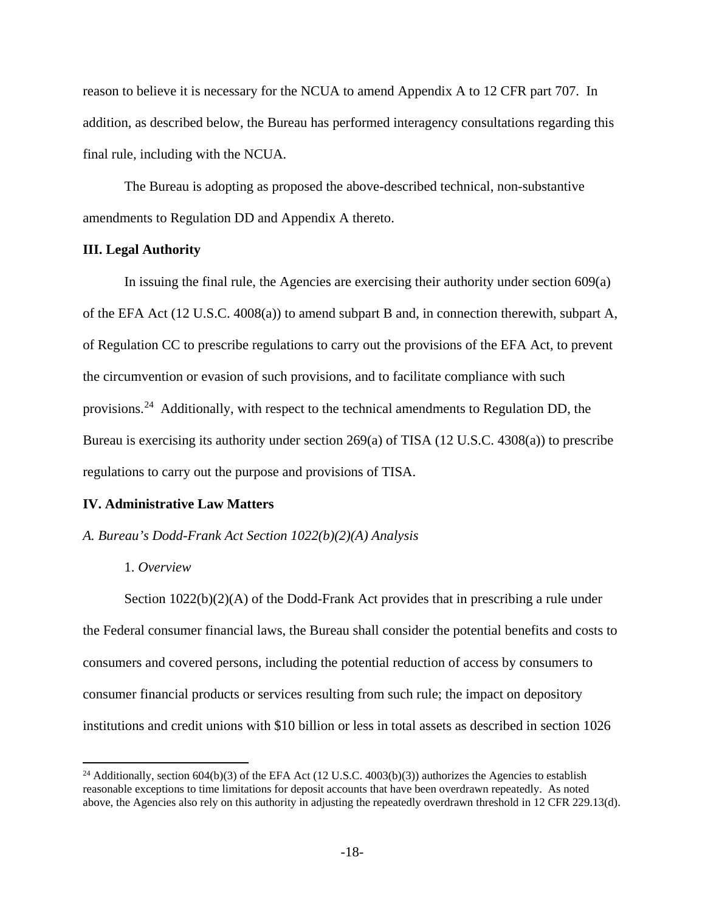reason to believe it is necessary for the NCUA to amend Appendix A to 12 CFR part 707. In addition, as described below, the Bureau has performed interagency consultations regarding this final rule, including with the NCUA.

The Bureau is adopting as proposed the above-described technical, non-substantive amendments to Regulation DD and Appendix A thereto.

## III. Legal Authority

In issuing the final rule, the Agencies are exercising their authority under section 609(a) of the EFA Act (12 U.S.C. 4008(a)) to amend subpart B and, in connection therewith, subpart A, of Regulation CC to prescribe regulations to carry out the provisions of the EFA Act, to prevent the circumvention or evasion of such provisions, and to facilitate compliance with such provisions.[24] Additionally, with respect to the technical amendments to Regulation DD, the Bureau is exercising its authority under section 269(a) of TISA (12 U.S.C. 4308(a)) to prescribe regulations to carry out the purpose and provisions of TISA.

## IV. Administrative Law Matters

### *A. Bureau's Dodd-Frank Act Section 1022(b)(2)(A) Analysis*

#### 1. *Overview*

Section 1022(b)(2)(A) of the Dodd-Frank Act provides that in prescribing a rule under the Federal consumer financial laws, the Bureau shall consider the potential benefits and costs to consumers and covered persons, including the potential reduction of access by consumers to consumer financial products or services resulting from such rule; the impact on depository institutions and credit unions with $10 billion or less in total assets as described in section 1026

---

[24] Additionally, section 604(b)(3) of the EFA Act (12 U.S.C. 4003(b)(3)) authorizes the Agencies to establish reasonable exceptions to time limitations for deposit accounts that have been overdrawn repeatedly. As noted above, the Agencies also rely on this authority in adjusting the repeatedly overdrawn threshold in 12 CFR 229.13(d).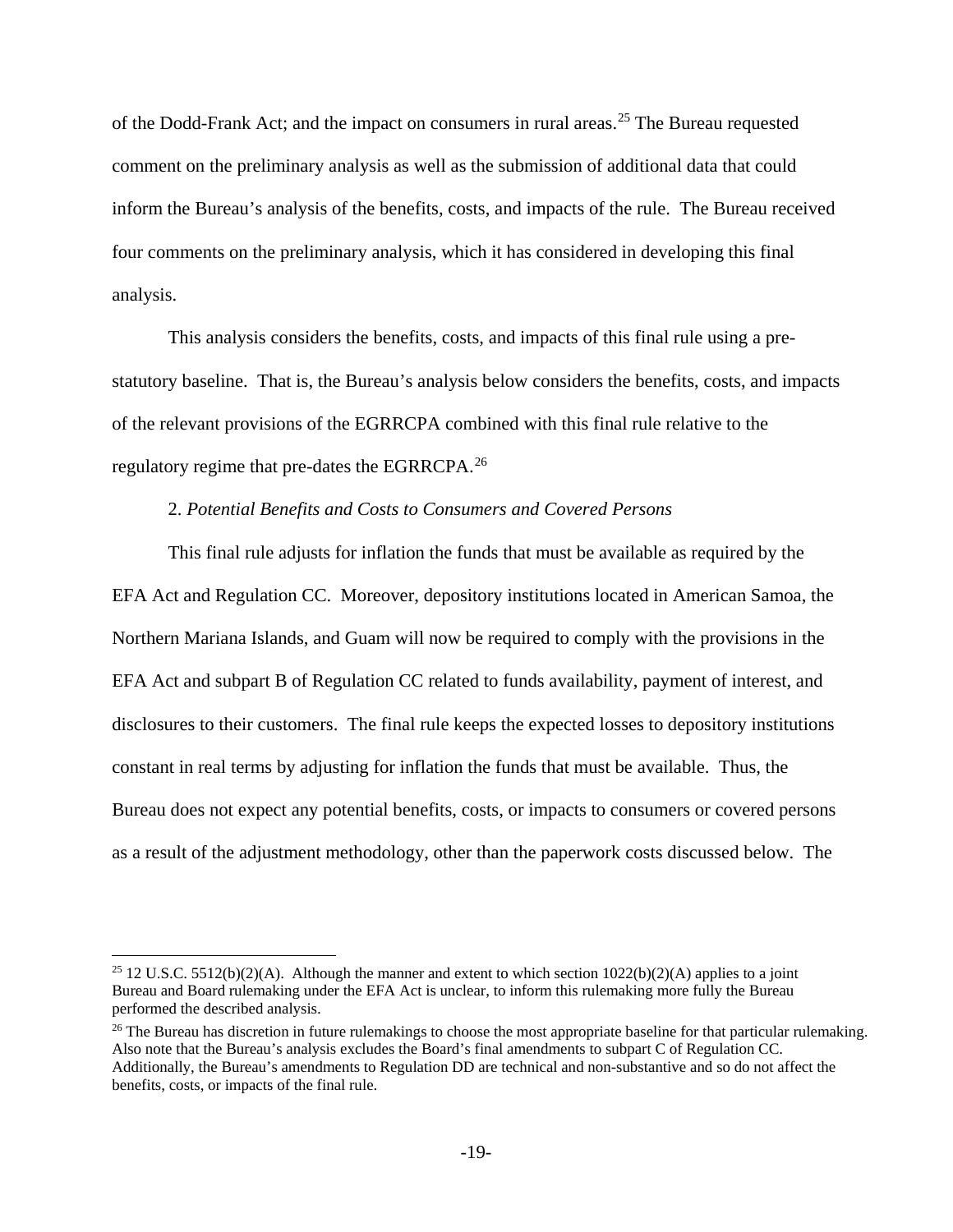of the Dodd-Frank Act; and the impact on consumers in rural areas.[25] The Bureau requested comment on the preliminary analysis as well as the submission of additional data that could inform the Bureau's analysis of the benefits, costs, and impacts of the rule. The Bureau received four comments on the preliminary analysis, which it has considered in developing this final analysis.

This analysis considers the benefits, costs, and impacts of this final rule using a pre-statutory baseline. That is, the Bureau's analysis below considers the benefits, costs, and impacts of the relevant provisions of the EGRRCPA combined with this final rule relative to the regulatory regime that pre-dates the EGRRCPA.[26]

2. *Potential Benefits and Costs to Consumers and Covered Persons*

This final rule adjusts for inflation the funds that must be available as required by the EFA Act and Regulation CC. Moreover, depository institutions located in American Samoa, the Northern Mariana Islands, and Guam will now be required to comply with the provisions in the EFA Act and subpart B of Regulation CC related to funds availability, payment of interest, and disclosures to their customers. The final rule keeps the expected losses to depository institutions constant in real terms by adjusting for inflation the funds that must be available. Thus, the Bureau does not expect any potential benefits, costs, or impacts to consumers or covered persons as a result of the adjustment methodology, other than the paperwork costs discussed below. The

---

[25] 12 U.S.C. 5512(b)(2)(A). Although the manner and extent to which section 1022(b)(2)(A) applies to a joint Bureau and Board rulemaking under the EFA Act is unclear, to inform this rulemaking more fully the Bureau performed the described analysis.

[26] The Bureau has discretion in future rulemakings to choose the most appropriate baseline for that particular rulemaking. Also note that the Bureau's analysis excludes the Board's final amendments to subpart C of Regulation CC. Additionally, the Bureau's amendments to Regulation DD are technical and non-substantive and so do not affect the benefits, costs, or impacts of the final rule.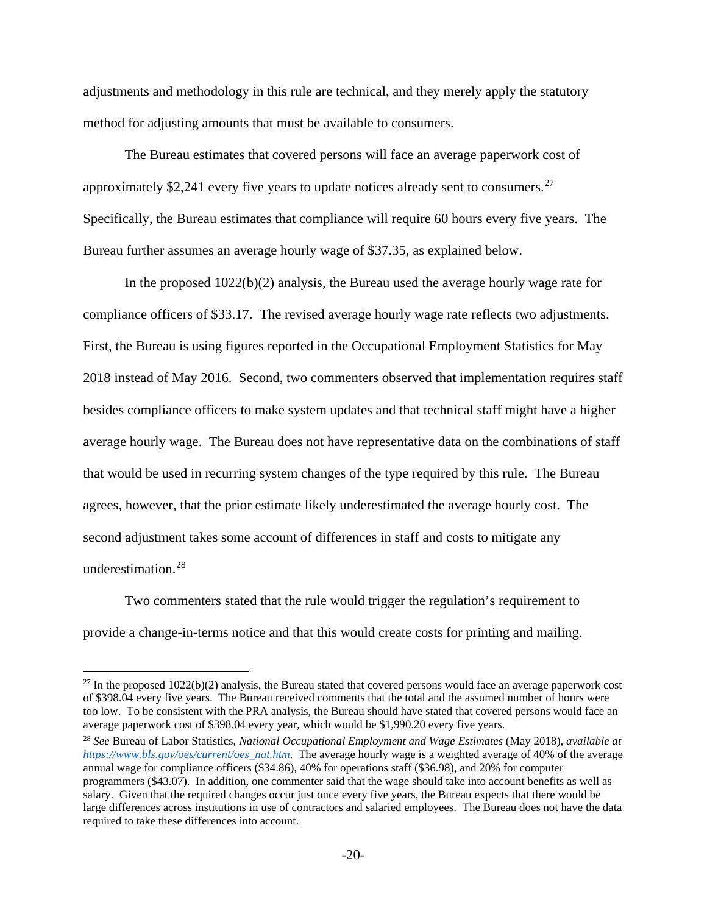adjustments and methodology in this rule are technical, and they merely apply the statutory method for adjusting amounts that must be available to consumers.

The Bureau estimates that covered persons will face an average paperwork cost of approximately $2,241 every five years to update notices already sent to consumers.[27] Specifically, the Bureau estimates that compliance will require 60 hours every five years. The Bureau further assumes an average hourly wage of $37.35, as explained below.

In the proposed 1022(b)(2) analysis, the Bureau used the average hourly wage rate for compliance officers of $33.17. The revised average hourly wage rate reflects two adjustments. First, the Bureau is using figures reported in the Occupational Employment Statistics for May 2018 instead of May 2016. Second, two commenters observed that implementation requires staff besides compliance officers to make system updates and that technical staff might have a higher average hourly wage. The Bureau does not have representative data on the combinations of staff that would be used in recurring system changes of the type required by this rule. The Bureau agrees, however, that the prior estimate likely underestimated the average hourly cost. The second adjustment takes some account of differences in staff and costs to mitigate any underestimation.[28]

Two commenters stated that the rule would trigger the regulation's requirement to provide a change-in-terms notice and that this would create costs for printing and mailing.

---

[27] In the proposed 1022(b)(2) analysis, the Bureau stated that covered persons would face an average paperwork cost of $398.04 every five years. The Bureau received comments that the total and the assumed number of hours were too low. To be consistent with the PRA analysis, the Bureau should have stated that covered persons would face an average paperwork cost of $398.04 every year, which would be $1,990.20 every five years.

[28] *See* Bureau of Labor Statistics, *National Occupational Employment and Wage Estimates* (May 2018), *available at* https://www.bls.gov/oes/current/oes_nat.htm. The average hourly wage is a weighted average of 40% of the average annual wage for compliance officers ($34.86), 40% for operations staff ($36.98), and 20% for computer programmers ($43.07). In addition, one commenter said that the wage should take into account benefits as well as salary. Given that the required changes occur just once every five years, the Bureau expects that there would be large differences across institutions in use of contractors and salaried employees. The Bureau does not have the data required to take these differences into account.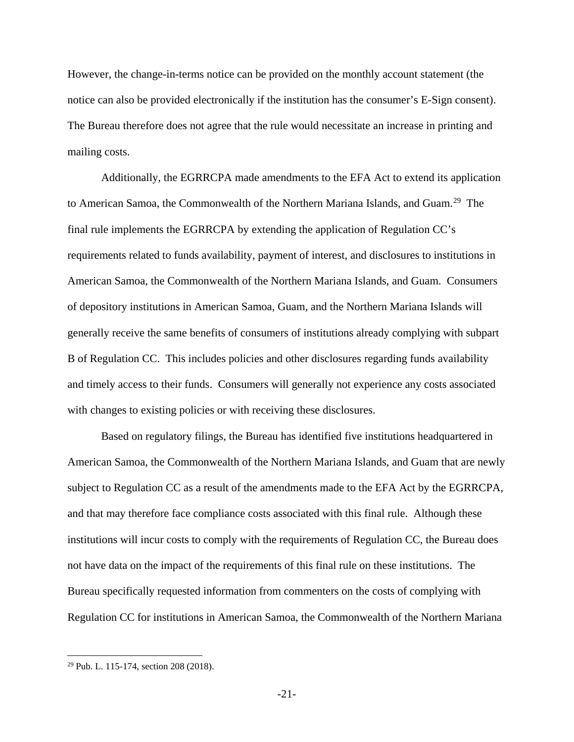However, the change-in-terms notice can be provided on the monthly account statement (the notice can also be provided electronically if the institution has the consumer's E-Sign consent). The Bureau therefore does not agree that the rule would necessitate an increase in printing and mailing costs.

Additionally, the EGRRCPA made amendments to the EFA Act to extend its application to American Samoa, the Commonwealth of the Northern Mariana Islands, and Guam.[29] The final rule implements the EGRRCPA by extending the application of Regulation CC's requirements related to funds availability, payment of interest, and disclosures to institutions in American Samoa, the Commonwealth of the Northern Mariana Islands, and Guam. Consumers of depository institutions in American Samoa, Guam, and the Northern Mariana Islands will generally receive the same benefits of consumers of institutions already complying with subpart B of Regulation CC. This includes policies and other disclosures regarding funds availability and timely access to their funds. Consumers will generally not experience any costs associated with changes to existing policies or with receiving these disclosures.

Based on regulatory filings, the Bureau has identified five institutions headquartered in American Samoa, the Commonwealth of the Northern Mariana Islands, and Guam that are newly subject to Regulation CC as a result of the amendments made to the EFA Act by the EGRRCPA, and that may therefore face compliance costs associated with this final rule. Although these institutions will incur costs to comply with the requirements of Regulation CC, the Bureau does not have data on the impact of the requirements of this final rule on these institutions. The Bureau specifically requested information from commenters on the costs of complying with Regulation CC for institutions in American Samoa, the Commonwealth of the Northern Mariana

[29] Pub. L. 115-174, section 208 (2018).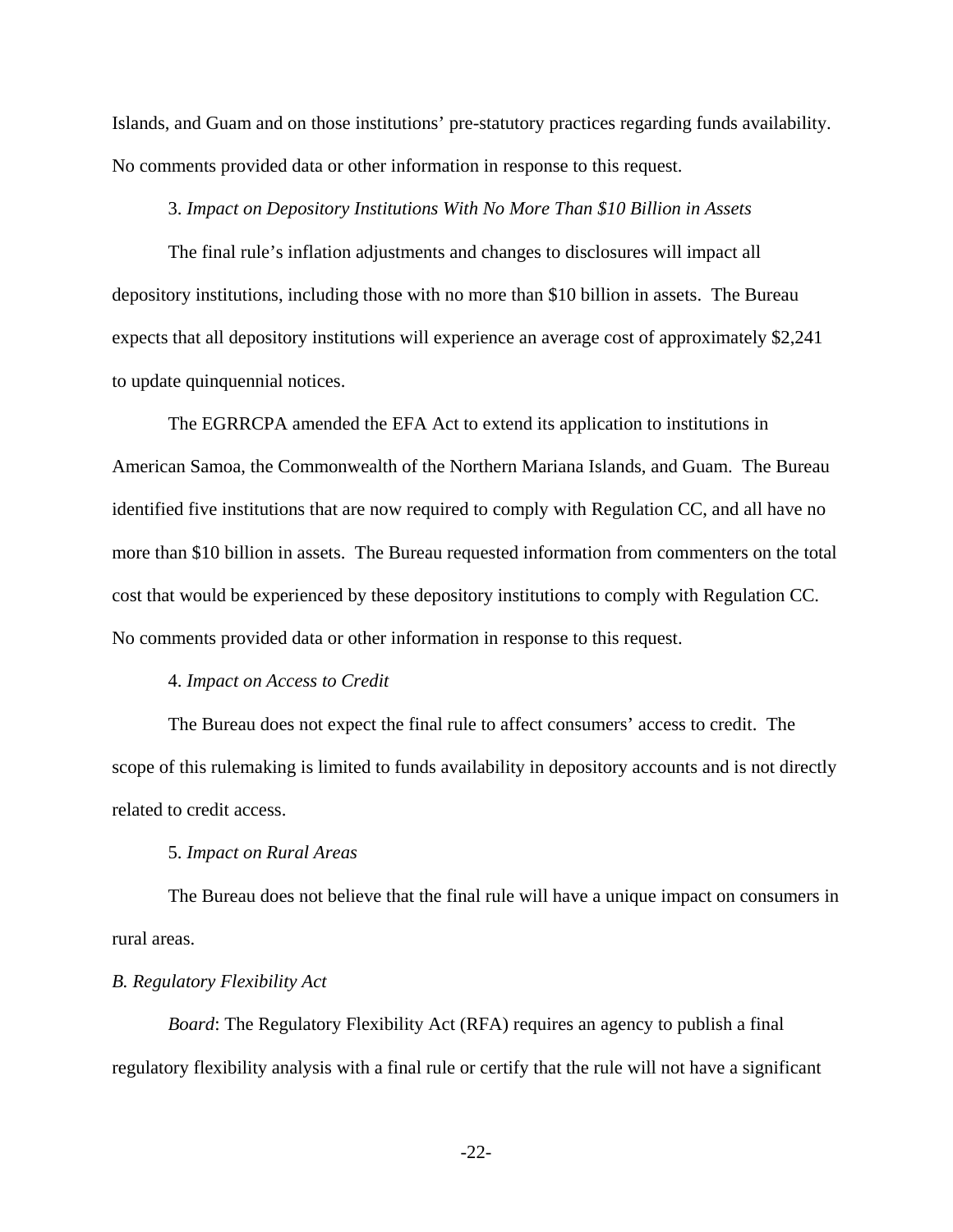Islands, and Guam and on those institutions' pre-statutory practices regarding funds availability. No comments provided data or other information in response to this request.

3. *Impact on Depository Institutions With No More Than $10 Billion in Assets*

The final rule's inflation adjustments and changes to disclosures will impact all depository institutions, including those with no more than $10 billion in assets. The Bureau expects that all depository institutions will experience an average cost of approximately $2,241 to update quinquennial notices.

The EGRRCPA amended the EFA Act to extend its application to institutions in American Samoa, the Commonwealth of the Northern Mariana Islands, and Guam. The Bureau identified five institutions that are now required to comply with Regulation CC, and all have no more than $10 billion in assets. The Bureau requested information from commenters on the total cost that would be experienced by these depository institutions to comply with Regulation CC. No comments provided data or other information in response to this request.

4. *Impact on Access to Credit*

The Bureau does not expect the final rule to affect consumers' access to credit. The scope of this rulemaking is limited to funds availability in depository accounts and is not directly related to credit access.

5. *Impact on Rural Areas*

The Bureau does not believe that the final rule will have a unique impact on consumers in rural areas.

*B. Regulatory Flexibility Act*

*Board*: The Regulatory Flexibility Act (RFA) requires an agency to publish a final regulatory flexibility analysis with a final rule or certify that the rule will not have a significant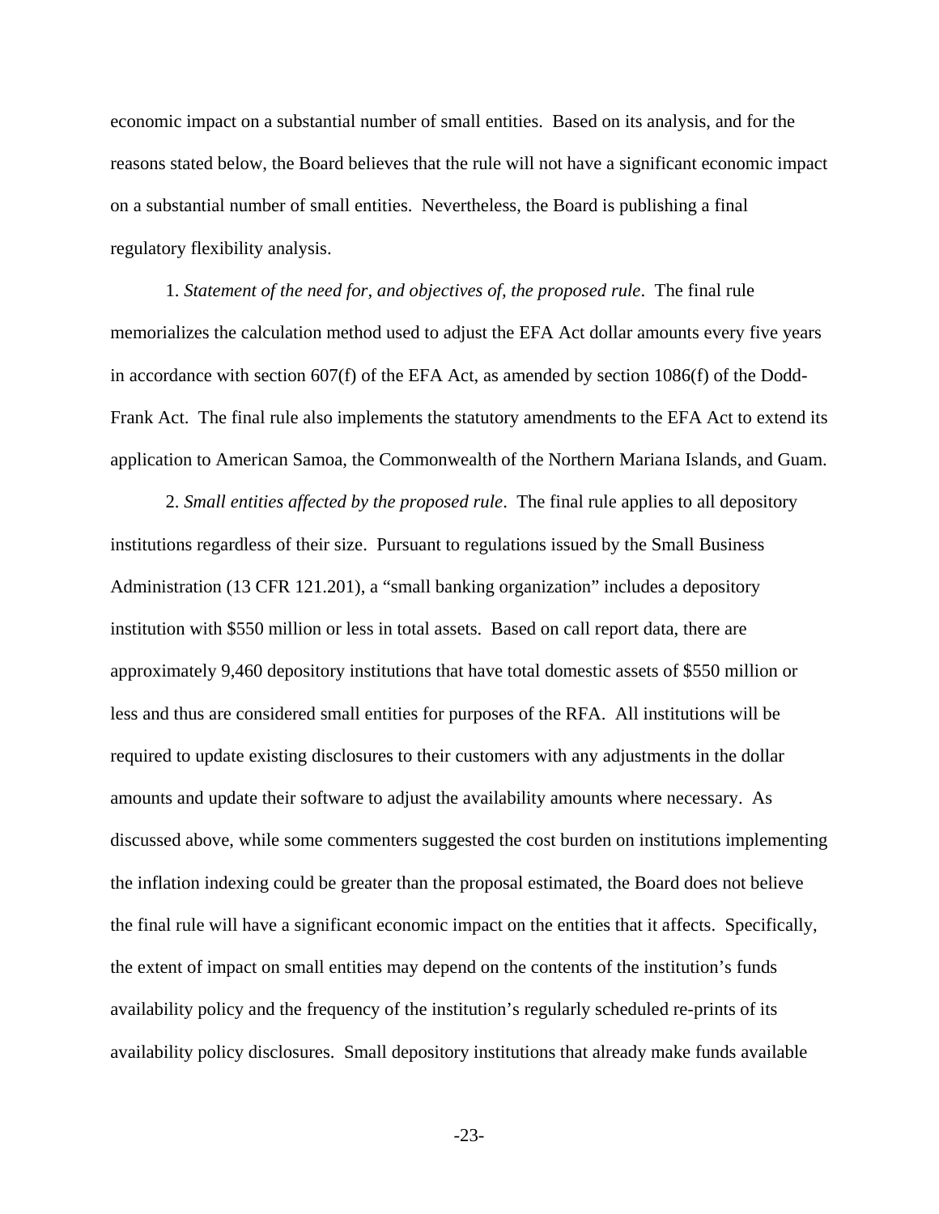economic impact on a substantial number of small entities. Based on its analysis, and for the reasons stated below, the Board believes that the rule will not have a significant economic impact on a substantial number of small entities. Nevertheless, the Board is publishing a final regulatory flexibility analysis.

1. *Statement of the need for, and objectives of, the proposed rule*. The final rule memorializes the calculation method used to adjust the EFA Act dollar amounts every five years in accordance with section 607(f) of the EFA Act, as amended by section 1086(f) of the Dodd-Frank Act. The final rule also implements the statutory amendments to the EFA Act to extend its application to American Samoa, the Commonwealth of the Northern Mariana Islands, and Guam.

2. *Small entities affected by the proposed rule*. The final rule applies to all depository institutions regardless of their size. Pursuant to regulations issued by the Small Business Administration (13 CFR 121.201), a "small banking organization" includes a depository institution with $550 million or less in total assets. Based on call report data, there are approximately 9,460 depository institutions that have total domestic assets of $550 million or less and thus are considered small entities for purposes of the RFA. All institutions will be required to update existing disclosures to their customers with any adjustments in the dollar amounts and update their software to adjust the availability amounts where necessary. As discussed above, while some commenters suggested the cost burden on institutions implementing the inflation indexing could be greater than the proposal estimated, the Board does not believe the final rule will have a significant economic impact on the entities that it affects. Specifically, the extent of impact on small entities may depend on the contents of the institution's funds availability policy and the frequency of the institution's regularly scheduled re-prints of its availability policy disclosures. Small depository institutions that already make funds available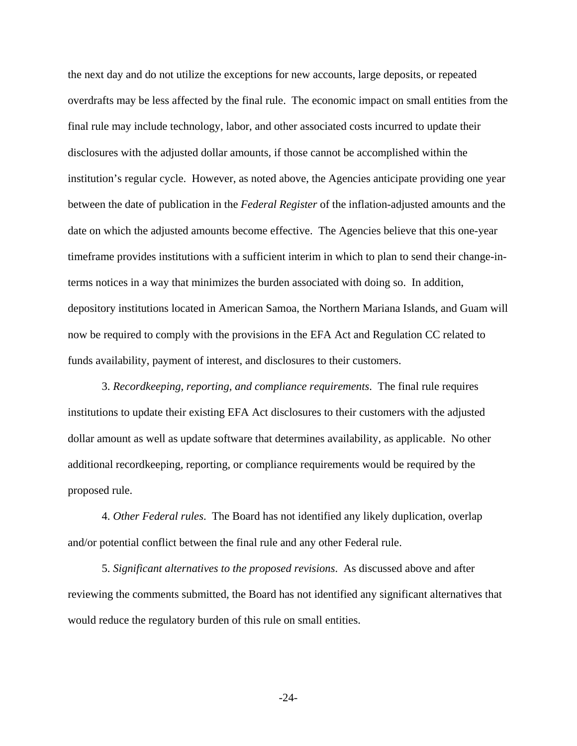the next day and do not utilize the exceptions for new accounts, large deposits, or repeated overdrafts may be less affected by the final rule. The economic impact on small entities from the final rule may include technology, labor, and other associated costs incurred to update their disclosures with the adjusted dollar amounts, if those cannot be accomplished within the institution's regular cycle. However, as noted above, the Agencies anticipate providing one year between the date of publication in the *Federal Register* of the inflation-adjusted amounts and the date on which the adjusted amounts become effective. The Agencies believe that this one-year timeframe provides institutions with a sufficient interim in which to plan to send their change-in-terms notices in a way that minimizes the burden associated with doing so. In addition, depository institutions located in American Samoa, the Northern Mariana Islands, and Guam will now be required to comply with the provisions in the EFA Act and Regulation CC related to funds availability, payment of interest, and disclosures to their customers.

3. *Recordkeeping, reporting, and compliance requirements*. The final rule requires institutions to update their existing EFA Act disclosures to their customers with the adjusted dollar amount as well as update software that determines availability, as applicable. No other additional recordkeeping, reporting, or compliance requirements would be required by the proposed rule.

4. *Other Federal rules*. The Board has not identified any likely duplication, overlap and/or potential conflict between the final rule and any other Federal rule.

5. *Significant alternatives to the proposed revisions*. As discussed above and after reviewing the comments submitted, the Board has not identified any significant alternatives that would reduce the regulatory burden of this rule on small entities.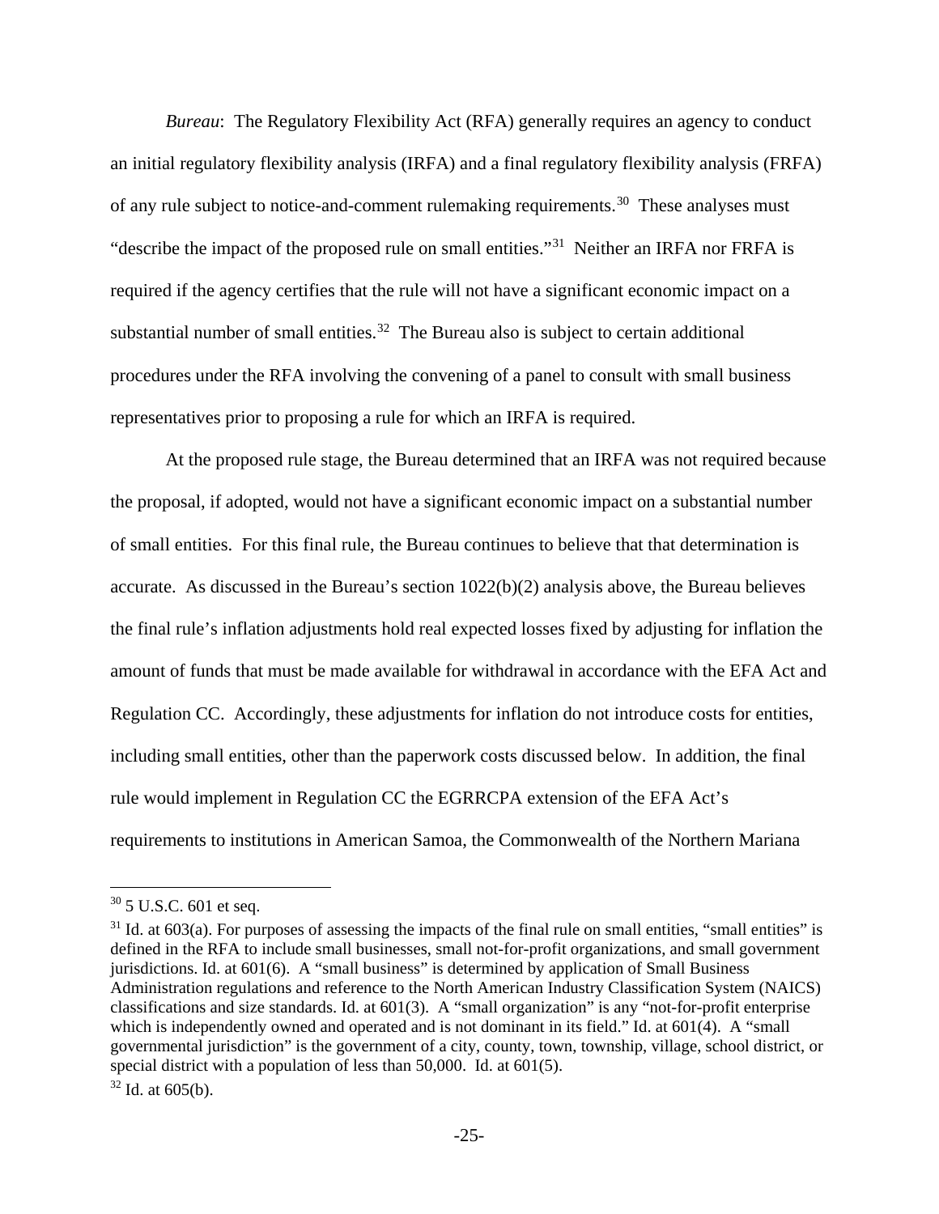*Bureau*: The Regulatory Flexibility Act (RFA) generally requires an agency to conduct an initial regulatory flexibility analysis (IRFA) and a final regulatory flexibility analysis (FRFA) of any rule subject to notice-and-comment rulemaking requirements.[30] These analyses must "describe the impact of the proposed rule on small entities."[31] Neither an IRFA nor FRFA is required if the agency certifies that the rule will not have a significant economic impact on a substantial number of small entities.[32] The Bureau also is subject to certain additional procedures under the RFA involving the convening of a panel to consult with small business representatives prior to proposing a rule for which an IRFA is required.

At the proposed rule stage, the Bureau determined that an IRFA was not required because the proposal, if adopted, would not have a significant economic impact on a substantial number of small entities. For this final rule, the Bureau continues to believe that that determination is accurate. As discussed in the Bureau's section 1022(b)(2) analysis above, the Bureau believes the final rule's inflation adjustments hold real expected losses fixed by adjusting for inflation the amount of funds that must be made available for withdrawal in accordance with the EFA Act and Regulation CC. Accordingly, these adjustments for inflation do not introduce costs for entities, including small entities, other than the paperwork costs discussed below. In addition, the final rule would implement in Regulation CC the EGRRCPA extension of the EFA Act's requirements to institutions in American Samoa, the Commonwealth of the Northern Mariana

---

[30] 5 U.S.C. 601 et seq.

[31] Id. at 603(a). For purposes of assessing the impacts of the final rule on small entities, "small entities" is defined in the RFA to include small businesses, small not-for-profit organizations, and small government jurisdictions. Id. at 601(6). A "small business" is determined by application of Small Business Administration regulations and reference to the North American Industry Classification System (NAICS) classifications and size standards. Id. at 601(3). A "small organization" is any "not-for-profit enterprise which is independently owned and operated and is not dominant in its field." Id. at 601(4). A "small governmental jurisdiction" is the government of a city, county, town, township, village, school district, or special district with a population of less than 50,000. Id. at 601(5).

[32] Id. at 605(b).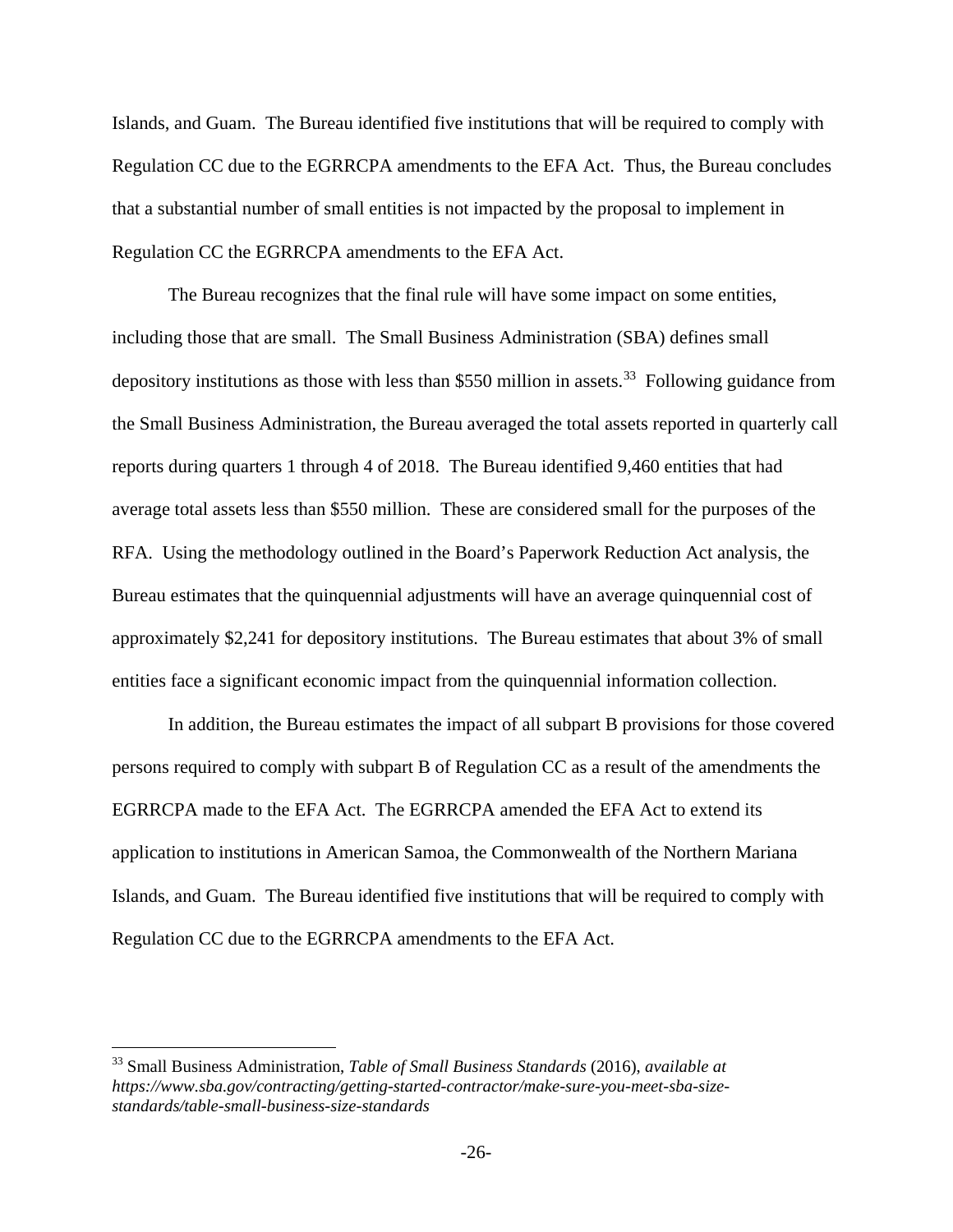Islands, and Guam. The Bureau identified five institutions that will be required to comply with Regulation CC due to the EGRRCPA amendments to the EFA Act. Thus, the Bureau concludes that a substantial number of small entities is not impacted by the proposal to implement in Regulation CC the EGRRCPA amendments to the EFA Act.

The Bureau recognizes that the final rule will have some impact on some entities, including those that are small. The Small Business Administration (SBA) defines small depository institutions as those with less than $550 million in assets.[33] Following guidance from the Small Business Administration, the Bureau averaged the total assets reported in quarterly call reports during quarters 1 through 4 of 2018. The Bureau identified 9,460 entities that had average total assets less than $550 million. These are considered small for the purposes of the RFA. Using the methodology outlined in the Board's Paperwork Reduction Act analysis, the Bureau estimates that the quinquennial adjustments will have an average quinquennial cost of approximately $2,241 for depository institutions. The Bureau estimates that about 3% of small entities face a significant economic impact from the quinquennial information collection.

In addition, the Bureau estimates the impact of all subpart B provisions for those covered persons required to comply with subpart B of Regulation CC as a result of the amendments the EGRRCPA made to the EFA Act. The EGRRCPA amended the EFA Act to extend its application to institutions in American Samoa, the Commonwealth of the Northern Mariana Islands, and Guam. The Bureau identified five institutions that will be required to comply with Regulation CC due to the EGRRCPA amendments to the EFA Act.

---

[33] Small Business Administration, *Table of Small Business Standards* (2016), *available at https://www.sba.gov/contracting/getting-started-contractor/make-sure-you-meet-sba-size-standards/table-small-business-size-standards*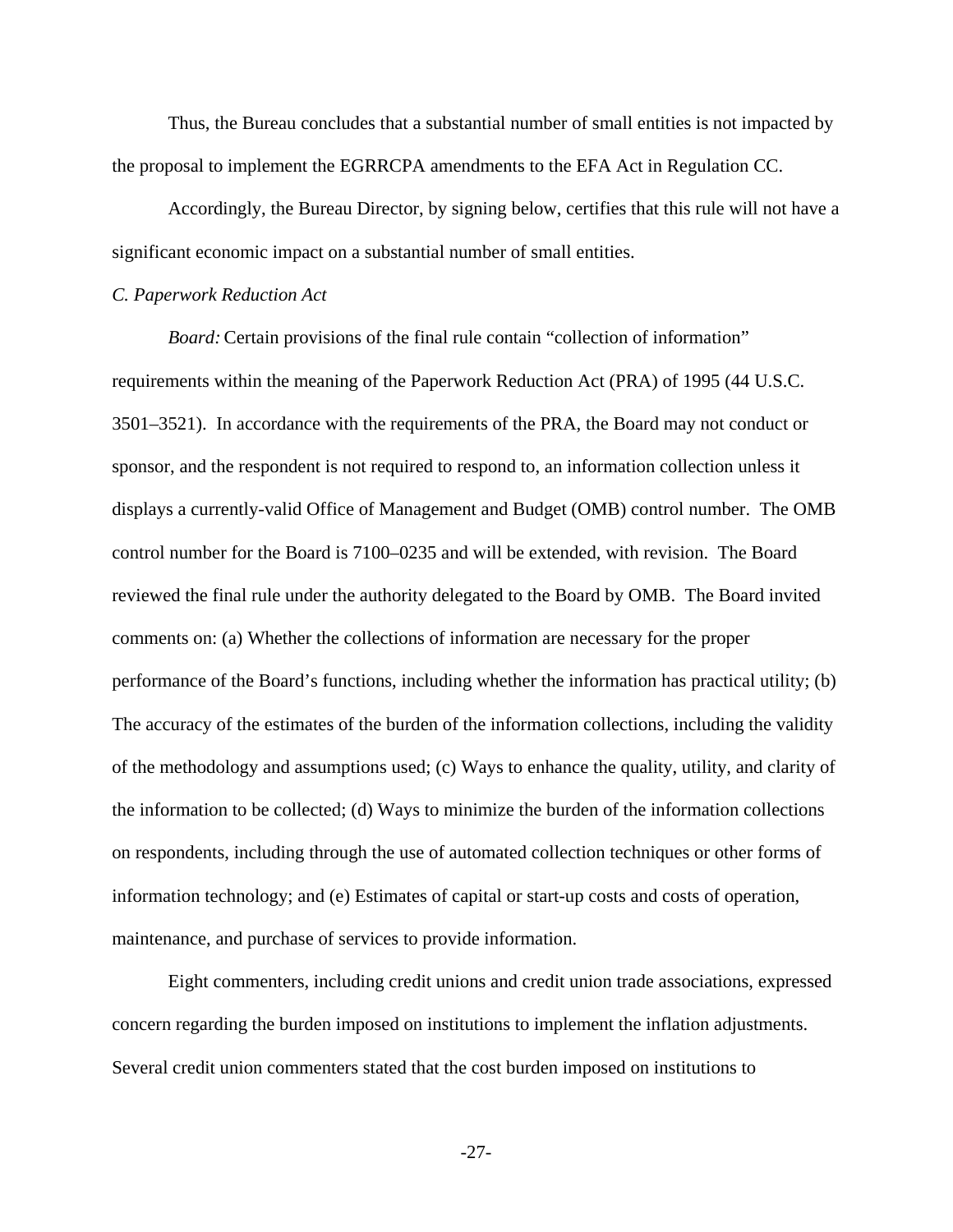Thus, the Bureau concludes that a substantial number of small entities is not impacted by the proposal to implement the EGRRCPA amendments to the EFA Act in Regulation CC.

Accordingly, the Bureau Director, by signing below, certifies that this rule will not have a significant economic impact on a substantial number of small entities.

*C. Paperwork Reduction Act*

*Board:* Certain provisions of the final rule contain "collection of information" requirements within the meaning of the Paperwork Reduction Act (PRA) of 1995 (44 U.S.C. 3501–3521). In accordance with the requirements of the PRA, the Board may not conduct or sponsor, and the respondent is not required to respond to, an information collection unless it displays a currently-valid Office of Management and Budget (OMB) control number. The OMB control number for the Board is 7100–0235 and will be extended, with revision. The Board reviewed the final rule under the authority delegated to the Board by OMB. The Board invited comments on: (a) Whether the collections of information are necessary for the proper performance of the Board's functions, including whether the information has practical utility; (b) The accuracy of the estimates of the burden of the information collections, including the validity of the methodology and assumptions used; (c) Ways to enhance the quality, utility, and clarity of the information to be collected; (d) Ways to minimize the burden of the information collections on respondents, including through the use of automated collection techniques or other forms of information technology; and (e) Estimates of capital or start-up costs and costs of operation, maintenance, and purchase of services to provide information.

Eight commenters, including credit unions and credit union trade associations, expressed concern regarding the burden imposed on institutions to implement the inflation adjustments. Several credit union commenters stated that the cost burden imposed on institutions to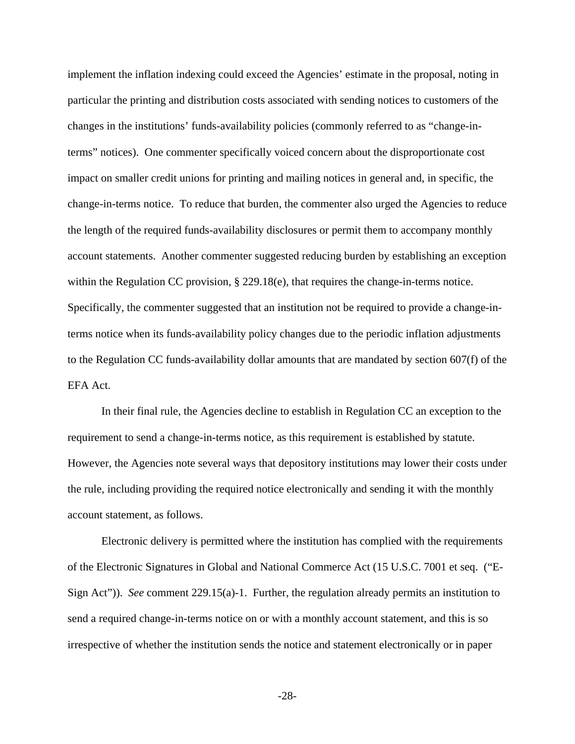implement the inflation indexing could exceed the Agencies' estimate in the proposal, noting in particular the printing and distribution costs associated with sending notices to customers of the changes in the institutions' funds-availability policies (commonly referred to as "change-in-terms" notices). One commenter specifically voiced concern about the disproportionate cost impact on smaller credit unions for printing and mailing notices in general and, in specific, the change-in-terms notice. To reduce that burden, the commenter also urged the Agencies to reduce the length of the required funds-availability disclosures or permit them to accompany monthly account statements. Another commenter suggested reducing burden by establishing an exception within the Regulation CC provision, § 229.18(e), that requires the change-in-terms notice. Specifically, the commenter suggested that an institution not be required to provide a change-in-terms notice when its funds-availability policy changes due to the periodic inflation adjustments to the Regulation CC funds-availability dollar amounts that are mandated by section 607(f) of the EFA Act.

In their final rule, the Agencies decline to establish in Regulation CC an exception to the requirement to send a change-in-terms notice, as this requirement is established by statute. However, the Agencies note several ways that depository institutions may lower their costs under the rule, including providing the required notice electronically and sending it with the monthly account statement, as follows.

Electronic delivery is permitted where the institution has complied with the requirements of the Electronic Signatures in Global and National Commerce Act (15 U.S.C. 7001 et seq. ("E-Sign Act")). *See* comment 229.15(a)-1. Further, the regulation already permits an institution to send a required change-in-terms notice on or with a monthly account statement, and this is so irrespective of whether the institution sends the notice and statement electronically or in paper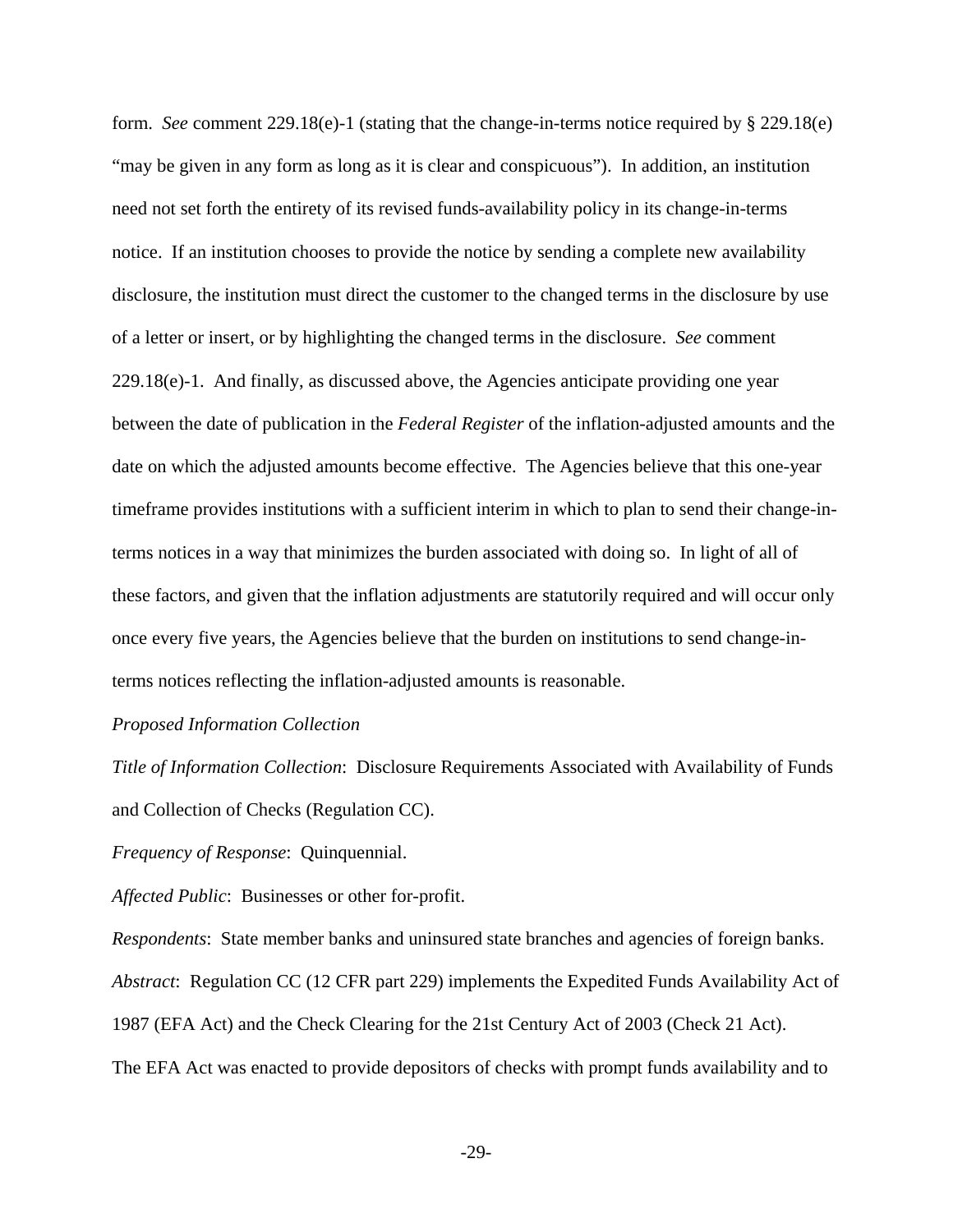form. *See* comment 229.18(e)-1 (stating that the change-in-terms notice required by § 229.18(e) "may be given in any form as long as it is clear and conspicuous"). In addition, an institution need not set forth the entirety of its revised funds-availability policy in its change-in-terms notice. If an institution chooses to provide the notice by sending a complete new availability disclosure, the institution must direct the customer to the changed terms in the disclosure by use of a letter or insert, or by highlighting the changed terms in the disclosure. *See* comment 229.18(e)-1. And finally, as discussed above, the Agencies anticipate providing one year between the date of publication in the *Federal Register* of the inflation-adjusted amounts and the date on which the adjusted amounts become effective. The Agencies believe that this one-year timeframe provides institutions with a sufficient interim in which to plan to send their change-in-terms notices in a way that minimizes the burden associated with doing so. In light of all of these factors, and given that the inflation adjustments are statutorily required and will occur only once every five years, the Agencies believe that the burden on institutions to send change-in-terms notices reflecting the inflation-adjusted amounts is reasonable.

*Proposed Information Collection*

*Title of Information Collection*: Disclosure Requirements Associated with Availability of Funds and Collection of Checks (Regulation CC).

*Frequency of Response*: Quinquennial.

*Affected Public*: Businesses or other for-profit.

*Respondents*: State member banks and uninsured state branches and agencies of foreign banks.

*Abstract*: Regulation CC (12 CFR part 229) implements the Expedited Funds Availability Act of 1987 (EFA Act) and the Check Clearing for the 21st Century Act of 2003 (Check 21 Act). The EFA Act was enacted to provide depositors of checks with prompt funds availability and to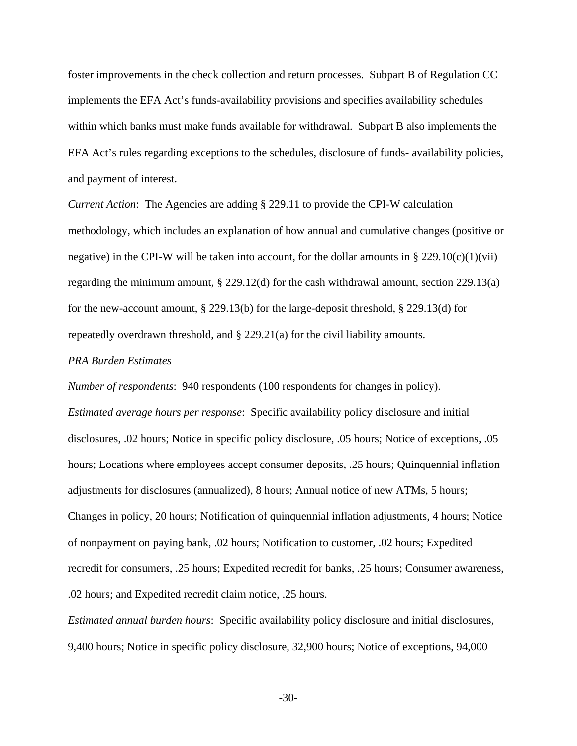foster improvements in the check collection and return processes. Subpart B of Regulation CC implements the EFA Act's funds-availability provisions and specifies availability schedules within which banks must make funds available for withdrawal. Subpart B also implements the EFA Act's rules regarding exceptions to the schedules, disclosure of funds- availability policies, and payment of interest.

*Current Action*: The Agencies are adding § 229.11 to provide the CPI-W calculation methodology, which includes an explanation of how annual and cumulative changes (positive or negative) in the CPI-W will be taken into account, for the dollar amounts in § 229.10(c)(1)(vii) regarding the minimum amount, § 229.12(d) for the cash withdrawal amount, section 229.13(a) for the new-account amount, § 229.13(b) for the large-deposit threshold, § 229.13(d) for repeatedly overdrawn threshold, and § 229.21(a) for the civil liability amounts.

*PRA Burden Estimates*

*Number of respondents*: 940 respondents (100 respondents for changes in policy).

*Estimated average hours per response*: Specific availability policy disclosure and initial disclosures, .02 hours; Notice in specific policy disclosure, .05 hours; Notice of exceptions, .05 hours; Locations where employees accept consumer deposits, .25 hours; Quinquennial inflation adjustments for disclosures (annualized), 8 hours; Annual notice of new ATMs, 5 hours; Changes in policy, 20 hours; Notification of quinquennial inflation adjustments, 4 hours; Notice of nonpayment on paying bank, .02 hours; Notification to customer, .02 hours; Expedited recredit for consumers, .25 hours; Expedited recredit for banks, .25 hours; Consumer awareness, .02 hours; and Expedited recredit claim notice, .25 hours.

*Estimated annual burden hours*: Specific availability policy disclosure and initial disclosures, 9,400 hours; Notice in specific policy disclosure, 32,900 hours; Notice of exceptions, 94,000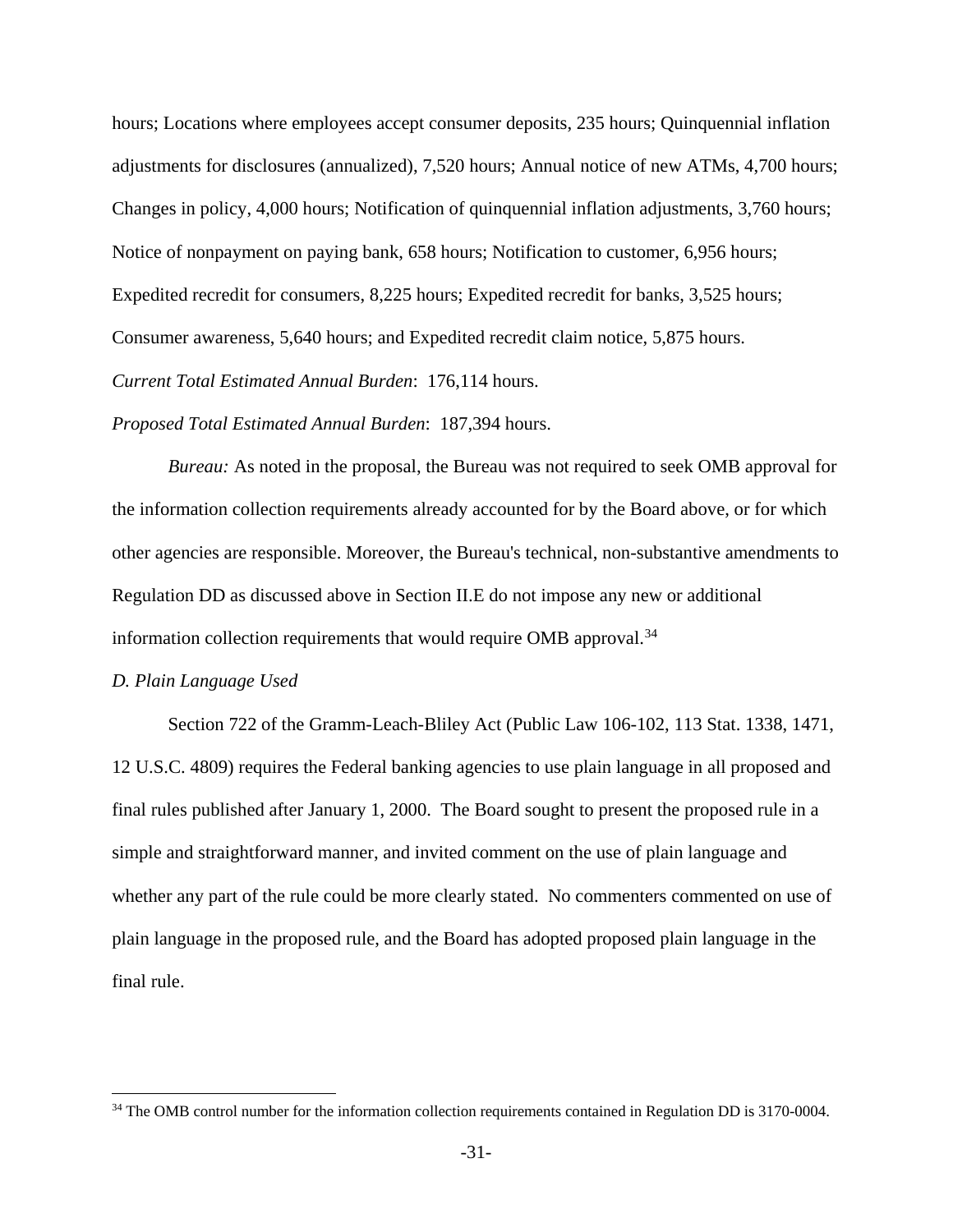hours; Locations where employees accept consumer deposits, 235 hours; Quinquennial inflation adjustments for disclosures (annualized), 7,520 hours; Annual notice of new ATMs, 4,700 hours; Changes in policy, 4,000 hours; Notification of quinquennial inflation adjustments, 3,760 hours; Notice of nonpayment on paying bank, 658 hours; Notification to customer, 6,956 hours; Expedited recredit for consumers, 8,225 hours; Expedited recredit for banks, 3,525 hours; Consumer awareness, 5,640 hours; and Expedited recredit claim notice, 5,875 hours.

*Current Total Estimated Annual Burden*: 176,114 hours.

*Proposed Total Estimated Annual Burden*: 187,394 hours.

*Bureau:* As noted in the proposal, the Bureau was not required to seek OMB approval for the information collection requirements already accounted for by the Board above, or for which other agencies are responsible. Moreover, the Bureau's technical, non-substantive amendments to Regulation DD as discussed above in Section II.E do not impose any new or additional information collection requirements that would require OMB approval.[34]

*D. Plain Language Used*

Section 722 of the Gramm-Leach-Bliley Act (Public Law 106-102, 113 Stat. 1338, 1471, 12 U.S.C. 4809) requires the Federal banking agencies to use plain language in all proposed and final rules published after January 1, 2000. The Board sought to present the proposed rule in a simple and straightforward manner, and invited comment on the use of plain language and whether any part of the rule could be more clearly stated. No commenters commented on use of plain language in the proposed rule, and the Board has adopted proposed plain language in the final rule.

---

[34] The OMB control number for the information collection requirements contained in Regulation DD is 3170-0004.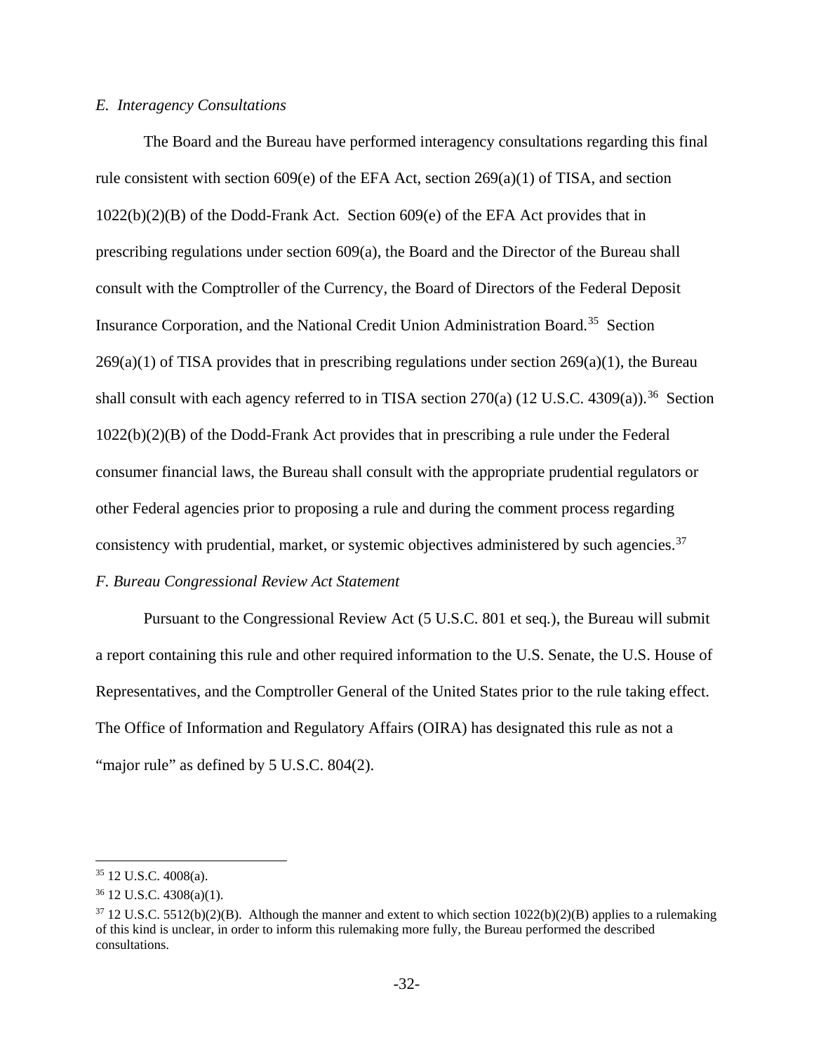*E. Interagency Consultations*

The Board and the Bureau have performed interagency consultations regarding this final rule consistent with section 609(e) of the EFA Act, section 269(a)(1) of TISA, and section 1022(b)(2)(B) of the Dodd-Frank Act. Section 609(e) of the EFA Act provides that in prescribing regulations under section 609(a), the Board and the Director of the Bureau shall consult with the Comptroller of the Currency, the Board of Directors of the Federal Deposit Insurance Corporation, and the National Credit Union Administration Board.[35] Section 269(a)(1) of TISA provides that in prescribing regulations under section 269(a)(1), the Bureau shall consult with each agency referred to in TISA section 270(a) (12 U.S.C. 4309(a)).[36] Section 1022(b)(2)(B) of the Dodd-Frank Act provides that in prescribing a rule under the Federal consumer financial laws, the Bureau shall consult with the appropriate prudential regulators or other Federal agencies prior to proposing a rule and during the comment process regarding consistency with prudential, market, or systemic objectives administered by such agencies.[37]

*F. Bureau Congressional Review Act Statement*

Pursuant to the Congressional Review Act (5 U.S.C. 801 et seq.), the Bureau will submit a report containing this rule and other required information to the U.S. Senate, the U.S. House of Representatives, and the Comptroller General of the United States prior to the rule taking effect. The Office of Information and Regulatory Affairs (OIRA) has designated this rule as not a "major rule" as defined by 5 U.S.C. 804(2).

---

[35] 12 U.S.C. 4008(a).

[36] 12 U.S.C. 4308(a)(1).

[37] 12 U.S.C. 5512(b)(2)(B). Although the manner and extent to which section 1022(b)(2)(B) applies to a rulemaking of this kind is unclear, in order to inform this rulemaking more fully, the Bureau performed the described consultations.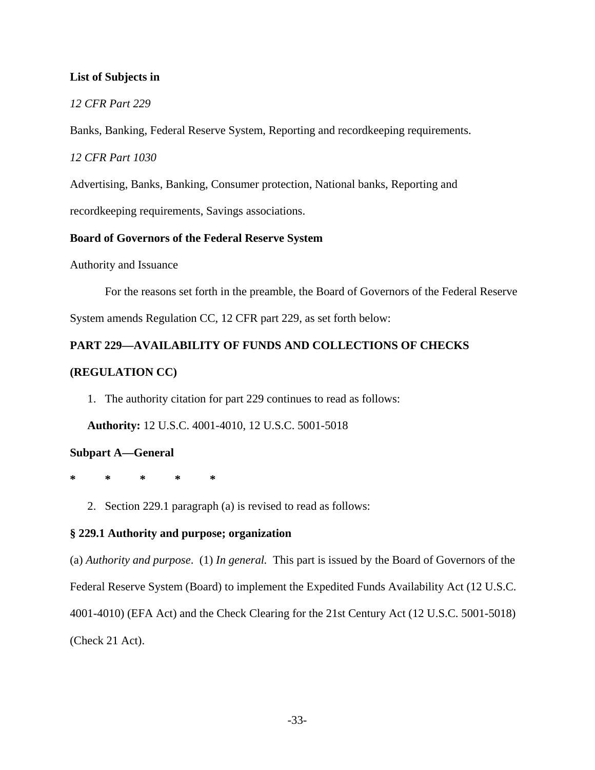**List of Subjects in**

*12 CFR Part 229*

Banks, Banking, Federal Reserve System, Reporting and recordkeeping requirements.

*12 CFR Part 1030*

Advertising, Banks, Banking, Consumer protection, National banks, Reporting and recordkeeping requirements, Savings associations.

**Board of Governors of the Federal Reserve System**

Authority and Issuance

For the reasons set forth in the preamble, the Board of Governors of the Federal Reserve System amends Regulation CC, 12 CFR part 229, as set forth below:

**PART 229—AVAILABILITY OF FUNDS AND COLLECTIONS OF CHECKS (REGULATION CC)**

1. The authority citation for part 229 continues to read as follows:

**Authority:** 12 U.S.C. 4001-4010, 12 U.S.C. 5001-5018

**Subpart A—General**

\* \* \* \* \*

2. Section 229.1 paragraph (a) is revised to read as follows:

**§ 229.1 Authority and purpose; organization**

(a) *Authority and purpose*. (1) *In general.* This part is issued by the Board of Governors of the Federal Reserve System (Board) to implement the Expedited Funds Availability Act (12 U.S.C. 4001-4010) (EFA Act) and the Check Clearing for the 21st Century Act (12 U.S.C. 5001-5018) (Check 21 Act).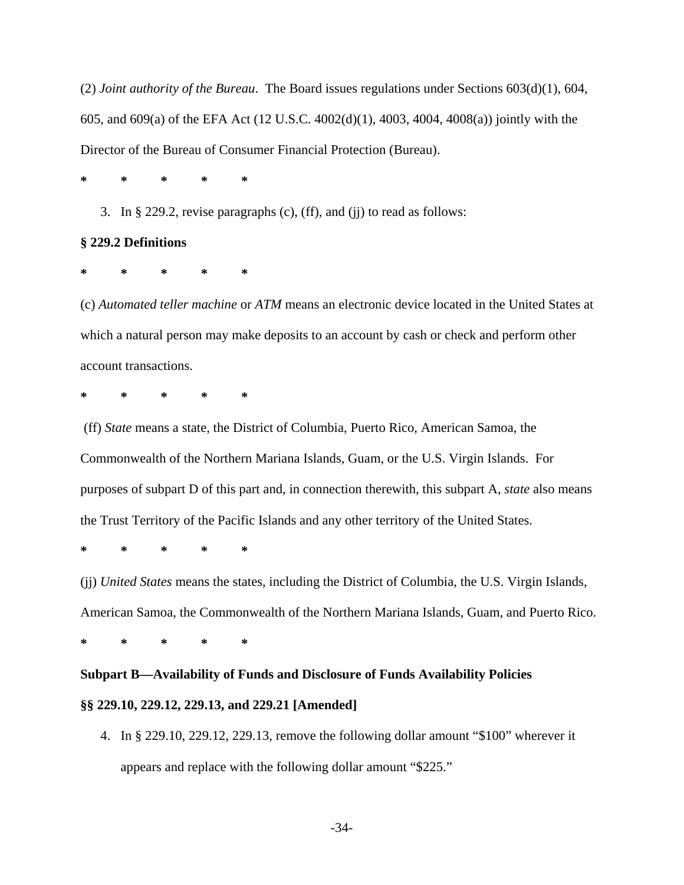(2) *Joint authority of the Bureau*. The Board issues regulations under Sections 603(d)(1), 604, 605, and 609(a) of the EFA Act (12 U.S.C. 4002(d)(1), 4003, 4004, 4008(a)) jointly with the Director of the Bureau of Consumer Financial Protection (Bureau).

\* \* \* \* \*

3. In § 229.2, revise paragraphs (c), (ff), and (jj) to read as follows:

**§ 229.2 Definitions**

\* \* \* \* \*

(c) *Automated teller machine* or *ATM* means an electronic device located in the United States at which a natural person may make deposits to an account by cash or check and perform other account transactions.

\* \* \* \* \*

(ff) *State* means a state, the District of Columbia, Puerto Rico, American Samoa, the Commonwealth of the Northern Mariana Islands, Guam, or the U.S. Virgin Islands. For purposes of subpart D of this part and, in connection therewith, this subpart A, *state* also means the Trust Territory of the Pacific Islands and any other territory of the United States.

\* \* \* \* \*

(jj) *United States* means the states, including the District of Columbia, the U.S. Virgin Islands, American Samoa, the Commonwealth of the Northern Mariana Islands, Guam, and Puerto Rico.

\* \* \* \* \*

**Subpart B—Availability of Funds and Disclosure of Funds Availability Policies**

**§§ 229.10, 229.12, 229.13, and 229.21 [Amended]**

4. In § 229.10, 229.12, 229.13, remove the following dollar amount "$100" wherever it appears and replace with the following dollar amount "$225."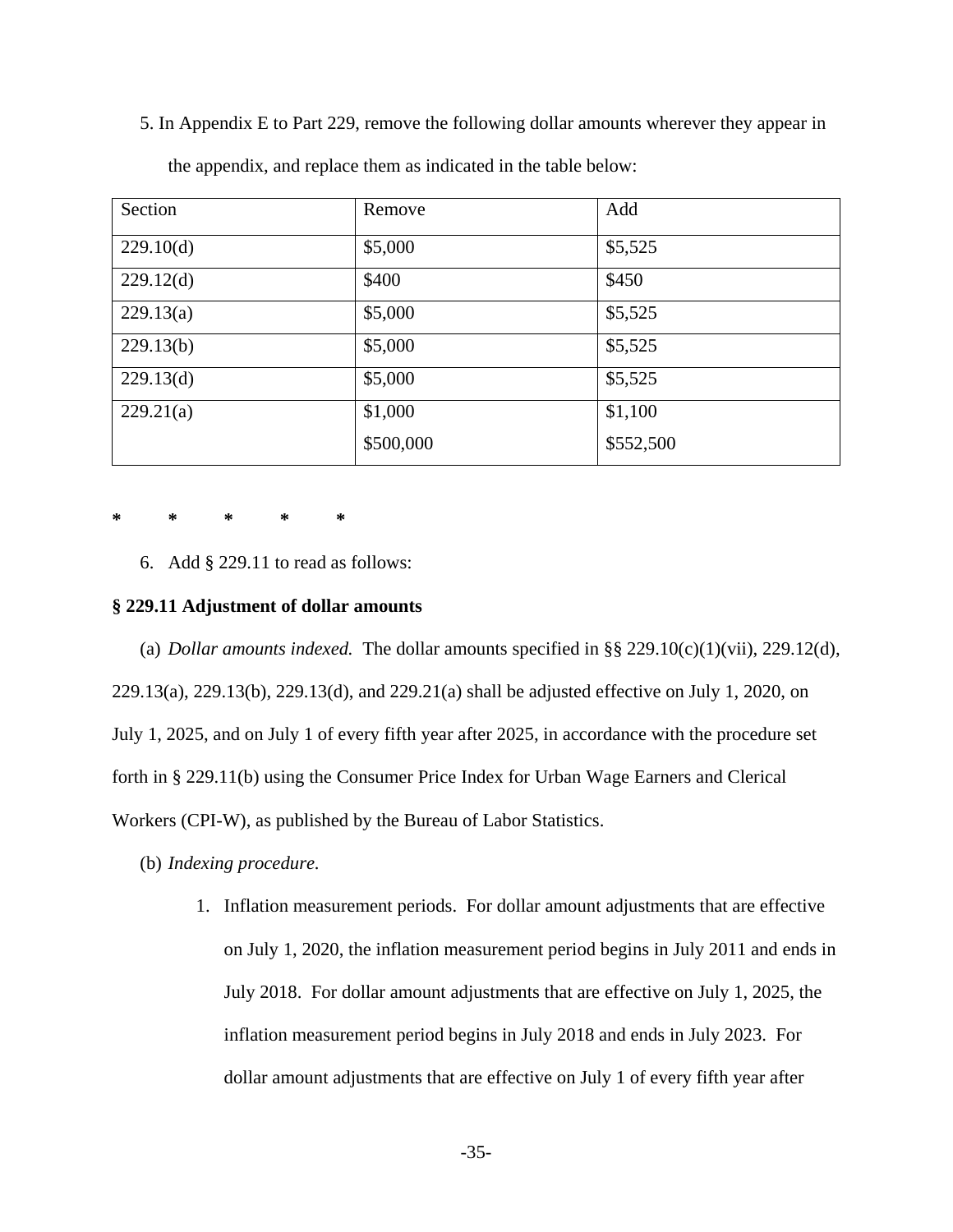5. In Appendix E to Part 229, remove the following dollar amounts wherever they appear in the appendix, and replace them as indicated in the table below:

| Section | Remove | Add |
|---|---|---|
| 229.10(d) | $5,000 | $5,525 |
| 229.12(d) | $400 | $450 |
| 229.13(a) | $5,000 | $5,525 |
| 229.13(b) | $5,000 | $5,525 |
| 229.13(d) | $5,000 | $5,525 |
| 229.21(a) | $1,000<br>$500,000 | $1,100<br>$552,500 |

**\*　　\*　　\*　　\*　　\***

6. Add § 229.11 to read as follows:

**§ 229.11 Adjustment of dollar amounts**

(a) *Dollar amounts indexed.* The dollar amounts specified in §§ 229.10(c)(1)(vii), 229.12(d), 229.13(a), 229.13(b), 229.13(d), and 229.21(a) shall be adjusted effective on July 1, 2020, on July 1, 2025, and on July 1 of every fifth year after 2025, in accordance with the procedure set forth in § 229.11(b) using the Consumer Price Index for Urban Wage Earners and Clerical Workers (CPI-W), as published by the Bureau of Labor Statistics.

(b) *Indexing procedure.*

1. Inflation measurement periods. For dollar amount adjustments that are effective on July 1, 2020, the inflation measurement period begins in July 2011 and ends in July 2018. For dollar amount adjustments that are effective on July 1, 2025, the inflation measurement period begins in July 2018 and ends in July 2023. For dollar amount adjustments that are effective on July 1 of every fifth year after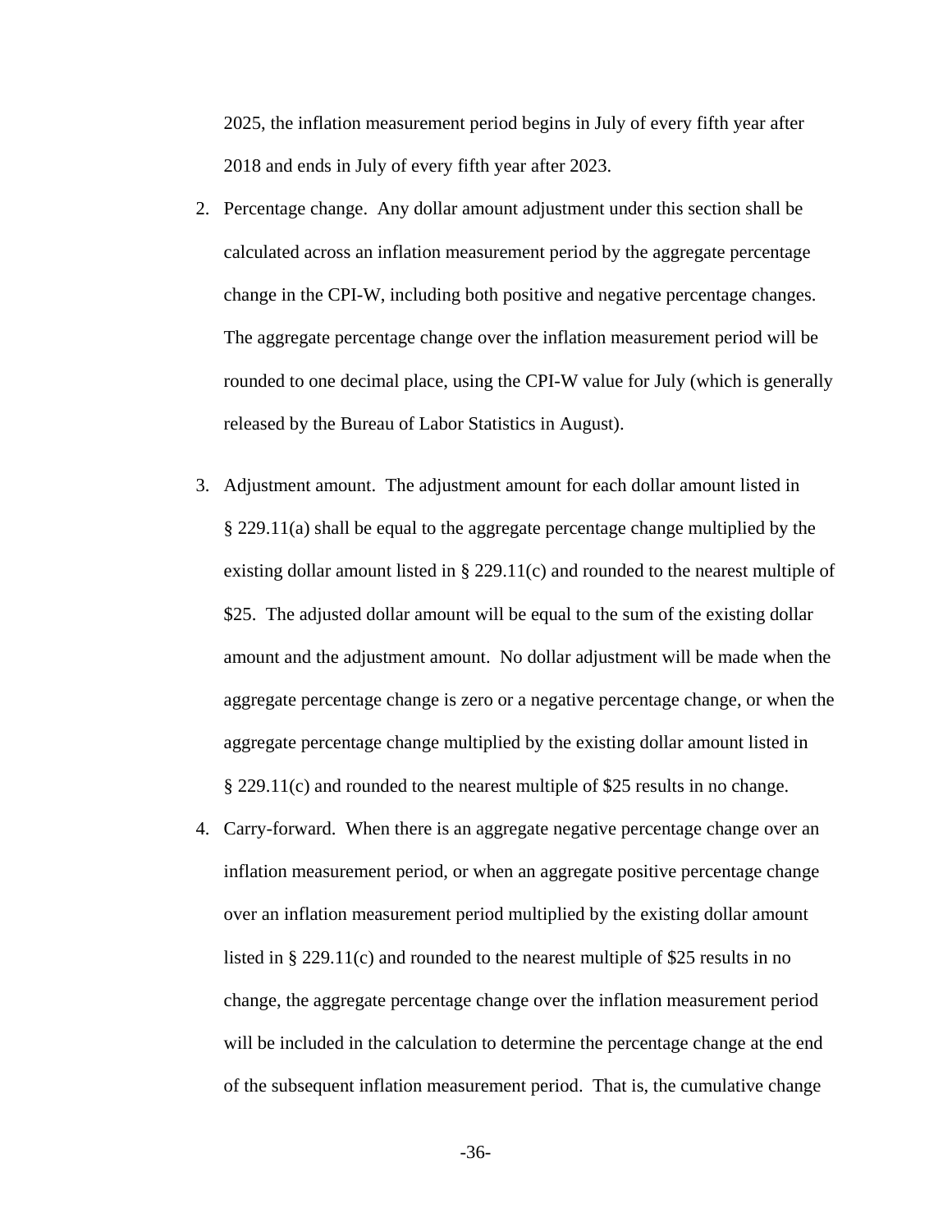2025, the inflation measurement period begins in July of every fifth year after 2018 and ends in July of every fifth year after 2023.

2. Percentage change. Any dollar amount adjustment under this section shall be calculated across an inflation measurement period by the aggregate percentage change in the CPI-W, including both positive and negative percentage changes. The aggregate percentage change over the inflation measurement period will be rounded to one decimal place, using the CPI-W value for July (which is generally released by the Bureau of Labor Statistics in August).

3. Adjustment amount. The adjustment amount for each dollar amount listed in § 229.11(a) shall be equal to the aggregate percentage change multiplied by the existing dollar amount listed in § 229.11(c) and rounded to the nearest multiple of $25. The adjusted dollar amount will be equal to the sum of the existing dollar amount and the adjustment amount. No dollar adjustment will be made when the aggregate percentage change is zero or a negative percentage change, or when the aggregate percentage change multiplied by the existing dollar amount listed in § 229.11(c) and rounded to the nearest multiple of $25 results in no change.

4. Carry-forward. When there is an aggregate negative percentage change over an inflation measurement period, or when an aggregate positive percentage change over an inflation measurement period multiplied by the existing dollar amount listed in § 229.11(c) and rounded to the nearest multiple of $25 results in no change, the aggregate percentage change over the inflation measurement period will be included in the calculation to determine the percentage change at the end of the subsequent inflation measurement period. That is, the cumulative change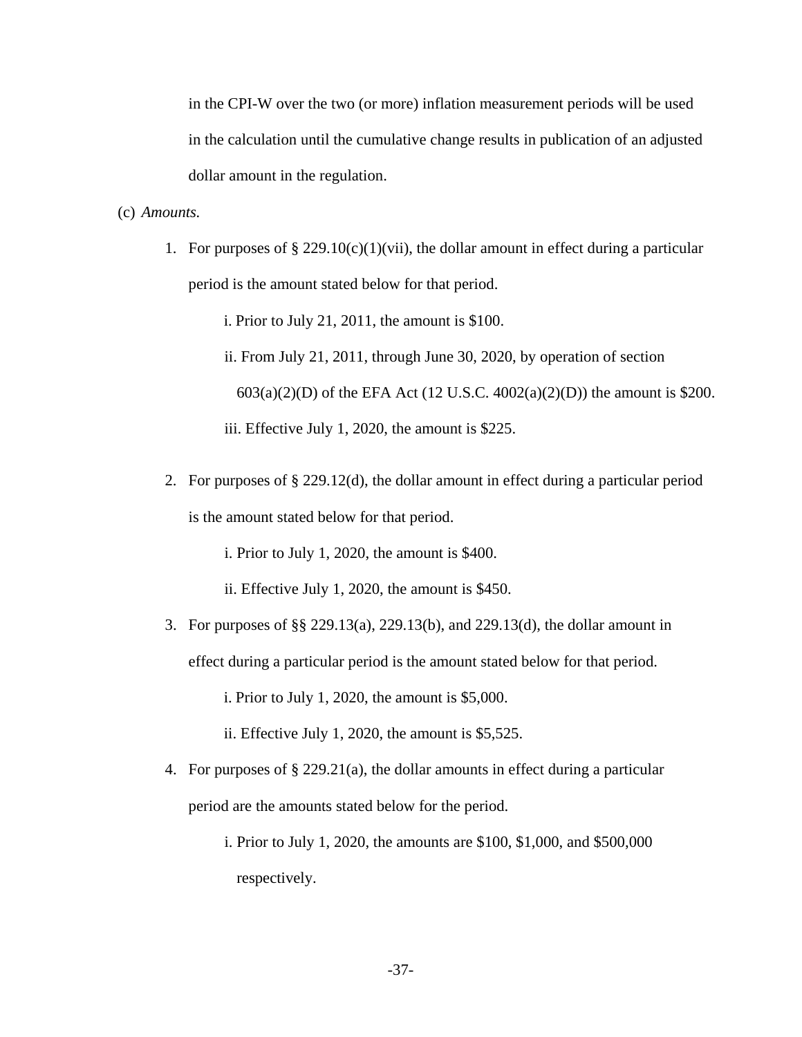in the CPI-W over the two (or more) inflation measurement periods will be used in the calculation until the cumulative change results in publication of an adjusted dollar amount in the regulation.

(c) *Amounts.*

1. For purposes of § 229.10(c)(1)(vii), the dollar amount in effect during a particular period is the amount stated below for that period.

   i. Prior to July 21, 2011, the amount is $100.

   ii. From July 21, 2011, through June 30, 2020, by operation of section 603(a)(2)(D) of the EFA Act (12 U.S.C. 4002(a)(2)(D)) the amount is $200.

   iii. Effective July 1, 2020, the amount is $225.

2. For purposes of § 229.12(d), the dollar amount in effect during a particular period is the amount stated below for that period.

   i. Prior to July 1, 2020, the amount is $400.

   ii. Effective July 1, 2020, the amount is $450.

3. For purposes of §§ 229.13(a), 229.13(b), and 229.13(d), the dollar amount in effect during a particular period is the amount stated below for that period.

   i. Prior to July 1, 2020, the amount is $5,000.

   ii. Effective July 1, 2020, the amount is $5,525.

4. For purposes of § 229.21(a), the dollar amounts in effect during a particular period are the amounts stated below for the period.

   i. Prior to July 1, 2020, the amounts are $100, $1,000, and $500,000 respectively.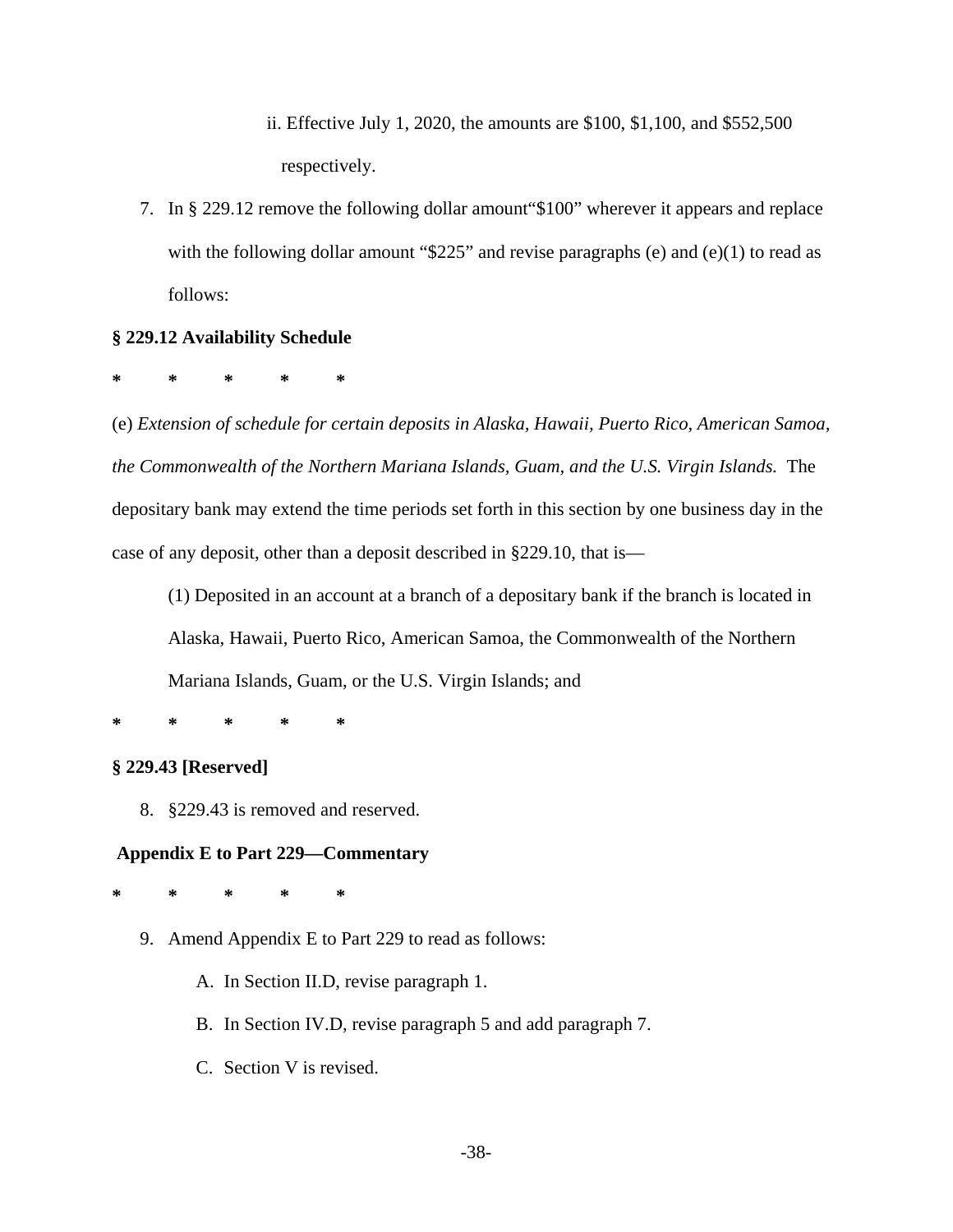ii. Effective July 1, 2020, the amounts are $100, $1,100, and $552,500 respectively.

7. In § 229.12 remove the following dollar amount“$100” wherever it appears and replace with the following dollar amount “$225” and revise paragraphs (e) and (e)(1) to read as follows:

**§ 229.12 Availability Schedule**

**\*          \*          \*          \*          \***

(e) *Extension of schedule for certain deposits in Alaska, Hawaii, Puerto Rico, American Samoa, the Commonwealth of the Northern Mariana Islands, Guam, and the U.S. Virgin Islands.* The depositary bank may extend the time periods set forth in this section by one business day in the case of any deposit, other than a deposit described in §229.10, that is—

(1) Deposited in an account at a branch of a depositary bank if the branch is located in Alaska, Hawaii, Puerto Rico, American Samoa, the Commonwealth of the Northern Mariana Islands, Guam, or the U.S. Virgin Islands; and

**\*          \*          \*          \*          \***

**§ 229.43 [Reserved]**

8. §229.43 is removed and reserved.

**Appendix E to Part 229—Commentary**

**\*          \*          \*          \*          \***

9. Amend Appendix E to Part 229 to read as follows:

   A. In Section II.D, revise paragraph 1.

   B. In Section IV.D, revise paragraph 5 and add paragraph 7.

   C. Section V is revised.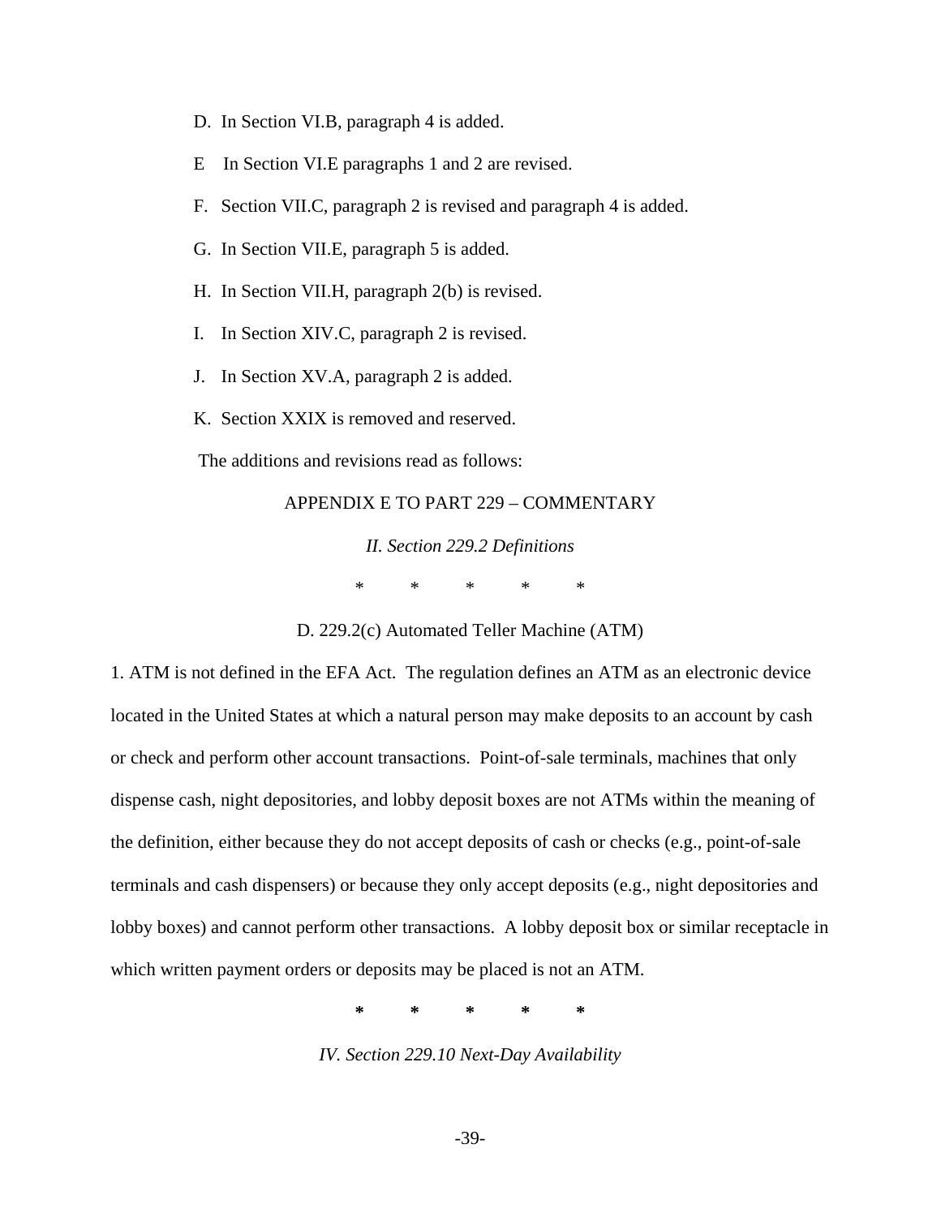D. In Section VI.B, paragraph 4 is added.

E In Section VI.E paragraphs 1 and 2 are revised.

F. Section VII.C, paragraph 2 is revised and paragraph 4 is added.

G. In Section VII.E, paragraph 5 is added.

H. In Section VII.H, paragraph 2(b) is revised.

I. In Section XIV.C, paragraph 2 is revised.

J. In Section XV.A, paragraph 2 is added.

K. Section XXIX is removed and reserved.

The additions and revisions read as follows:

APPENDIX E TO PART 229 – COMMENTARY

*II. Section 229.2 Definitions*

\* \* \* \* \*

D. 229.2(c) Automated Teller Machine (ATM)

1. ATM is not defined in the EFA Act. The regulation defines an ATM as an electronic device located in the United States at which a natural person may make deposits to an account by cash or check and perform other account transactions. Point-of-sale terminals, machines that only dispense cash, night depositories, and lobby deposit boxes are not ATMs within the meaning of the definition, either because they do not accept deposits of cash or checks (e.g., point-of-sale terminals and cash dispensers) or because they only accept deposits (e.g., night depositories and lobby boxes) and cannot perform other transactions. A lobby deposit box or similar receptacle in which written payment orders or deposits may be placed is not an ATM.

\* \* \* \* \*

*IV. Section 229.10 Next-Day Availability*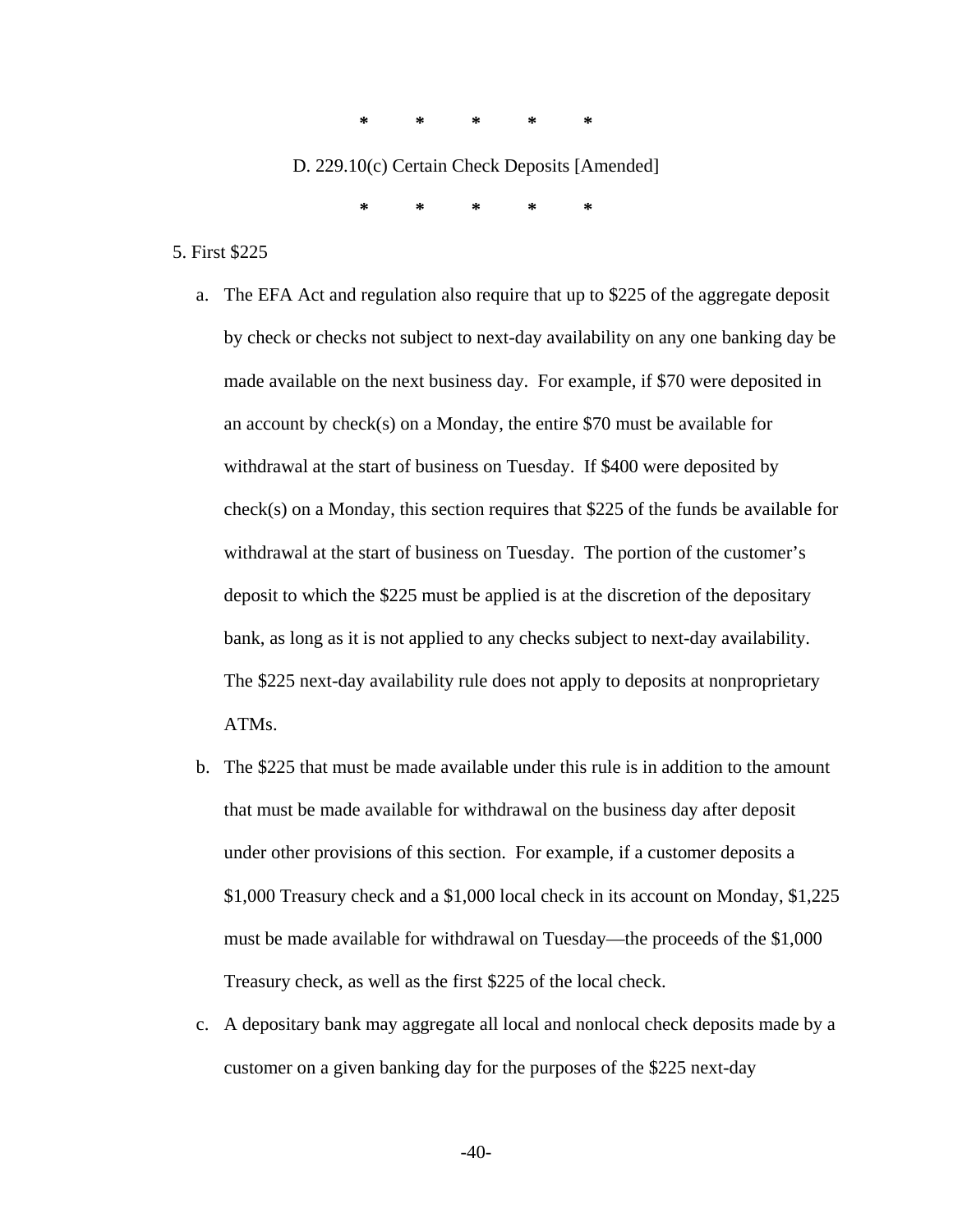\*          \*          \*          \*          \*

D. 229.10(c) Certain Check Deposits [Amended]

\*          \*          \*          \*          \*

5. First $225

a. The EFA Act and regulation also require that up to $225 of the aggregate deposit by check or checks not subject to next-day availability on any one banking day be made available on the next business day. For example, if $70 were deposited in an account by check(s) on a Monday, the entire $70 must be available for withdrawal at the start of business on Tuesday. If $400 were deposited by check(s) on a Monday, this section requires that $225 of the funds be available for withdrawal at the start of business on Tuesday. The portion of the customer's deposit to which the $225 must be applied is at the discretion of the depositary bank, as long as it is not applied to any checks subject to next-day availability. The $225 next-day availability rule does not apply to deposits at nonproprietary ATMs.

b. The $225 that must be made available under this rule is in addition to the amount that must be made available for withdrawal on the business day after deposit under other provisions of this section. For example, if a customer deposits a $1,000 Treasury check and a $1,000 local check in its account on Monday, $1,225 must be made available for withdrawal on Tuesday—the proceeds of the $1,000 Treasury check, as well as the first $225 of the local check.

c. A depositary bank may aggregate all local and nonlocal check deposits made by a customer on a given banking day for the purposes of the $225 next-day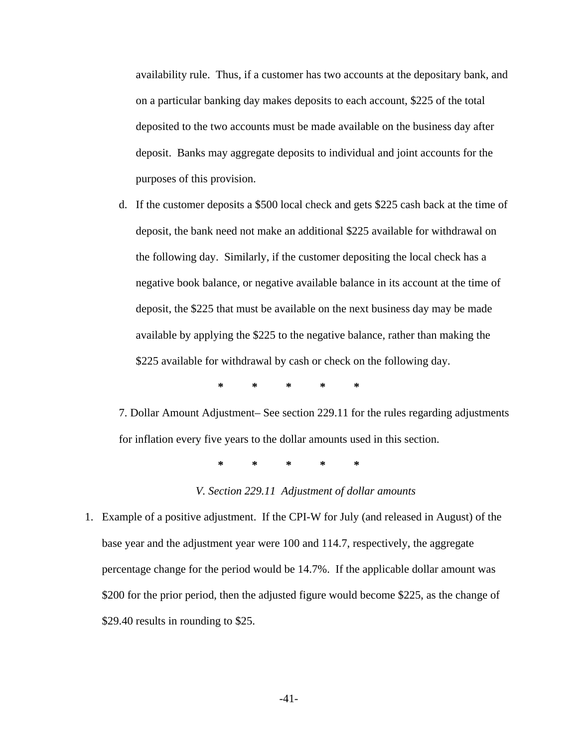availability rule. Thus, if a customer has two accounts at the depositary bank, and on a particular banking day makes deposits to each account, $225 of the total deposited to the two accounts must be made available on the business day after deposit. Banks may aggregate deposits to individual and joint accounts for the purposes of this provision.

d. If the customer deposits a $500 local check and gets $225 cash back at the time of deposit, the bank need not make an additional $225 available for withdrawal on the following day. Similarly, if the customer depositing the local check has a negative book balance, or negative available balance in its account at the time of deposit, the $225 that must be available on the next business day may be made available by applying the $225 to the negative balance, rather than making the $225 available for withdrawal by cash or check on the following day.

\* \* \* \* \*

7. Dollar Amount Adjustment– See section 229.11 for the rules regarding adjustments for inflation every five years to the dollar amounts used in this section.

\* \* \* \* \*

*V. Section 229.11 Adjustment of dollar amounts*

1. Example of a positive adjustment. If the CPI-W for July (and released in August) of the base year and the adjustment year were 100 and 114.7, respectively, the aggregate percentage change for the period would be 14.7%. If the applicable dollar amount was $200 for the prior period, then the adjusted figure would become $225, as the change of $29.40 results in rounding to $25.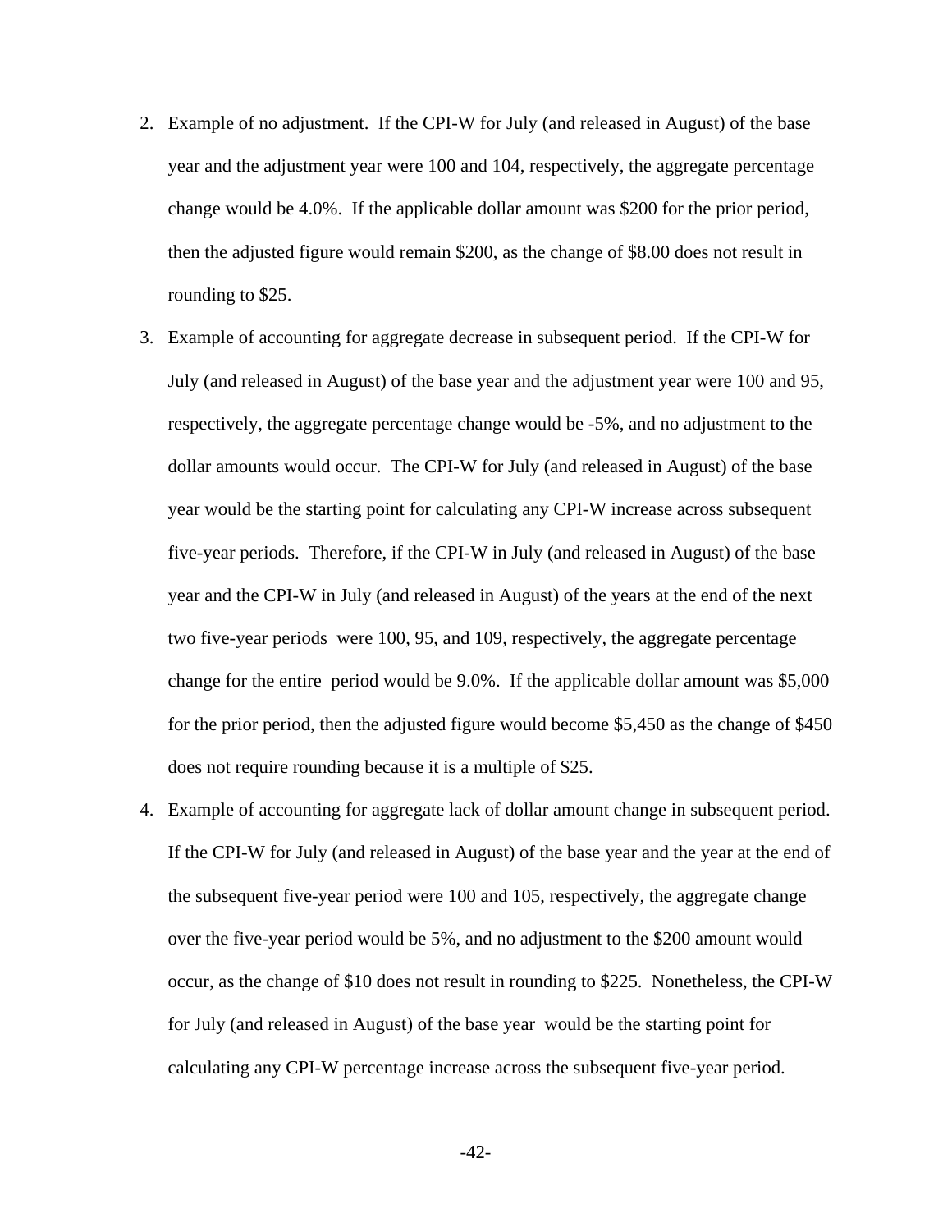2. Example of no adjustment. If the CPI-W for July (and released in August) of the base year and the adjustment year were 100 and 104, respectively, the aggregate percentage change would be 4.0%. If the applicable dollar amount was $200 for the prior period, then the adjusted figure would remain $200, as the change of $8.00 does not result in rounding to $25.

3. Example of accounting for aggregate decrease in subsequent period. If the CPI-W for July (and released in August) of the base year and the adjustment year were 100 and 95, respectively, the aggregate percentage change would be -5%, and no adjustment to the dollar amounts would occur. The CPI-W for July (and released in August) of the base year would be the starting point for calculating any CPI-W increase across subsequent five-year periods. Therefore, if the CPI-W in July (and released in August) of the base year and the CPI-W in July (and released in August) of the years at the end of the next two five-year periods were 100, 95, and 109, respectively, the aggregate percentage change for the entire period would be 9.0%. If the applicable dollar amount was $5,000 for the prior period, then the adjusted figure would become $5,450 as the change of $450 does not require rounding because it is a multiple of $25.

4. Example of accounting for aggregate lack of dollar amount change in subsequent period. If the CPI-W for July (and released in August) of the base year and the year at the end of the subsequent five-year period were 100 and 105, respectively, the aggregate change over the five-year period would be 5%, and no adjustment to the $200 amount would occur, as the change of $10 does not result in rounding to $225. Nonetheless, the CPI-W for July (and released in August) of the base year would be the starting point for calculating any CPI-W percentage increase across the subsequent five-year period.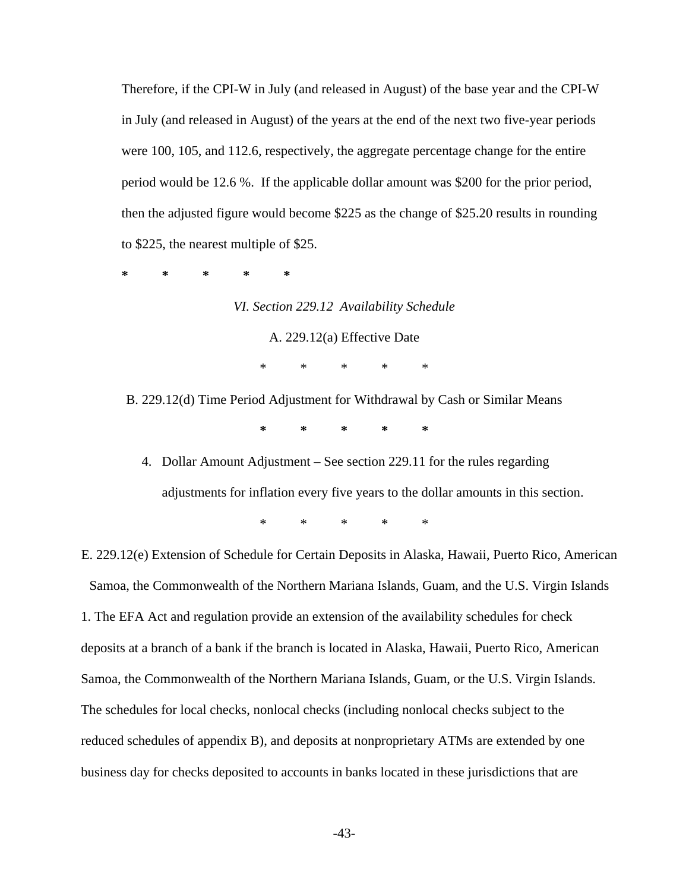Therefore, if the CPI-W in July (and released in August) of the base year and the CPI-W in July (and released in August) of the years at the end of the next two five-year periods were 100, 105, and 112.6, respectively, the aggregate percentage change for the entire period would be 12.6 %. If the applicable dollar amount was $200 for the prior period, then the adjusted figure would become $225 as the change of $25.20 results in rounding to $225, the nearest multiple of $25.

\* \* \* \* \*

*VI. Section 229.12 Availability Schedule*

A. 229.12(a) Effective Date

\* \* \* \* \*

B. 229.12(d) Time Period Adjustment for Withdrawal by Cash or Similar Means

\* \* \* \* \*

4. Dollar Amount Adjustment – See section 229.11 for the rules regarding adjustments for inflation every five years to the dollar amounts in this section.

\* \* \* \* \*

E. 229.12(e) Extension of Schedule for Certain Deposits in Alaska, Hawaii, Puerto Rico, American Samoa, the Commonwealth of the Northern Mariana Islands, Guam, and the U.S. Virgin Islands

1. The EFA Act and regulation provide an extension of the availability schedules for check deposits at a branch of a bank if the branch is located in Alaska, Hawaii, Puerto Rico, American Samoa, the Commonwealth of the Northern Mariana Islands, Guam, or the U.S. Virgin Islands. The schedules for local checks, nonlocal checks (including nonlocal checks subject to the reduced schedules of appendix B), and deposits at nonproprietary ATMs are extended by one business day for checks deposited to accounts in banks located in these jurisdictions that are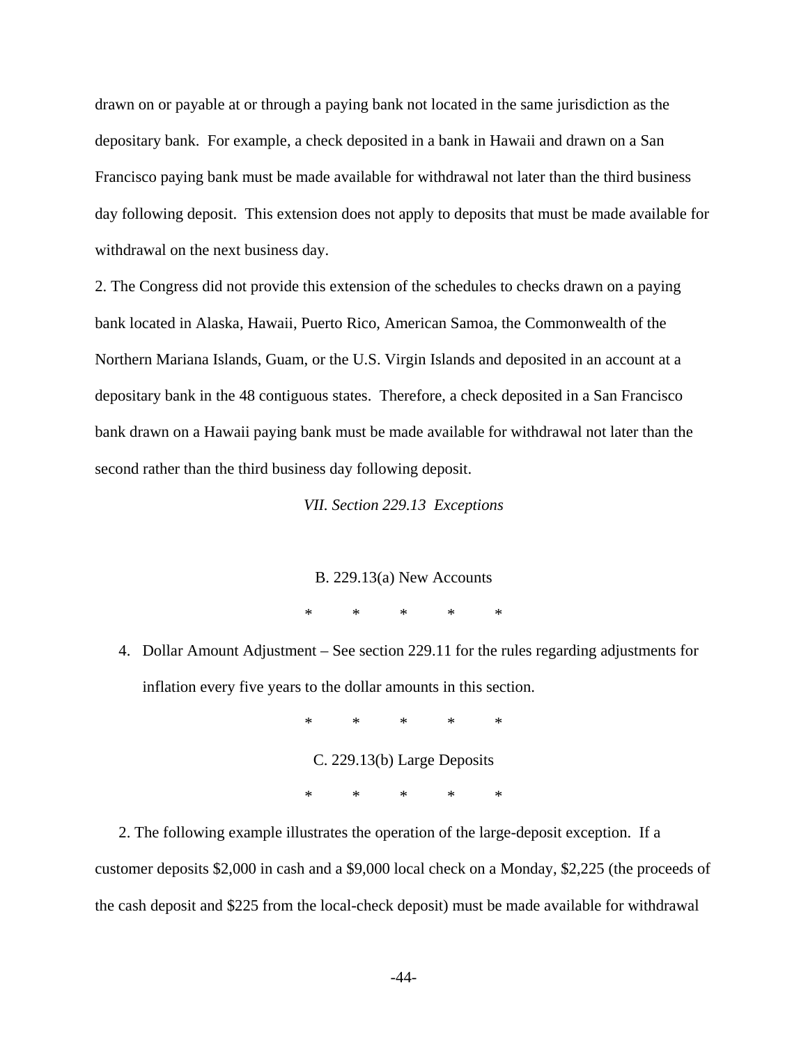drawn on or payable at or through a paying bank not located in the same jurisdiction as the depositary bank. For example, a check deposited in a bank in Hawaii and drawn on a San Francisco paying bank must be made available for withdrawal not later than the third business day following deposit. This extension does not apply to deposits that must be made available for withdrawal on the next business day.

2. The Congress did not provide this extension of the schedules to checks drawn on a paying bank located in Alaska, Hawaii, Puerto Rico, American Samoa, the Commonwealth of the Northern Mariana Islands, Guam, or the U.S. Virgin Islands and deposited in an account at a depositary bank in the 48 contiguous states. Therefore, a check deposited in a San Francisco bank drawn on a Hawaii paying bank must be made available for withdrawal not later than the second rather than the third business day following deposit.

*VII. Section 229.13 Exceptions*

B. 229.13(a) New Accounts

\* \* \* \* \*

4. Dollar Amount Adjustment – See section 229.11 for the rules regarding adjustments for inflation every five years to the dollar amounts in this section.

\* \* \* \* \*

C. 229.13(b) Large Deposits

\* \* \* \* \*

2. The following example illustrates the operation of the large-deposit exception. If a customer deposits $2,000 in cash and a $9,000 local check on a Monday, $2,225 (the proceeds of the cash deposit and $225 from the local-check deposit) must be made available for withdrawal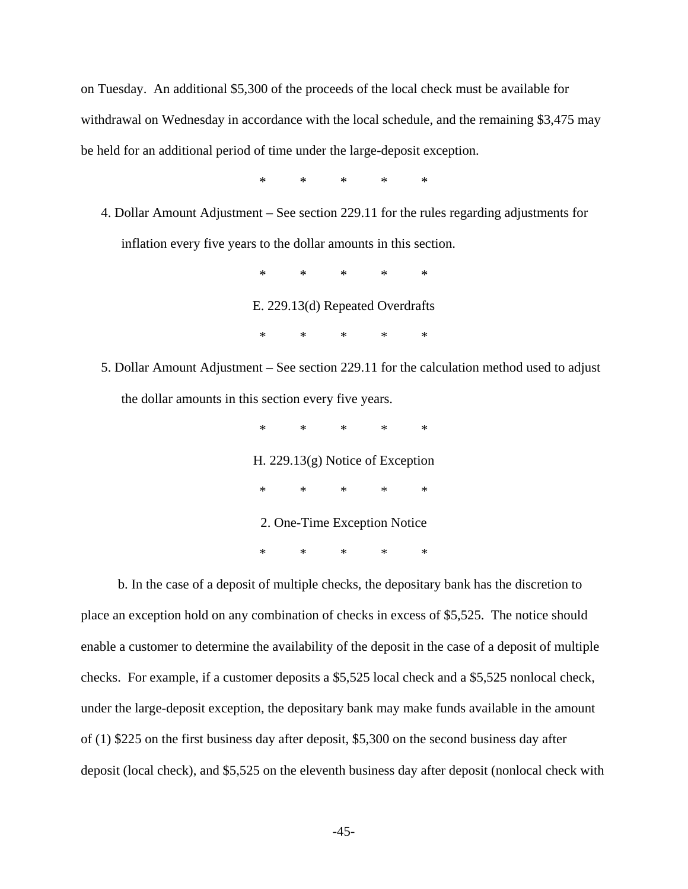on Tuesday. An additional $5,300 of the proceeds of the local check must be available for withdrawal on Wednesday in accordance with the local schedule, and the remaining $3,475 may be held for an additional period of time under the large-deposit exception.

\*   \*   \*   \*   \*

4. Dollar Amount Adjustment – See section 229.11 for the rules regarding adjustments for inflation every five years to the dollar amounts in this section.

\*   \*   \*   \*   \*

E. 229.13(d) Repeated Overdrafts

\*   \*   \*   \*   \*

5. Dollar Amount Adjustment – See section 229.11 for the calculation method used to adjust the dollar amounts in this section every five years.

\*   \*   \*   \*   \*

H. 229.13(g) Notice of Exception

\*   \*   \*   \*   \*

2. One-Time Exception Notice

\*   \*   \*   \*   \*

b. In the case of a deposit of multiple checks, the depositary bank has the discretion to place an exception hold on any combination of checks in excess of $5,525. The notice should enable a customer to determine the availability of the deposit in the case of a deposit of multiple checks. For example, if a customer deposits a $5,525 local check and a $5,525 nonlocal check, under the large-deposit exception, the depositary bank may make funds available in the amount of (1) $225 on the first business day after deposit, $5,300 on the second business day after deposit (local check), and $5,525 on the eleventh business day after deposit (nonlocal check with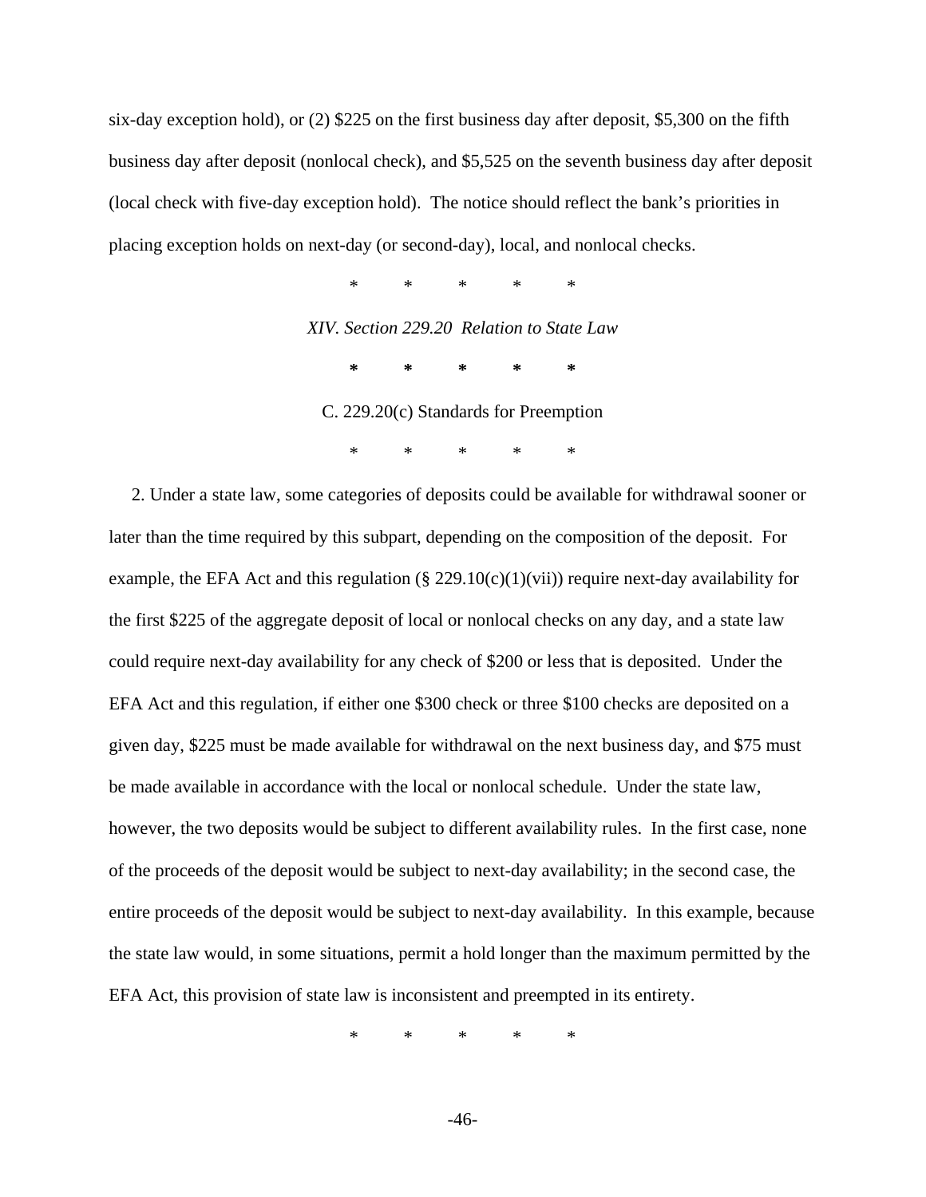six-day exception hold), or (2) $225 on the first business day after deposit, $5,300 on the fifth business day after deposit (nonlocal check), and $5,525 on the seventh business day after deposit (local check with five-day exception hold). The notice should reflect the bank's priorities in placing exception holds on next-day (or second-day), local, and nonlocal checks.

\* \* \* \* \*

*XIV. Section 229.20 Relation to State Law*

\* \* \* \* \*

C. 229.20(c) Standards for Preemption

\* \* \* \* \*

2. Under a state law, some categories of deposits could be available for withdrawal sooner or later than the time required by this subpart, depending on the composition of the deposit. For example, the EFA Act and this regulation (§ 229.10(c)(1)(vii)) require next-day availability for the first $225 of the aggregate deposit of local or nonlocal checks on any day, and a state law could require next-day availability for any check of $200 or less that is deposited. Under the EFA Act and this regulation, if either one $300 check or three $100 checks are deposited on a given day, $225 must be made available for withdrawal on the next business day, and $75 must be made available in accordance with the local or nonlocal schedule. Under the state law, however, the two deposits would be subject to different availability rules. In the first case, none of the proceeds of the deposit would be subject to next-day availability; in the second case, the entire proceeds of the deposit would be subject to next-day availability. In this example, because the state law would, in some situations, permit a hold longer than the maximum permitted by the EFA Act, this provision of state law is inconsistent and preempted in its entirety.

\* \* \* \* \*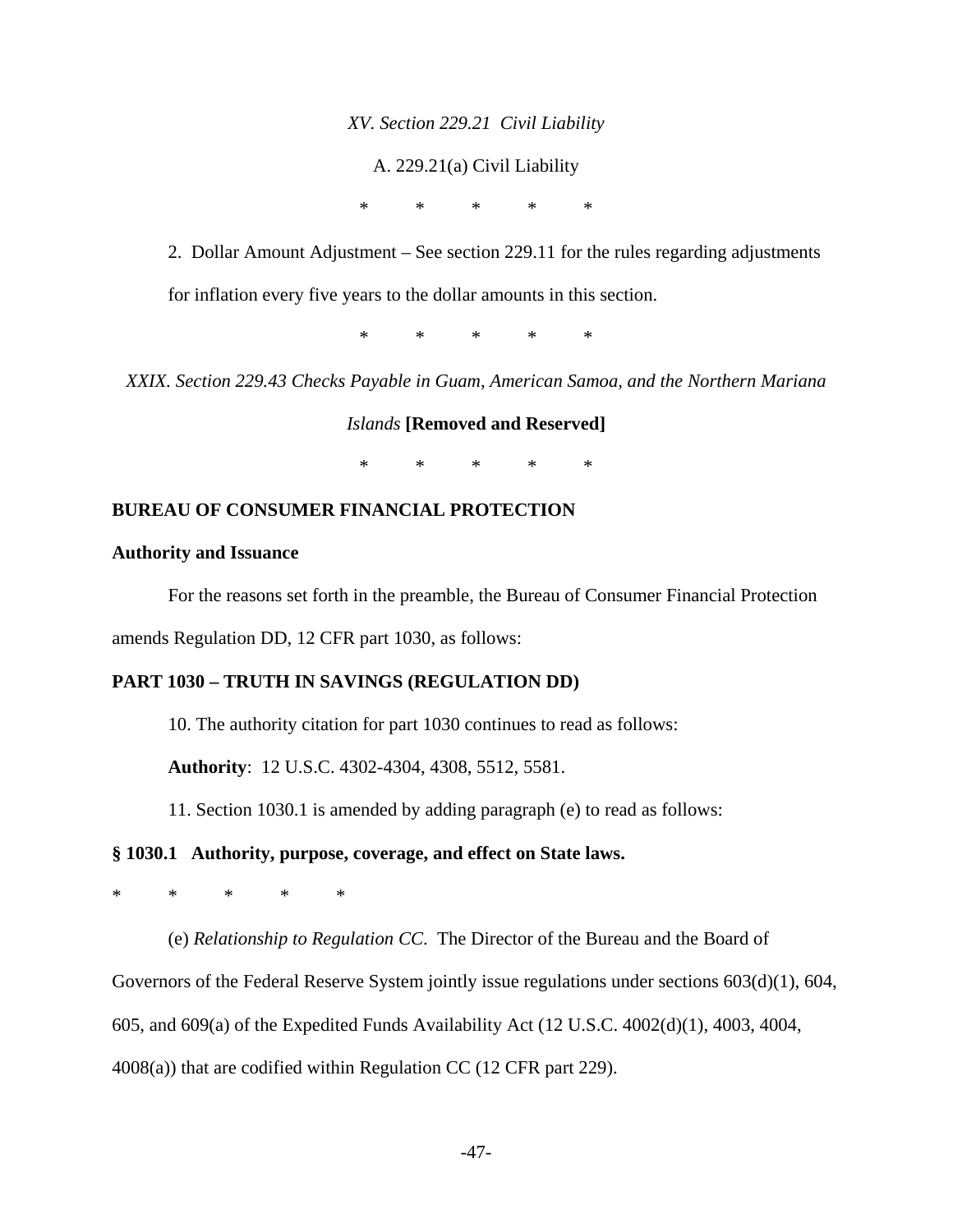*XV. Section 229.21 Civil Liability*

A. 229.21(a) Civil Liability

\* \* \* \* \*

2. Dollar Amount Adjustment – See section 229.11 for the rules regarding adjustments for inflation every five years to the dollar amounts in this section.

\* \* \* \* \*

*XXIX. Section 229.43 Checks Payable in Guam, American Samoa, and the Northern Mariana Islands* **[Removed and Reserved]**

\* \* \* \* \*

**BUREAU OF CONSUMER FINANCIAL PROTECTION**

**Authority and Issuance**

For the reasons set forth in the preamble, the Bureau of Consumer Financial Protection amends Regulation DD, 12 CFR part 1030, as follows:

**PART 1030 – TRUTH IN SAVINGS (REGULATION DD)**

10. The authority citation for part 1030 continues to read as follows:

**Authority**: 12 U.S.C. 4302-4304, 4308, 5512, 5581.

11. Section 1030.1 is amended by adding paragraph (e) to read as follows:

**§ 1030.1 Authority, purpose, coverage, and effect on State laws.**

\* \* \* \* \*

(e) *Relationship to Regulation CC.* The Director of the Bureau and the Board of Governors of the Federal Reserve System jointly issue regulations under sections 603(d)(1), 604, 605, and 609(a) of the Expedited Funds Availability Act (12 U.S.C. 4002(d)(1), 4003, 4004, 4008(a)) that are codified within Regulation CC (12 CFR part 229).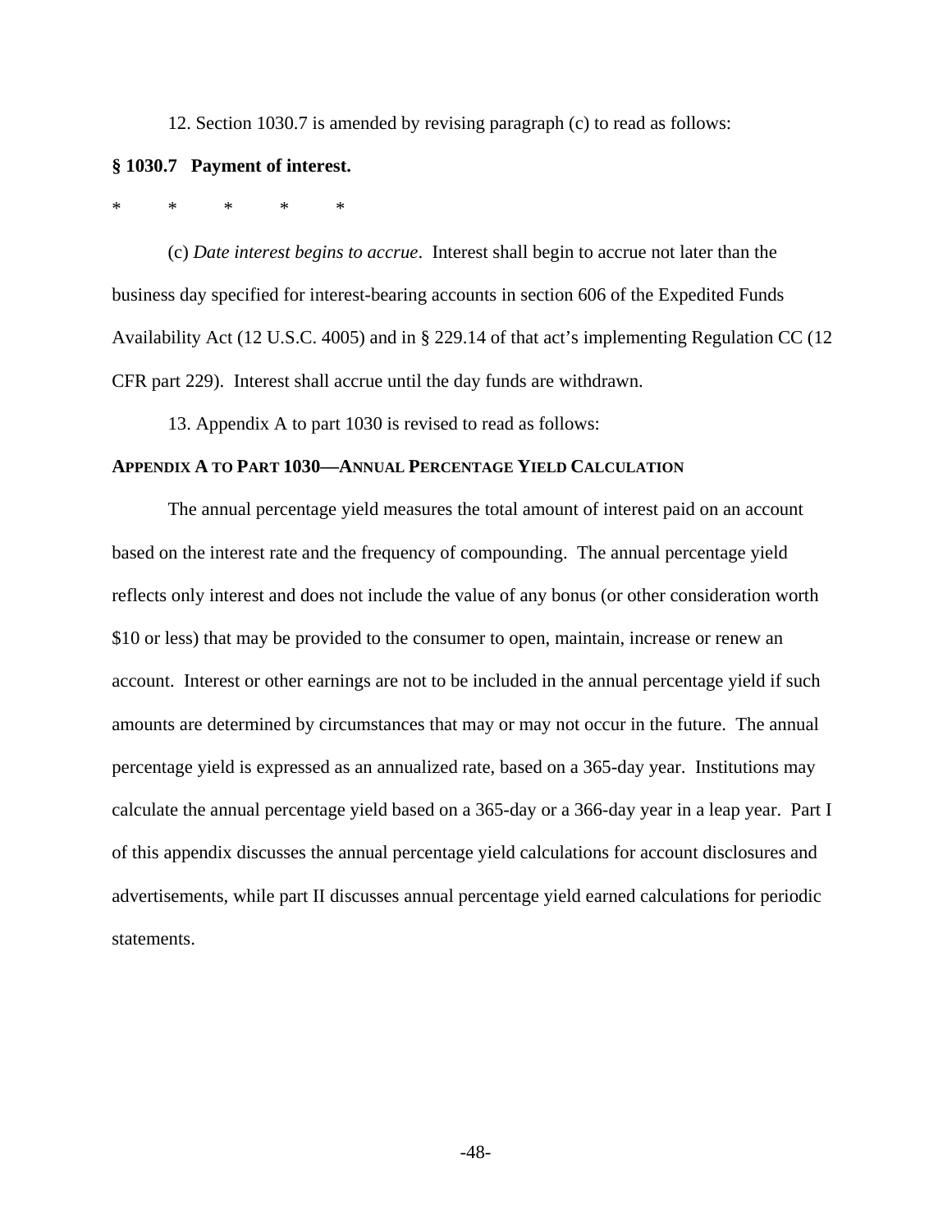12. Section 1030.7 is amended by revising paragraph (c) to read as follows:

**§ 1030.7 Payment of interest.**

\* \* \* \* \*

(c) *Date interest begins to accrue*. Interest shall begin to accrue not later than the business day specified for interest-bearing accounts in section 606 of the Expedited Funds Availability Act (12 U.S.C. 4005) and in § 229.14 of that act's implementing Regulation CC (12 CFR part 229). Interest shall accrue until the day funds are withdrawn.

13. Appendix A to part 1030 is revised to read as follows:

**APPENDIX A TO PART 1030—ANNUAL PERCENTAGE YIELD CALCULATION**

The annual percentage yield measures the total amount of interest paid on an account based on the interest rate and the frequency of compounding. The annual percentage yield reflects only interest and does not include the value of any bonus (or other consideration worth $10 or less) that may be provided to the consumer to open, maintain, increase or renew an account. Interest or other earnings are not to be included in the annual percentage yield if such amounts are determined by circumstances that may or may not occur in the future. The annual percentage yield is expressed as an annualized rate, based on a 365-day year. Institutions may calculate the annual percentage yield based on a 365-day or a 366-day year in a leap year. Part I of this appendix discusses the annual percentage yield calculations for account disclosures and advertisements, while part II discusses annual percentage yield earned calculations for periodic statements.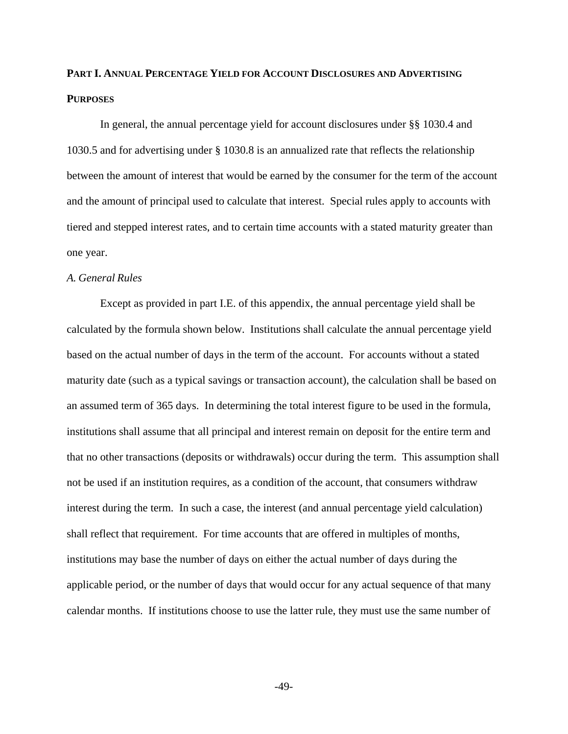## PART I. ANNUAL PERCENTAGE YIELD FOR ACCOUNT DISCLOSURES AND ADVERTISING PURPOSES

In general, the annual percentage yield for account disclosures under §§ 1030.4 and 1030.5 and for advertising under § 1030.8 is an annualized rate that reflects the relationship between the amount of interest that would be earned by the consumer for the term of the account and the amount of principal used to calculate that interest. Special rules apply to accounts with tiered and stepped interest rates, and to certain time accounts with a stated maturity greater than one year.

### *A. General Rules*

Except as provided in part I.E. of this appendix, the annual percentage yield shall be calculated by the formula shown below. Institutions shall calculate the annual percentage yield based on the actual number of days in the term of the account. For accounts without a stated maturity date (such as a typical savings or transaction account), the calculation shall be based on an assumed term of 365 days. In determining the total interest figure to be used in the formula, institutions shall assume that all principal and interest remain on deposit for the entire term and that no other transactions (deposits or withdrawals) occur during the term. This assumption shall not be used if an institution requires, as a condition of the account, that consumers withdraw interest during the term. In such a case, the interest (and annual percentage yield calculation) shall reflect that requirement. For time accounts that are offered in multiples of months, institutions may base the number of days on either the actual number of days during the applicable period, or the number of days that would occur for any actual sequence of that many calendar months. If institutions choose to use the latter rule, they must use the same number of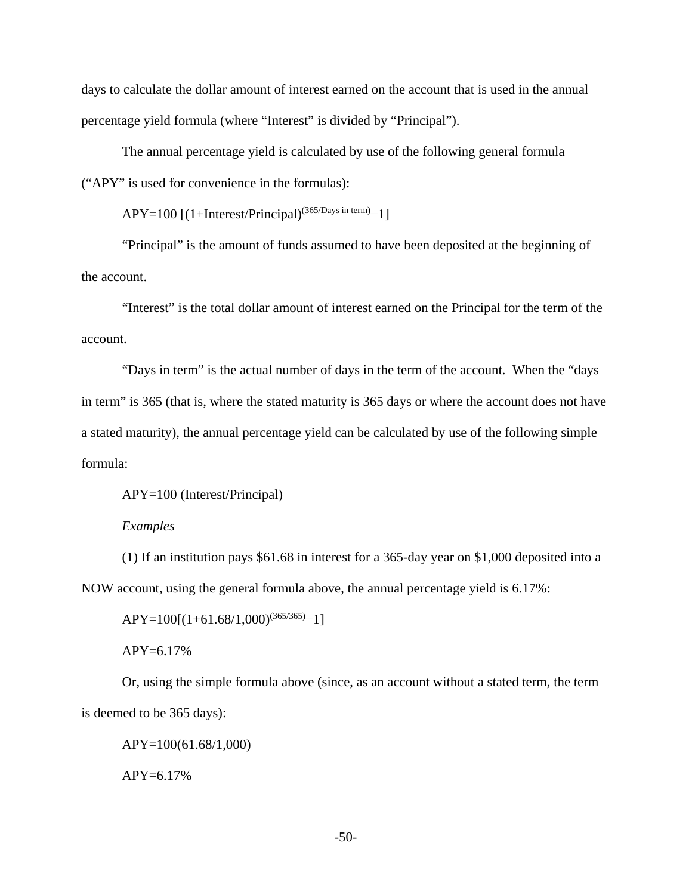days to calculate the dollar amount of interest earned on the account that is used in the annual percentage yield formula (where "Interest" is divided by "Principal").

The annual percentage yield is calculated by use of the following general formula ("APY" is used for convenience in the formulas):

$$APY=100\ [(1+\text{Interest}/\text{Principal})^{(365/\text{Days in term})}-1]$$

"Principal" is the amount of funds assumed to have been deposited at the beginning of the account.

"Interest" is the total dollar amount of interest earned on the Principal for the term of the account.

"Days in term" is the actual number of days in the term of the account. When the "days in term" is 365 (that is, where the stated maturity is 365 days or where the account does not have a stated maturity), the annual percentage yield can be calculated by use of the following simple formula:

$$APY=100\ (\text{Interest}/\text{Principal})$$

*Examples*

(1) If an institution pays $61.68 in interest for a 365-day year on $1,000 deposited into a NOW account, using the general formula above, the annual percentage yield is 6.17%:

$$APY=100[(1+61.68/1{,}000)^{(365/365)}-1]$$

$$APY=6.17\%$$

Or, using the simple formula above (since, as an account without a stated term, the term is deemed to be 365 days):

$$APY=100(61.68/1{,}000)$$

$$APY=6.17\%$$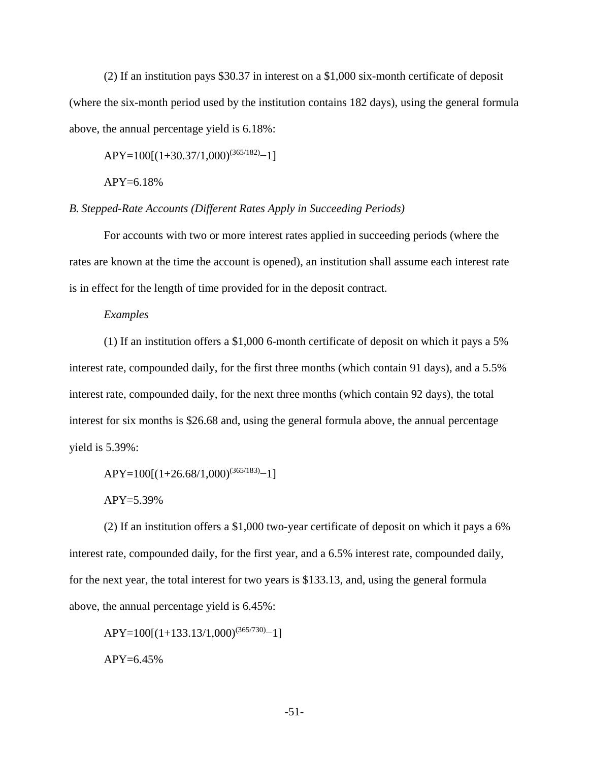(2) If an institution pays $30.37 in interest on a $1,000 six-month certificate of deposit (where the six-month period used by the institution contains 182 days), using the general formula above, the annual percentage yield is 6.18%:

$$APY=100[(1+30.37/1{,}000)^{(365/182)}-1]$$

$$APY=6.18\%$$

*B. Stepped-Rate Accounts (Different Rates Apply in Succeeding Periods)*

For accounts with two or more interest rates applied in succeeding periods (where the rates are known at the time the account is opened), an institution shall assume each interest rate is in effect for the length of time provided for in the deposit contract.

*Examples*

(1) If an institution offers a $1,000 6-month certificate of deposit on which it pays a 5% interest rate, compounded daily, for the first three months (which contain 91 days), and a 5.5% interest rate, compounded daily, for the next three months (which contain 92 days), the total interest for six months is $26.68 and, using the general formula above, the annual percentage yield is 5.39%:

$$APY=100[(1+26.68/1{,}000)^{(365/183)}-1]$$

$$APY=5.39\%$$

(2) If an institution offers a $1,000 two-year certificate of deposit on which it pays a 6% interest rate, compounded daily, for the first year, and a 6.5% interest rate, compounded daily, for the next year, the total interest for two years is $133.13, and, using the general formula above, the annual percentage yield is 6.45%:

$$APY=100[(1+133.13/1{,}000)^{(365/730)}-1]$$

$$APY=6.45\%$$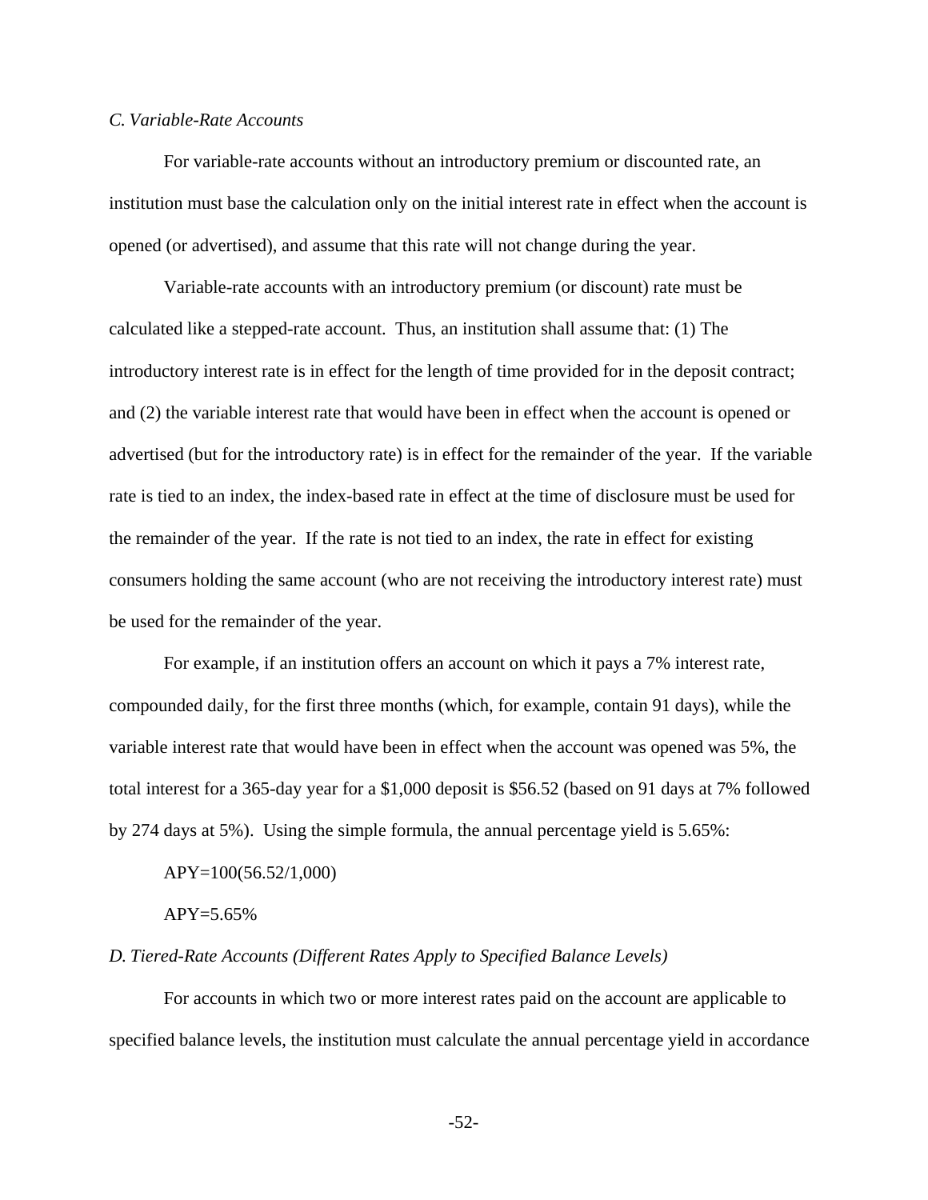*C. Variable-Rate Accounts*

For variable-rate accounts without an introductory premium or discounted rate, an institution must base the calculation only on the initial interest rate in effect when the account is opened (or advertised), and assume that this rate will not change during the year.

Variable-rate accounts with an introductory premium (or discount) rate must be calculated like a stepped-rate account. Thus, an institution shall assume that: (1) The introductory interest rate is in effect for the length of time provided for in the deposit contract; and (2) the variable interest rate that would have been in effect when the account is opened or advertised (but for the introductory rate) is in effect for the remainder of the year. If the variable rate is tied to an index, the index-based rate in effect at the time of disclosure must be used for the remainder of the year. If the rate is not tied to an index, the rate in effect for existing consumers holding the same account (who are not receiving the introductory interest rate) must be used for the remainder of the year.

For example, if an institution offers an account on which it pays a 7% interest rate, compounded daily, for the first three months (which, for example, contain 91 days), while the variable interest rate that would have been in effect when the account was opened was 5%, the total interest for a 365-day year for a $1,000 deposit is $56.52 (based on 91 days at 7% followed by 274 days at 5%). Using the simple formula, the annual percentage yield is 5.65%:

$$APY=100(56.52/1{,}000)$$

$$APY=5.65\%$$

*D. Tiered-Rate Accounts (Different Rates Apply to Specified Balance Levels)*

For accounts in which two or more interest rates paid on the account are applicable to specified balance levels, the institution must calculate the annual percentage yield in accordance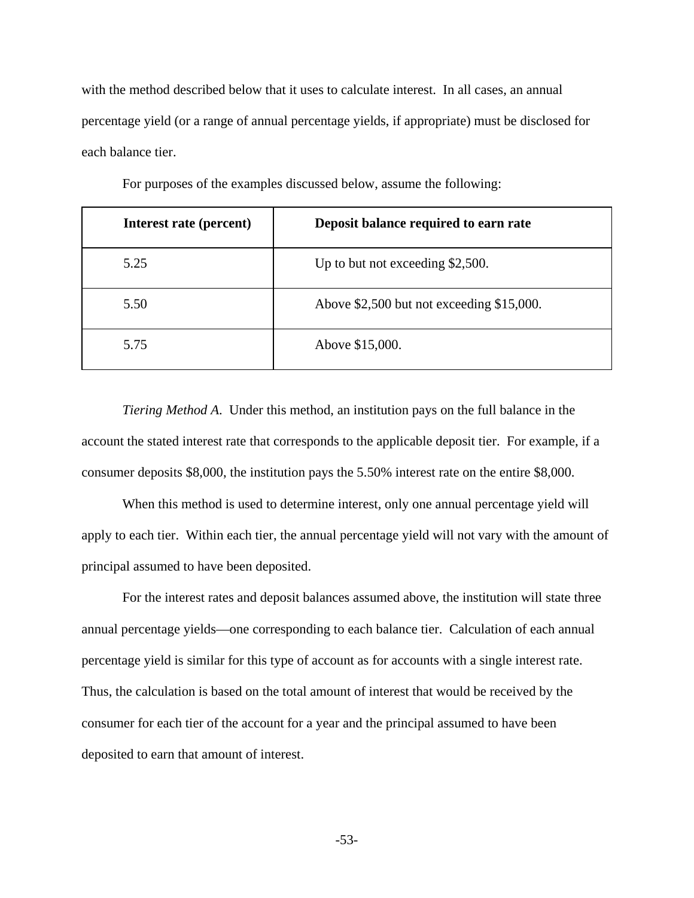with the method described below that it uses to calculate interest. In all cases, an annual percentage yield (or a range of annual percentage yields, if appropriate) must be disclosed for each balance tier.

For purposes of the examples discussed below, assume the following:

| **Interest rate (percent)** | **Deposit balance required to earn rate** |
|---|---|
| 5.25 | Up to but not exceeding $2,500. |
| 5.50 | Above $2,500 but not exceeding $15,000. |
| 5.75 | Above $15,000. |

*Tiering Method A.* Under this method, an institution pays on the full balance in the account the stated interest rate that corresponds to the applicable deposit tier. For example, if a consumer deposits $8,000, the institution pays the 5.50% interest rate on the entire $8,000.

When this method is used to determine interest, only one annual percentage yield will apply to each tier. Within each tier, the annual percentage yield will not vary with the amount of principal assumed to have been deposited.

For the interest rates and deposit balances assumed above, the institution will state three annual percentage yields—one corresponding to each balance tier. Calculation of each annual percentage yield is similar for this type of account as for accounts with a single interest rate. Thus, the calculation is based on the total amount of interest that would be received by the consumer for each tier of the account for a year and the principal assumed to have been deposited to earn that amount of interest.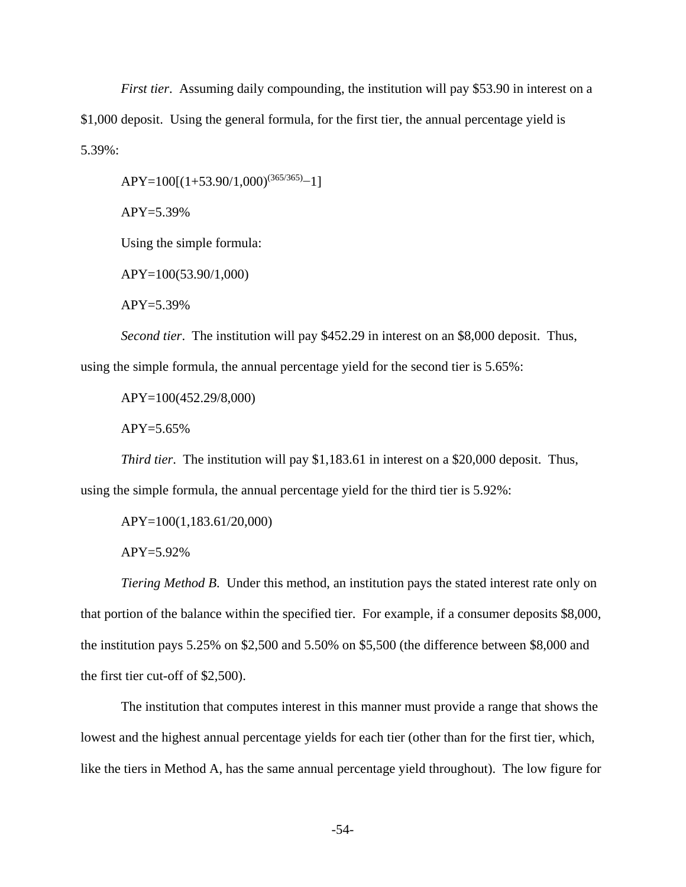*First tier*. Assuming daily compounding, the institution will pay \$53.90 in interest on a \$1,000 deposit. Using the general formula, for the first tier, the annual percentage yield is 5.39%:

$$APY=100[(1+53.90/1{,}000)^{(365/365)}-1]$$

$$APY=5.39\%$$

Using the simple formula:

$$APY=100(53.90/1{,}000)$$

$$APY=5.39\%$$

*Second tier*. The institution will pay \$452.29 in interest on an \$8,000 deposit. Thus, using the simple formula, the annual percentage yield for the second tier is 5.65%:

$$APY=100(452.29/8{,}000)$$

$$APY=5.65\%$$

*Third tier*. The institution will pay \$1,183.61 in interest on a \$20,000 deposit. Thus, using the simple formula, the annual percentage yield for the third tier is 5.92%:

$$APY=100(1{,}183.61/20{,}000)$$

$$APY=5.92\%$$

*Tiering Method B*. Under this method, an institution pays the stated interest rate only on that portion of the balance within the specified tier. For example, if a consumer deposits \$8,000, the institution pays 5.25% on \$2,500 and 5.50% on \$5,500 (the difference between \$8,000 and the first tier cut-off of \$2,500).

The institution that computes interest in this manner must provide a range that shows the lowest and the highest annual percentage yields for each tier (other than for the first tier, which, like the tiers in Method A, has the same annual percentage yield throughout). The low figure for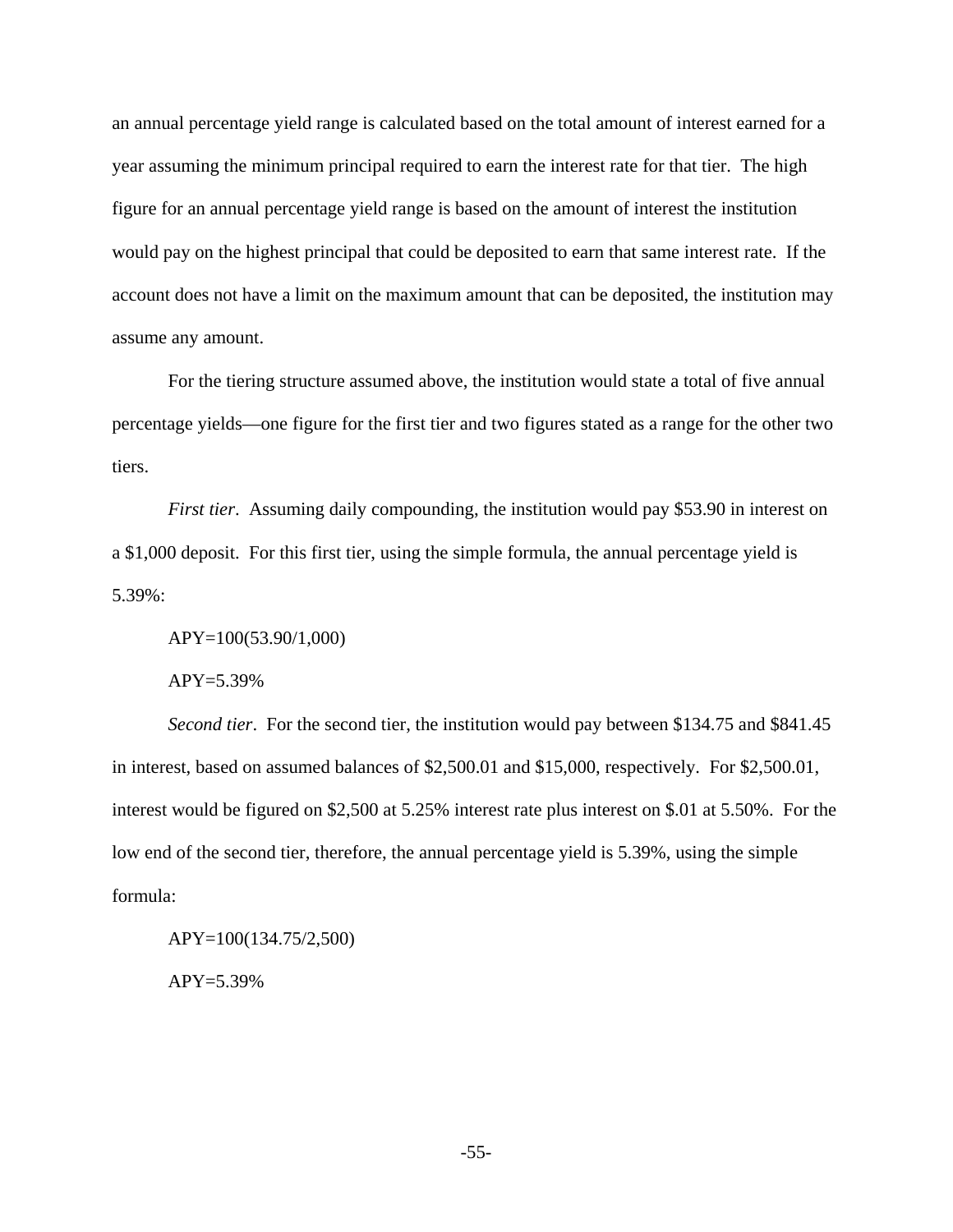an annual percentage yield range is calculated based on the total amount of interest earned for a year assuming the minimum principal required to earn the interest rate for that tier. The high figure for an annual percentage yield range is based on the amount of interest the institution would pay on the highest principal that could be deposited to earn that same interest rate. If the account does not have a limit on the maximum amount that can be deposited, the institution may assume any amount.

For the tiering structure assumed above, the institution would state a total of five annual percentage yields—one figure for the first tier and two figures stated as a range for the other two tiers.

*First tier*. Assuming daily compounding, the institution would pay $53.90 in interest on a $1,000 deposit. For this first tier, using the simple formula, the annual percentage yield is 5.39%:

APY=100(53.90/1,000)

APY=5.39%

*Second tier*. For the second tier, the institution would pay between $134.75 and $841.45 in interest, based on assumed balances of $2,500.01 and $15,000, respectively. For $2,500.01, interest would be figured on $2,500 at 5.25% interest rate plus interest on $.01 at 5.50%. For the low end of the second tier, therefore, the annual percentage yield is 5.39%, using the simple formula:

APY=100(134.75/2,500)

APY=5.39%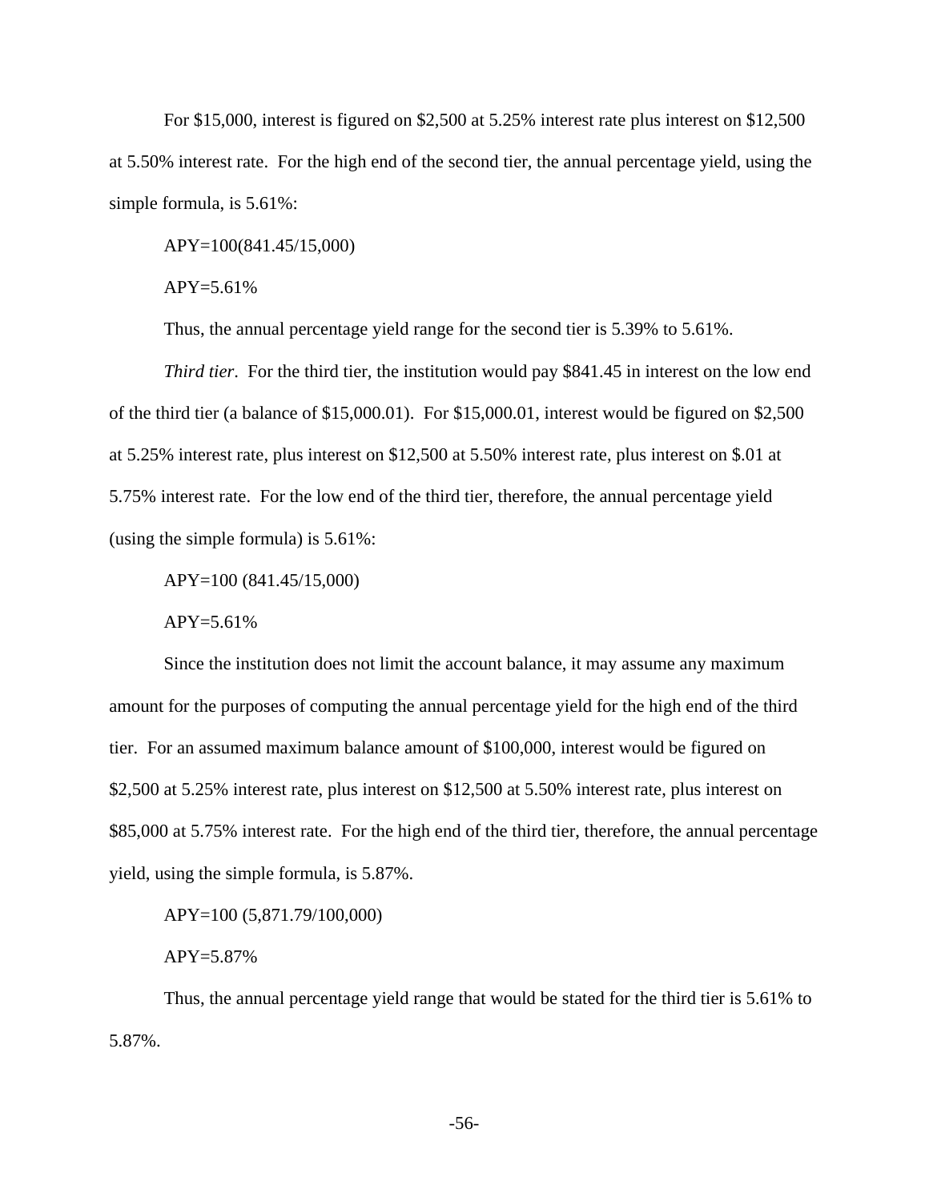For $15,000, interest is figured on $2,500 at 5.25% interest rate plus interest on $12,500 at 5.50% interest rate. For the high end of the second tier, the annual percentage yield, using the simple formula, is 5.61%:

APY=100(841.45/15,000)

APY=5.61%

Thus, the annual percentage yield range for the second tier is 5.39% to 5.61%.

*Third tier*. For the third tier, the institution would pay $841.45 in interest on the low end of the third tier (a balance of $15,000.01). For $15,000.01, interest would be figured on $2,500 at 5.25% interest rate, plus interest on $12,500 at 5.50% interest rate, plus interest on $.01 at 5.75% interest rate. For the low end of the third tier, therefore, the annual percentage yield (using the simple formula) is 5.61%:

APY=100 (841.45/15,000)

APY=5.61%

Since the institution does not limit the account balance, it may assume any maximum amount for the purposes of computing the annual percentage yield for the high end of the third tier. For an assumed maximum balance amount of $100,000, interest would be figured on $2,500 at 5.25% interest rate, plus interest on $12,500 at 5.50% interest rate, plus interest on $85,000 at 5.75% interest rate. For the high end of the third tier, therefore, the annual percentage yield, using the simple formula, is 5.87%.

APY=100 (5,871.79/100,000)

APY=5.87%

Thus, the annual percentage yield range that would be stated for the third tier is 5.61% to 5.87%.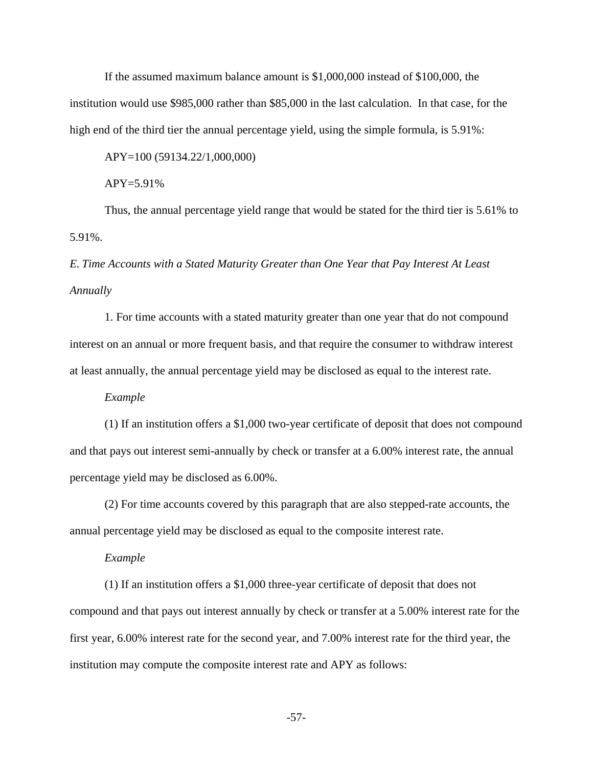If the assumed maximum balance amount is $1,000,000 instead of $100,000, the institution would use $985,000 rather than $85,000 in the last calculation. In that case, for the high end of the third tier the annual percentage yield, using the simple formula, is 5.91%:

$$APY = 100\ (59134.22/1{,}000{,}000)$$

$$APY = 5.91\%$$

Thus, the annual percentage yield range that would be stated for the third tier is 5.61% to 5.91%.

*E. Time Accounts with a Stated Maturity Greater than One Year that Pay Interest At Least Annually*

1. For time accounts with a stated maturity greater than one year that do not compound interest on an annual or more frequent basis, and that require the consumer to withdraw interest at least annually, the annual percentage yield may be disclosed as equal to the interest rate.

*Example*

(1) If an institution offers a $1,000 two-year certificate of deposit that does not compound and that pays out interest semi-annually by check or transfer at a 6.00% interest rate, the annual percentage yield may be disclosed as 6.00%.

(2) For time accounts covered by this paragraph that are also stepped-rate accounts, the annual percentage yield may be disclosed as equal to the composite interest rate.

*Example*

(1) If an institution offers a $1,000 three-year certificate of deposit that does not compound and that pays out interest annually by check or transfer at a 5.00% interest rate for the first year, 6.00% interest rate for the second year, and 7.00% interest rate for the third year, the institution may compute the composite interest rate and APY as follows: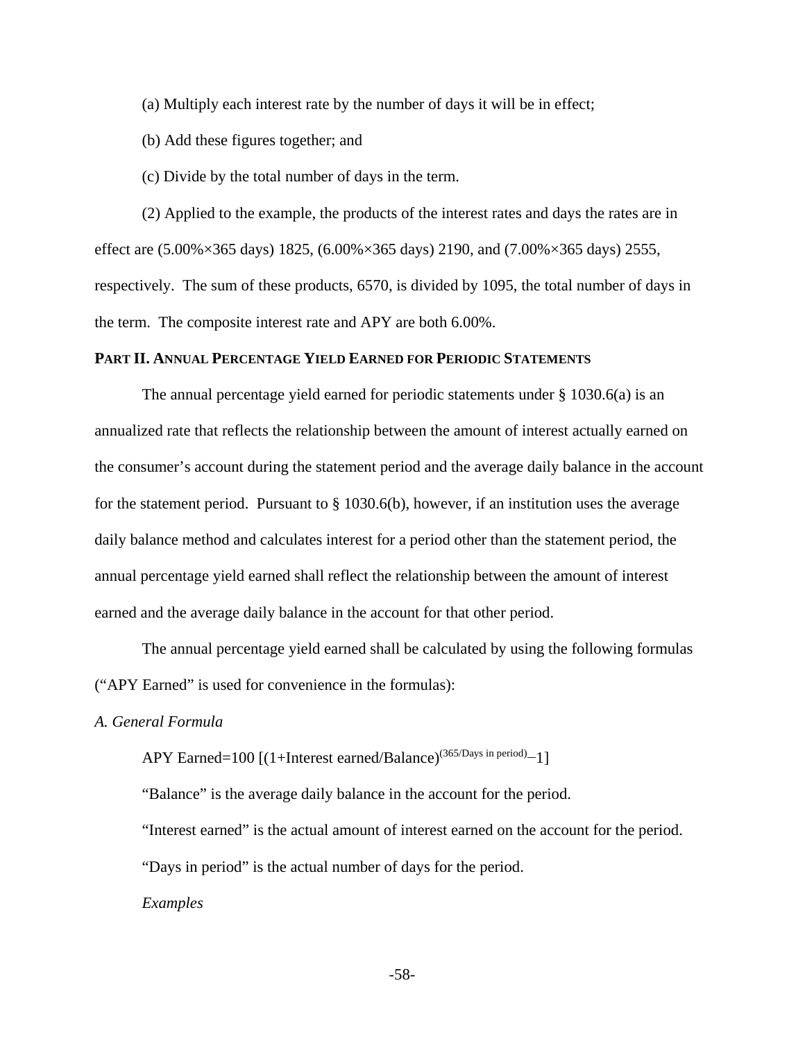(a) Multiply each interest rate by the number of days it will be in effect;

(b) Add these figures together; and

(c) Divide by the total number of days in the term.

(2) Applied to the example, the products of the interest rates and days the rates are in effect are (5.00%×365 days) 1825, (6.00%×365 days) 2190, and (7.00%×365 days) 2555, respectively. The sum of these products, 6570, is divided by 1095, the total number of days in the term. The composite interest rate and APY are both 6.00%.

## PART II. ANNUAL PERCENTAGE YIELD EARNED FOR PERIODIC STATEMENTS

The annual percentage yield earned for periodic statements under § 1030.6(a) is an annualized rate that reflects the relationship between the amount of interest actually earned on the consumer's account during the statement period and the average daily balance in the account for the statement period. Pursuant to § 1030.6(b), however, if an institution uses the average daily balance method and calculates interest for a period other than the statement period, the annual percentage yield earned shall reflect the relationship between the amount of interest earned and the average daily balance in the account for that other period.

The annual percentage yield earned shall be calculated by using the following formulas ("APY Earned" is used for convenience in the formulas):

*A. General Formula*

$$\text{APY Earned} = 100\left[\left(1 + \text{Interest earned}/\text{Balance}\right)^{(365/\text{Days in period})} - 1\right]$$

"Balance" is the average daily balance in the account for the period.

"Interest earned" is the actual amount of interest earned on the account for the period.

"Days in period" is the actual number of days for the period.

*Examples*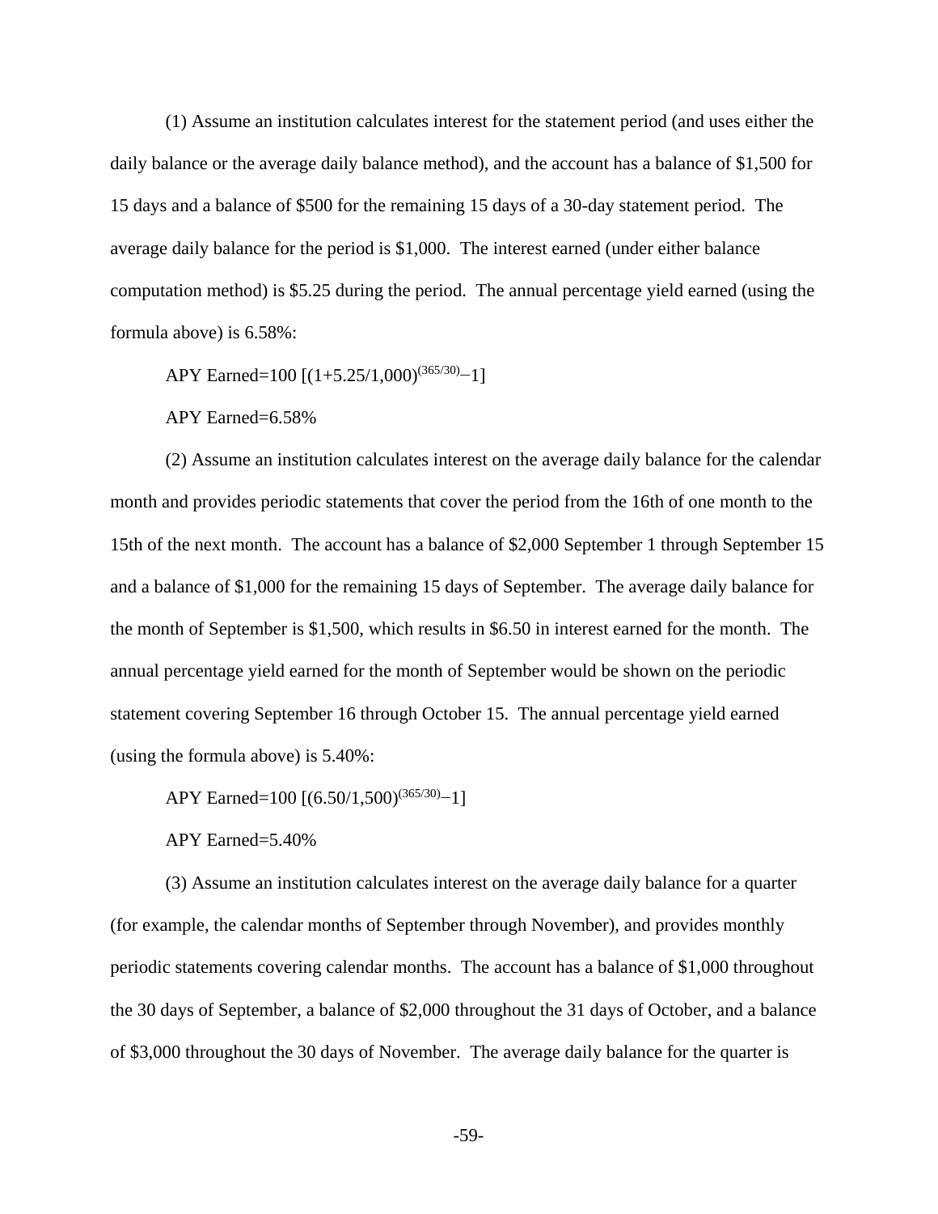(1) Assume an institution calculates interest for the statement period (and uses either the daily balance or the average daily balance method), and the account has a balance of $1,500 for 15 days and a balance of $500 for the remaining 15 days of a 30-day statement period. The average daily balance for the period is $1,000. The interest earned (under either balance computation method) is $5.25 during the period. The annual percentage yield earned (using the formula above) is 6.58%:

$$\text{APY Earned} = 100\ [(1 + 5.25/1{,}000)^{(365/30)} - 1]$$

$$\text{APY Earned} = 6.58\%$$

(2) Assume an institution calculates interest on the average daily balance for the calendar month and provides periodic statements that cover the period from the 16th of one month to the 15th of the next month. The account has a balance of $2,000 September 1 through September 15 and a balance of $1,000 for the remaining 15 days of September. The average daily balance for the month of September is $1,500, which results in $6.50 in interest earned for the month. The annual percentage yield earned for the month of September would be shown on the periodic statement covering September 16 through October 15. The annual percentage yield earned (using the formula above) is 5.40%:

$$\text{APY Earned} = 100\ [(6.50/1{,}500)^{(365/30)} - 1]$$

$$\text{APY Earned} = 5.40\%$$

(3) Assume an institution calculates interest on the average daily balance for a quarter (for example, the calendar months of September through November), and provides monthly periodic statements covering calendar months. The account has a balance of $1,000 throughout the 30 days of September, a balance of $2,000 throughout the 31 days of October, and a balance of $3,000 throughout the 30 days of November. The average daily balance for the quarter is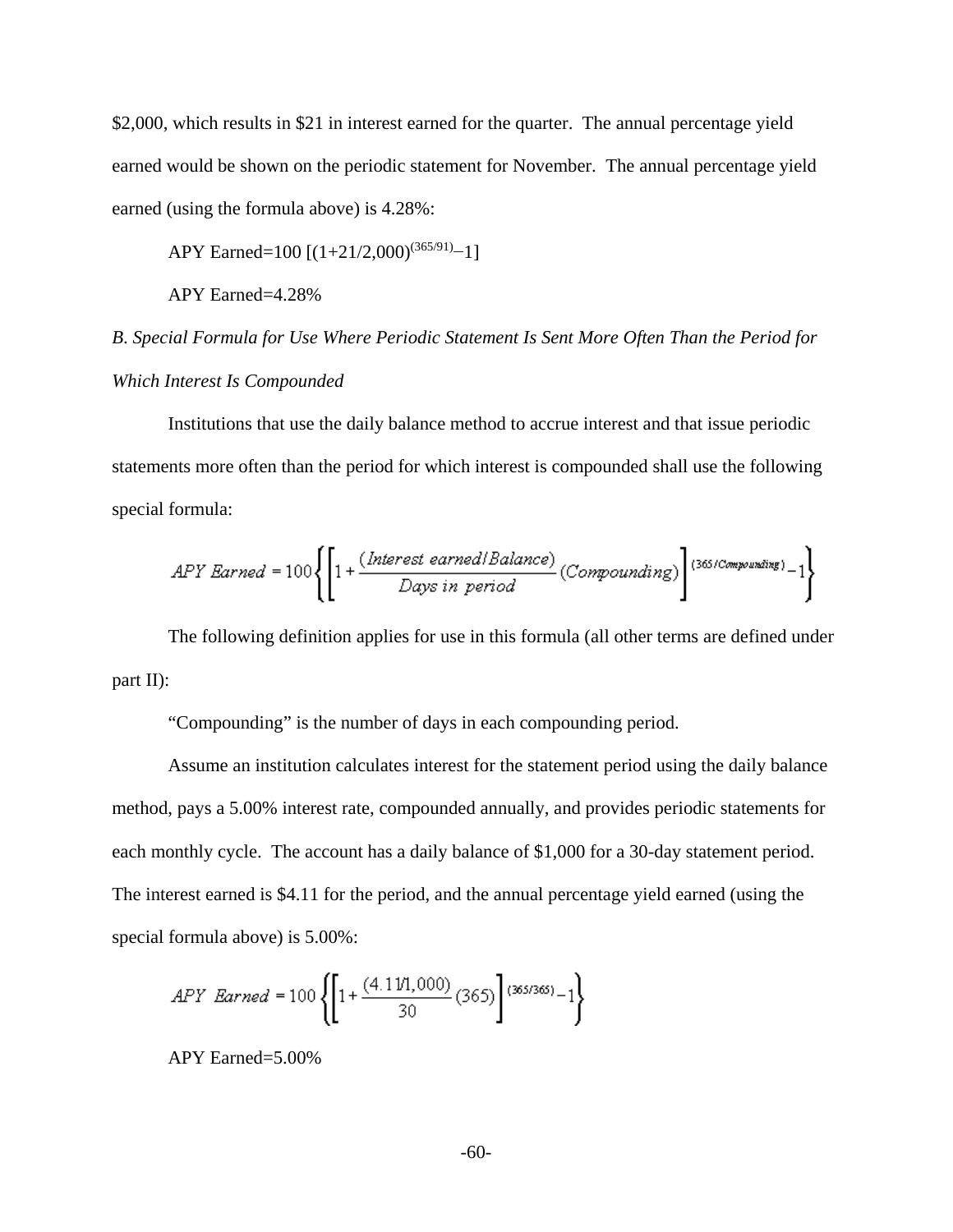$2,000, which results in $21 in interest earned for the quarter. The annual percentage yield earned would be shown on the periodic statement for November. The annual percentage yield earned (using the formula above) is 4.28%:

$$\text{APY Earned}=100\ [(1+21/2{,}000)^{(365/91)}-1]$$

APY Earned=4.28%

*B. Special Formula for Use Where Periodic Statement Is Sent More Often Than the Period for Which Interest Is Compounded*

Institutions that use the daily balance method to accrue interest and that issue periodic statements more often than the period for which interest is compounded shall use the following special formula:

$$APY\ Earned = 100\left\{\left[1+\frac{(Interest\ earned/Balance)}{Days\ in\ period}(Compounding)\right]^{(365/Compounding)}-1\right\}$$

The following definition applies for use in this formula (all other terms are defined under part II):

"Compounding" is the number of days in each compounding period.

Assume an institution calculates interest for the statement period using the daily balance method, pays a 5.00% interest rate, compounded annually, and provides periodic statements for each monthly cycle. The account has a daily balance of $1,000 for a 30-day statement period. The interest earned is $4.11 for the period, and the annual percentage yield earned (using the special formula above) is 5.00%:

$$APY\ \ Earned = 100\left\{\left[1+\frac{(4.11/1{,}000)}{30}(365)\right]^{(365/365)}-1\right\}$$

APY Earned=5.00%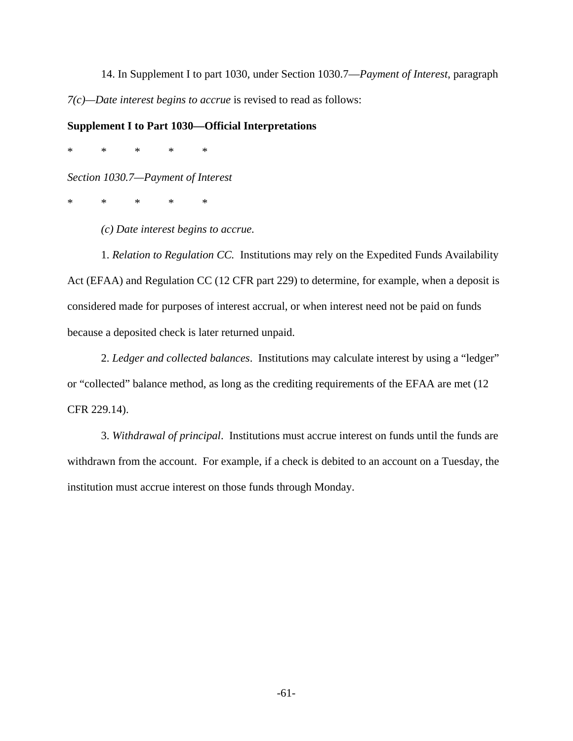14. In Supplement I to part 1030, under Section 1030.7—*Payment of Interest*, paragraph *7(c)—Date interest begins to accrue* is revised to read as follows:

**Supplement I to Part 1030—Official Interpretations**

\* \* \* \* \*

*Section 1030.7—Payment of Interest*

\* \* \* \* \*

*(c) Date interest begins to accrue.*

1. *Relation to Regulation CC.* Institutions may rely on the Expedited Funds Availability Act (EFAA) and Regulation CC (12 CFR part 229) to determine, for example, when a deposit is considered made for purposes of interest accrual, or when interest need not be paid on funds because a deposited check is later returned unpaid.

2. *Ledger and collected balances*. Institutions may calculate interest by using a "ledger" or "collected" balance method, as long as the crediting requirements of the EFAA are met (12 CFR 229.14).

3. *Withdrawal of principal*. Institutions must accrue interest on funds until the funds are withdrawn from the account. For example, if a check is debited to an account on a Tuesday, the institution must accrue interest on those funds through Monday.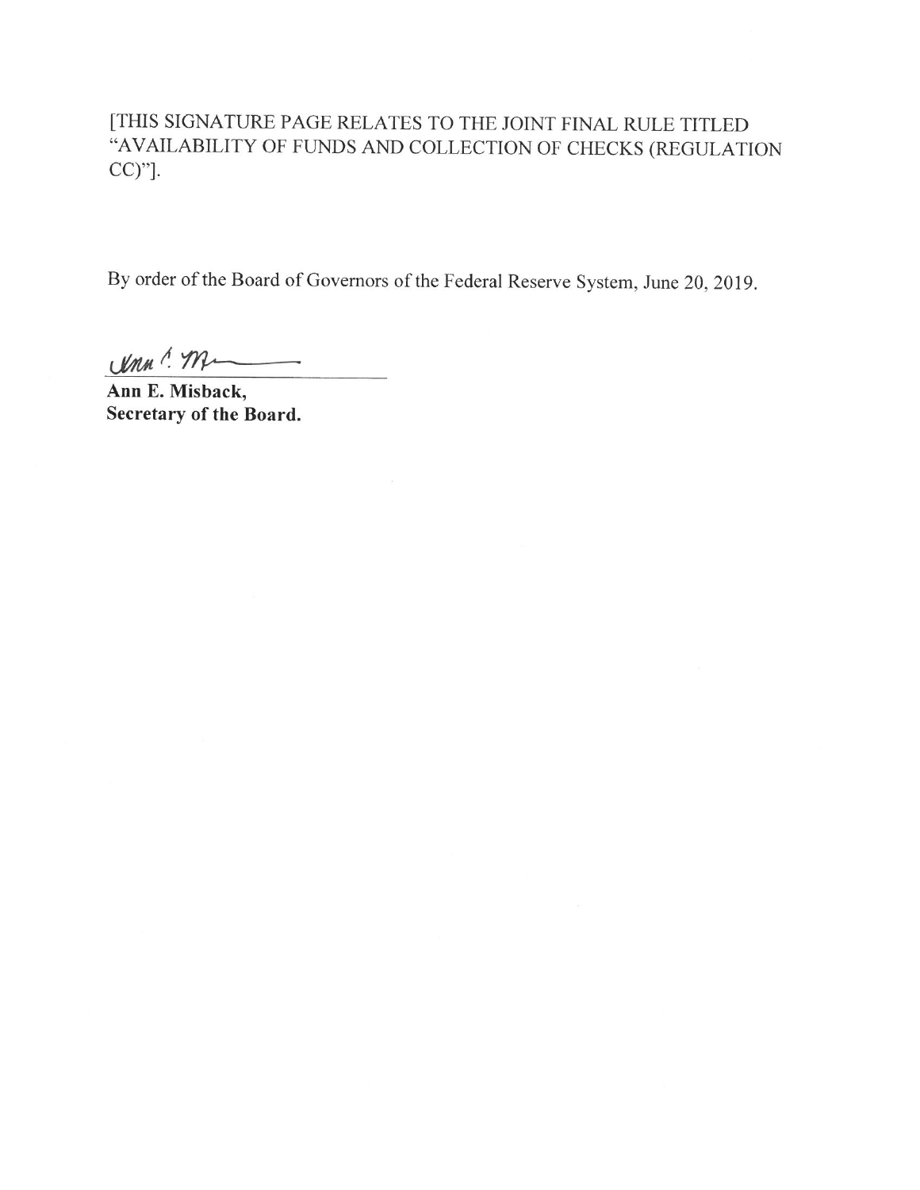[THIS SIGNATURE PAGE RELATES TO THE JOINT FINAL RULE TITLED "AVAILABILITY OF FUNDS AND COLLECTION OF CHECKS (REGULATION CC)"].

By order of the Board of Governors of the Federal Reserve System, June 20, 2019.

**Ann E. Misback,**
**Secretary of the Board.**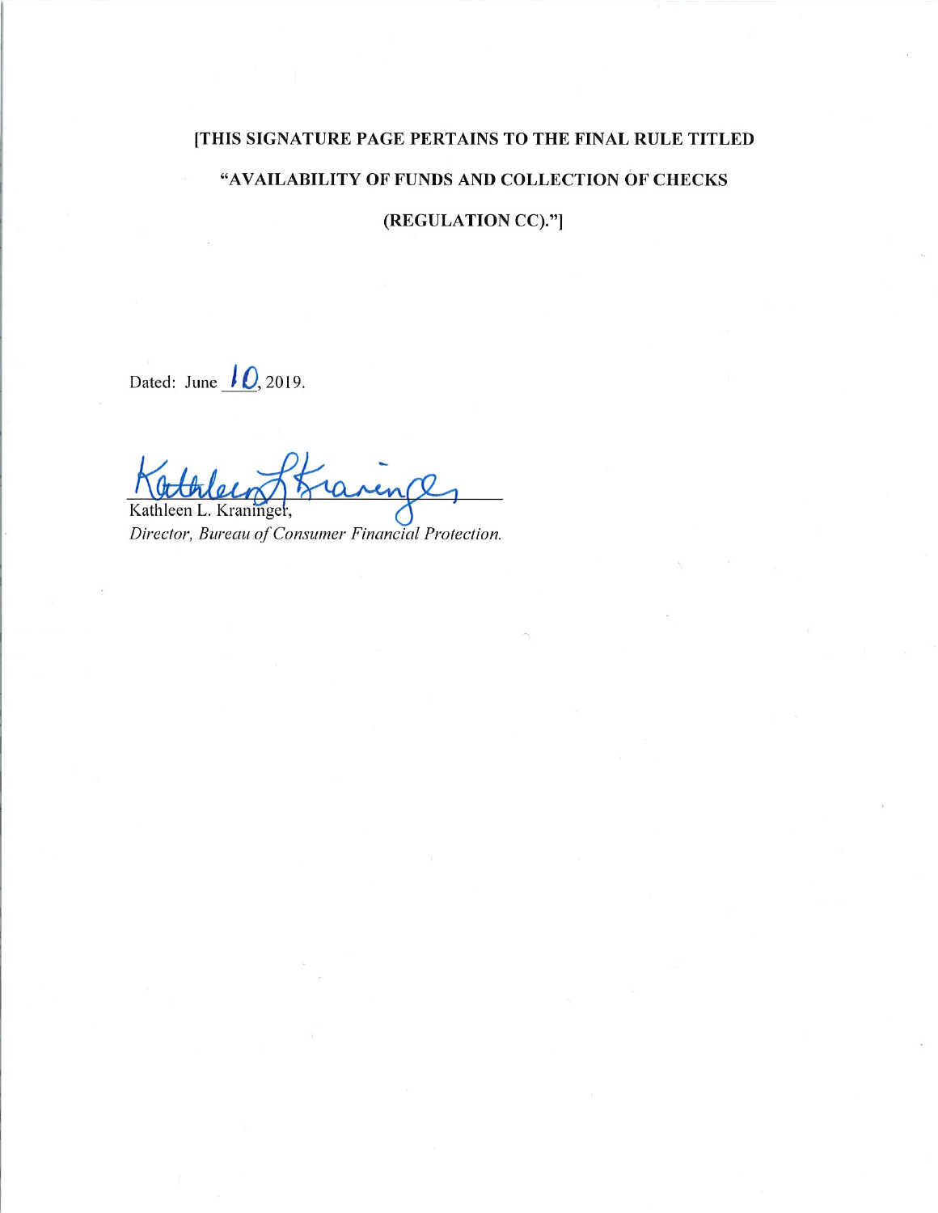**[THIS SIGNATURE PAGE PERTAINS TO THE FINAL RULE TITLED**

**"AVAILABILITY OF FUNDS AND COLLECTION OF CHECKS**

**(REGULATION CC)."]**

Dated: June 10, 2019.

Kathleen L. Kraninger,

*Director, Bureau of Consumer Financial Protection.*